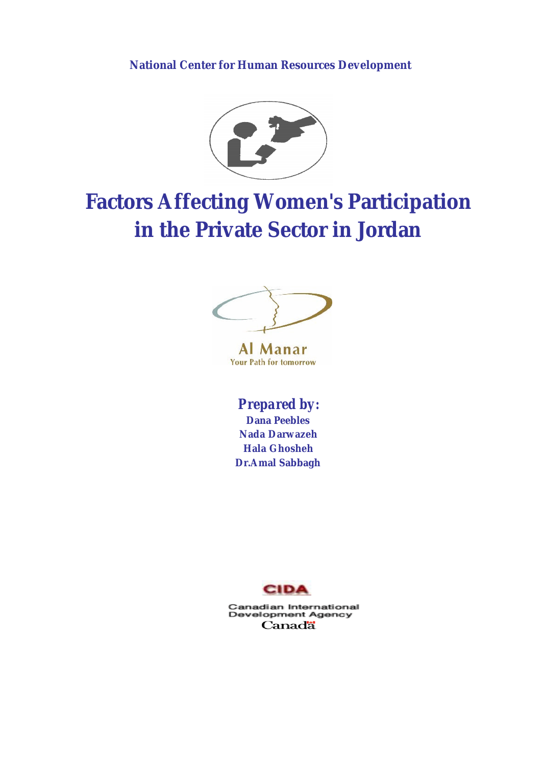**National Center for Human Resources Development**

# Factors Affecting Women's Participation in the Private Sector in Jordan

Al Manar

Your Path for tomorrow

***Prepared by:***

**Dana Peebles**

**Nada Darwazeh**

**Hala Ghosheh**

**Dr.Amal Sabbagh**

CIDA

Canadian International Development Agency

Canada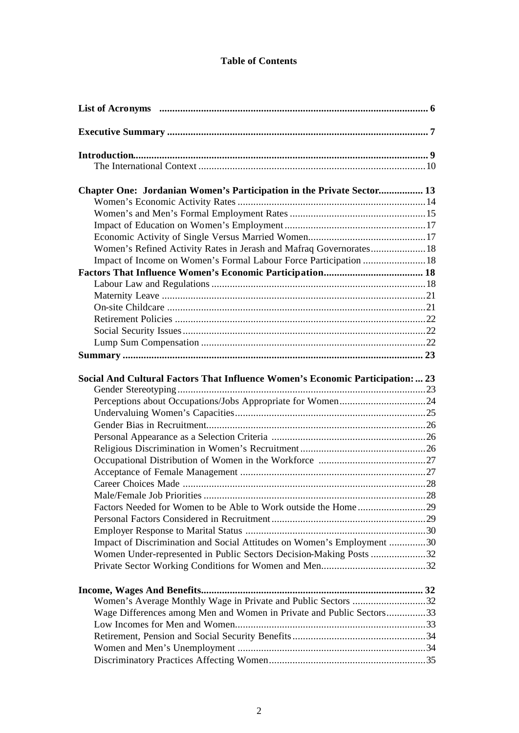**Table of Contents**

| | |
|---|---|
| **List of Acronyms** | **6** |
| **Executive Summary** | **7** |
| **Introduction** | **9** |
| The International Context | 10 |
| **Chapter One: Jordanian Women's Participation in the Private Sector** | **13** |
| Women's Economic Activity Rates | 14 |
| Women's and Men's Formal Employment Rates | 15 |
| Impact of Education on Women's Employment | 17 |
| Economic Activity of Single Versus Married Women | 17 |
| Women's Refined Activity Rates in Jerash and Mafraq Governorates | 18 |
| Impact of Income on Women's Formal Labour Force Participation | 18 |
| **Factors That Influence Women's Economic Participation** | **18** |
| Labour Law and Regulations | 18 |
| Maternity Leave | 21 |
| On-site Childcare | 21 |
| Retirement Policies | 22 |
| Social Security Issues | 22 |
| Lump Sum Compensation | 22 |
| **Summary** | **23** |
| **Social And Cultural Factors That Influence Women's Economic Participation:** | **23** |
| Gender Stereotyping | 23 |
| Perceptions about Occupations/Jobs Appropriate for Women | 24 |
| Undervaluing Women's Capacities | 25 |
| Gender Bias in Recruitment | 26 |
| Personal Appearance as a Selection Criteria | 26 |
| Religious Discrimination in Women's Recruitment | 26 |
| Occupational Distribution of Women in the Workforce | 27 |
| Acceptance of Female Management | 27 |
| Career Choices Made | 28 |
| Male/Female Job Priorities | 28 |
| Factors Needed for Women to be Able to Work outside the Home | 29 |
| Personal Factors Considered in Recruitment | 29 |
| Employer Response to Marital Status | 30 |
| Impact of Discrimination and Social Attitudes on Women's Employment | 30 |
| Women Under-represented in Public Sectors Decision-Making Posts | 32 |
| Private Sector Working Conditions for Women and Men | 32 |
| **Income, Wages And Benefits** | **32** |
| Women's Average Monthly Wage in Private and Public Sectors | 32 |
| Wage Differences among Men and Women in Private and Public Sectors | 33 |
| Low Incomes for Men and Women | 33 |
| Retirement, Pension and Social Security Benefits | 34 |
| Women and Men's Unemployment | 34 |
| Discriminatory Practices Affecting Women | 35 |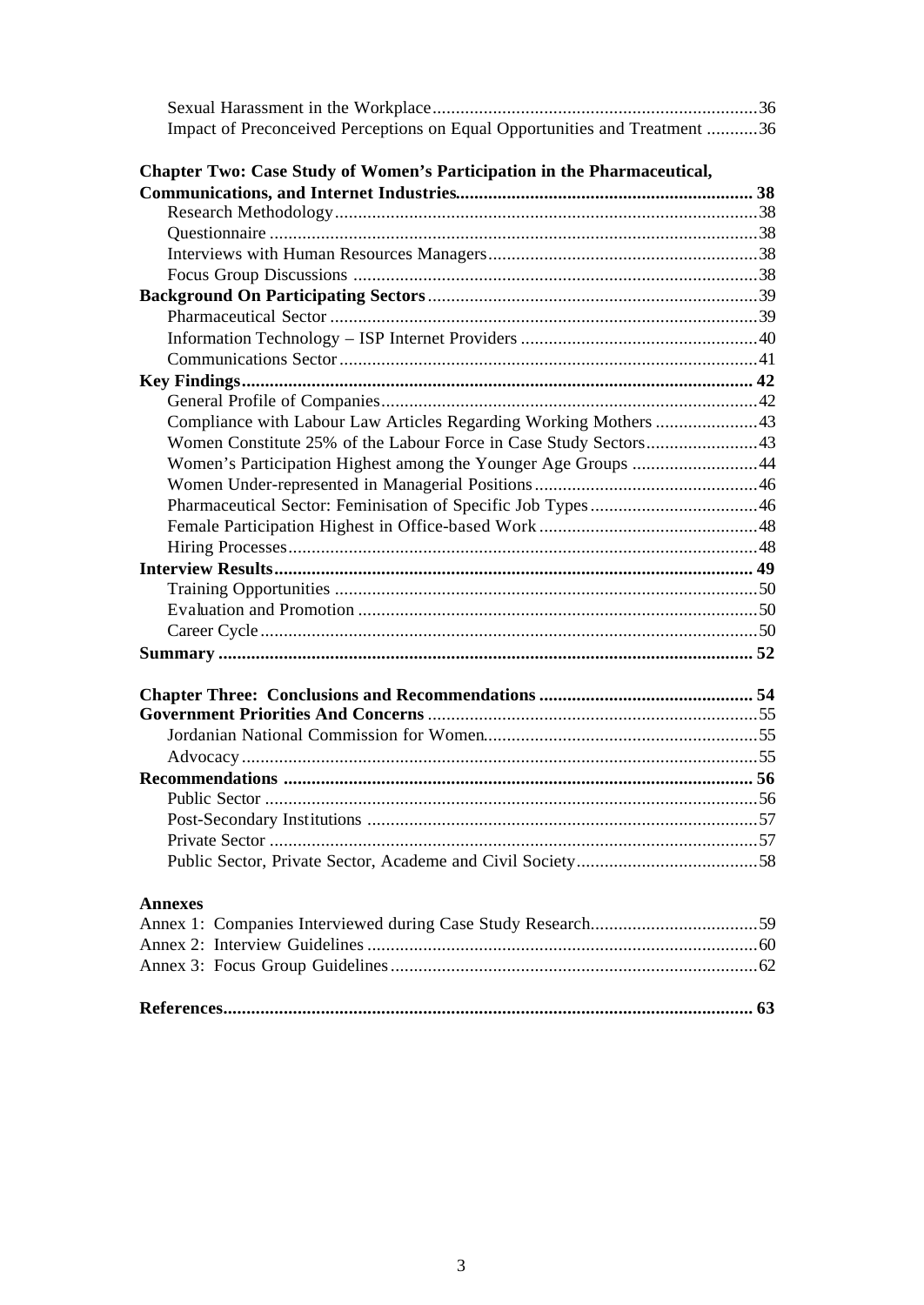Sexual Harassment in the Workplace .....................................................................36
Impact of Preconceived Perceptions on Equal Opportunities and Treatment ...........36

**Chapter Two: Case Study of Women's Participation in the Pharmaceutical, Communications, and Internet Industries................................................................ 38**

Research Methodology...........................................................................................38
Questionnaire ........................................................................................................38
Interviews with Human Resources Managers..........................................................38
Focus Group Discussions .......................................................................................38

**Background On Participating Sectors.......................................................................39**

Pharmaceutical Sector ............................................................................................39
Information Technology – ISP Internet Providers ...................................................40
Communications Sector..........................................................................................41

**Key Findings............................................................................................................. 42**

General Profile of Companies.................................................................................42
Compliance with Labour Law Articles Regarding Working Mothers ......................43
Women Constitute 25% of the Labour Force in Case Study Sectors........................43
Women's Participation Highest among the Younger Age Groups ...........................44
Women Under-represented in Managerial Positions................................................46
Pharmaceutical Sector: Feminisation of Specific Job Types....................................46
Female Participation Highest in Office-based Work ...............................................48
Hiring Processes.....................................................................................................48

**Interview Results...................................................................................................... 49**

Training Opportunities ...........................................................................................50
Evaluation and Promotion ......................................................................................50
Career Cycle ..........................................................................................................50

**Summary ................................................................................................................. 52**

**Chapter Three: Conclusions and Recommendations ............................................. 54**

**Government Priorities And Concerns .......................................................................55**

Jordanian National Commission for Women...........................................................55
Advocacy ...............................................................................................................55

**Recommendations .................................................................................................... 56**

Public Sector ..........................................................................................................56
Post-Secondary Institutions ....................................................................................57
Private Sector .........................................................................................................57
Public Sector, Private Sector, Academe and Civil Society.......................................58

**Annexes**

Annex 1: Companies Interviewed during Case Study Research....................................59
Annex 2: Interview Guidelines ....................................................................................60
Annex 3: Focus Group Guidelines...............................................................................62

**References................................................................................................................. 63**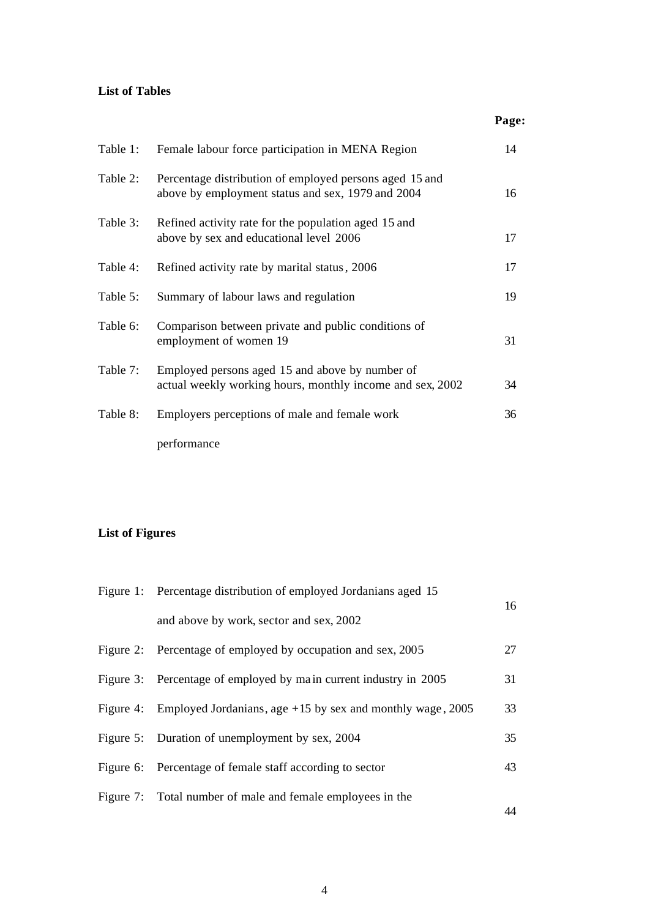**List of Tables**

| | | Page: |
|---|---|---|
| Table 1: | Female labour force participation in MENA Region | 14 |
| Table 2: | Percentage distribution of employed persons aged 15 and above by employment status and sex, 1979 and 2004 | 16 |
| Table 3: | Refined activity rate for the population aged 15 and above by sex and educational level 2006 | 17 |
| Table 4: | Refined activity rate by marital status, 2006 | 17 |
| Table 5: | Summary of labour laws and regulation | 19 |
| Table 6: | Comparison between private and public conditions of employment of women 19 | 31 |
| Table 7: | Employed persons aged 15 and above by number of actual weekly working hours, monthly income and sex, 2002 | 34 |
| Table 8: | Employers perceptions of male and female work performance | 36 |

**List of Figures**

| | | |
|---|---|---|
| Figure 1: | Percentage distribution of employed Jordanians aged 15 and above by work, sector and sex, 2002 | 16 |
| Figure 2: | Percentage of employed by occupation and sex, 2005 | 27 |
| Figure 3: | Percentage of employed by main current industry in 2005 | 31 |
| Figure 4: | Employed Jordanians, age +15 by sex and monthly wage, 2005 | 33 |
| Figure 5: | Duration of unemployment by sex, 2004 | 35 |
| Figure 6: | Percentage of female staff according to sector | 43 |
| Figure 7: | Total number of male and female employees in the | 44 |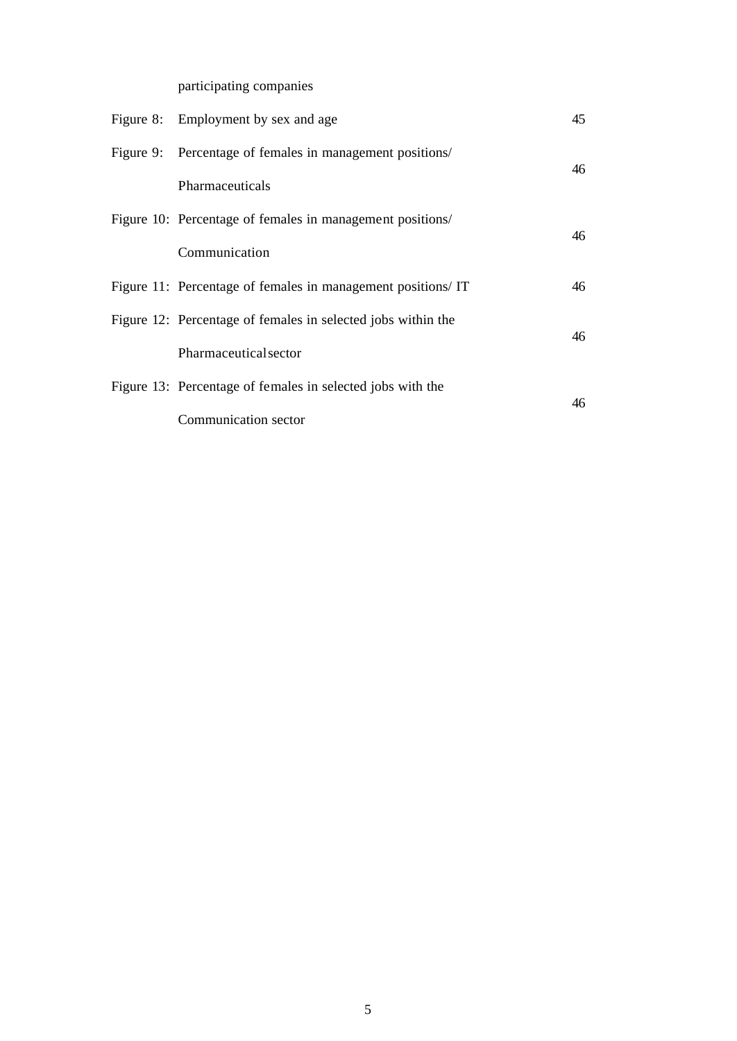participating companies

| | | |
|---|---|---|
| Figure 8: | Employment by sex and age | 45 |
| Figure 9: | Percentage of females in management positions/ Pharmaceuticals | 46 |
| Figure 10: | Percentage of females in management positions/ Communication | 46 |
| Figure 11: | Percentage of females in management positions/ IT | 46 |
| Figure 12: | Percentage of females in selected jobs within the Pharmaceutical sector | 46 |
| Figure 13: | Percentage of females in selected jobs with the Communication sector | 46 |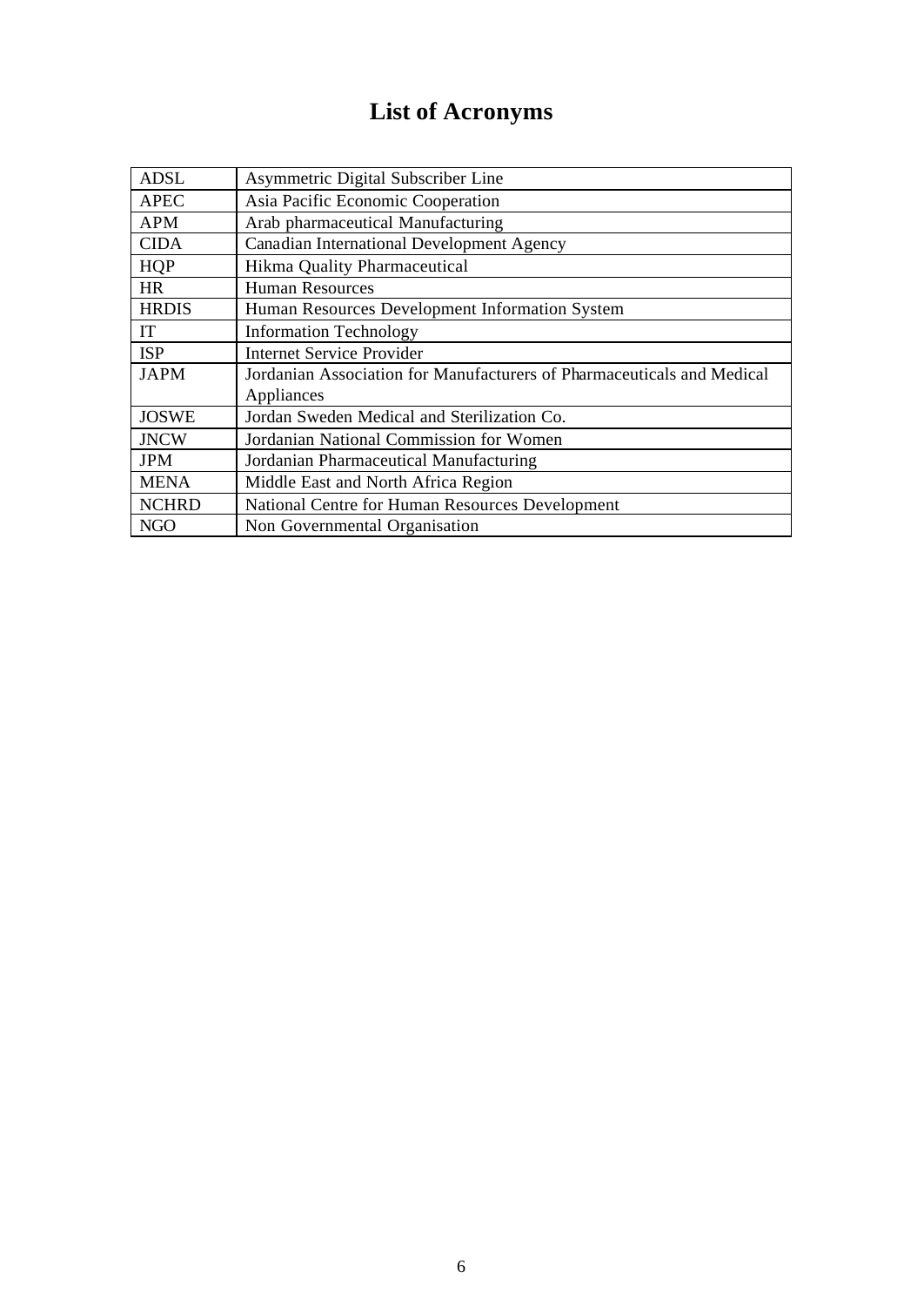# List of Acronyms

| | |
|---|---|
| ADSL | Asymmetric Digital Subscriber Line |
| APEC | Asia Pacific Economic Cooperation |
| APM | Arab pharmaceutical Manufacturing |
| CIDA | Canadian International Development Agency |
| HQP | Hikma Quality Pharmaceutical |
| HR | Human Resources |
| HRDIS | Human Resources Development Information System |
| IT | Information Technology |
| ISP | Internet Service Provider |
| JAPM | Jordanian Association for Manufacturers of Pharmaceuticals and Medical Appliances |
| JOSWE | Jordan Sweden Medical and Sterilization Co. |
| JNCW | Jordanian National Commission for Women |
| JPM | Jordanian Pharmaceutical Manufacturing |
| MENA | Middle East and North Africa Region |
| NCHRD | National Centre for Human Resources Development |
| NGO | Non Governmental Organisation |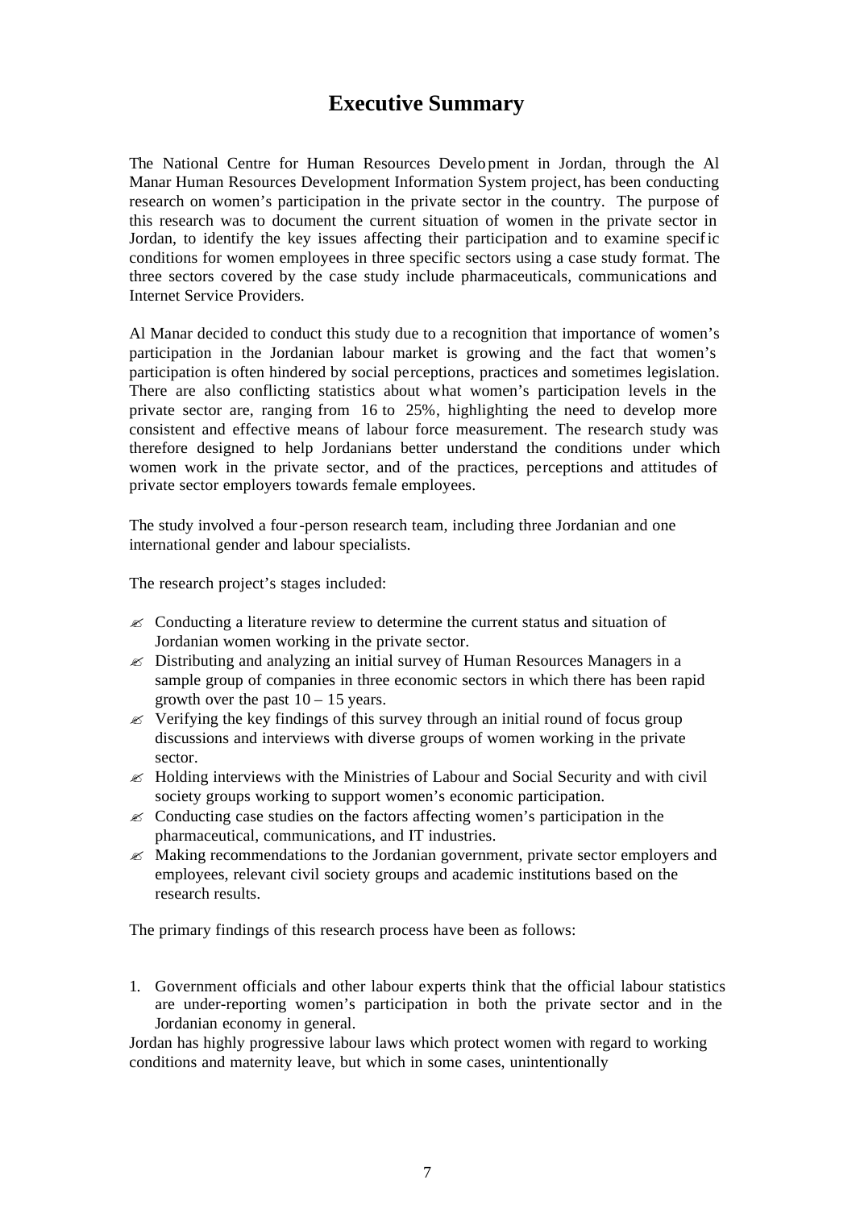# Executive Summary

The National Centre for Human Resources Development in Jordan, through the Al Manar Human Resources Development Information System project, has been conducting research on women's participation in the private sector in the country. The purpose of this research was to document the current situation of women in the private sector in Jordan, to identify the key issues affecting their participation and to examine specific conditions for women employees in three specific sectors using a case study format. The three sectors covered by the case study include pharmaceuticals, communications and Internet Service Providers.

Al Manar decided to conduct this study due to a recognition that importance of women's participation in the Jordanian labour market is growing and the fact that women's participation is often hindered by social perceptions, practices and sometimes legislation. There are also conflicting statistics about what women's participation levels in the private sector are, ranging from 16 to 25%, highlighting the need to develop more consistent and effective means of labour force measurement. The research study was therefore designed to help Jordanians better understand the conditions under which women work in the private sector, and of the practices, perceptions and attitudes of private sector employers towards female employees.

The study involved a four-person research team, including three Jordanian and one international gender and labour specialists.

The research project's stages included:

- Conducting a literature review to determine the current status and situation of Jordanian women working in the private sector.
- Distributing and analyzing an initial survey of Human Resources Managers in a sample group of companies in three economic sectors in which there has been rapid growth over the past 10 – 15 years.
- Verifying the key findings of this survey through an initial round of focus group discussions and interviews with diverse groups of women working in the private sector.
- Holding interviews with the Ministries of Labour and Social Security and with civil society groups working to support women's economic participation.
- Conducting case studies on the factors affecting women's participation in the pharmaceutical, communications, and IT industries.
- Making recommendations to the Jordanian government, private sector employers and employees, relevant civil society groups and academic institutions based on the research results.

The primary findings of this research process have been as follows:

1. Government officials and other labour experts think that the official labour statistics are under-reporting women's participation in both the private sector and in the Jordanian economy in general.

Jordan has highly progressive labour laws which protect women with regard to working conditions and maternity leave, but which in some cases, unintentionally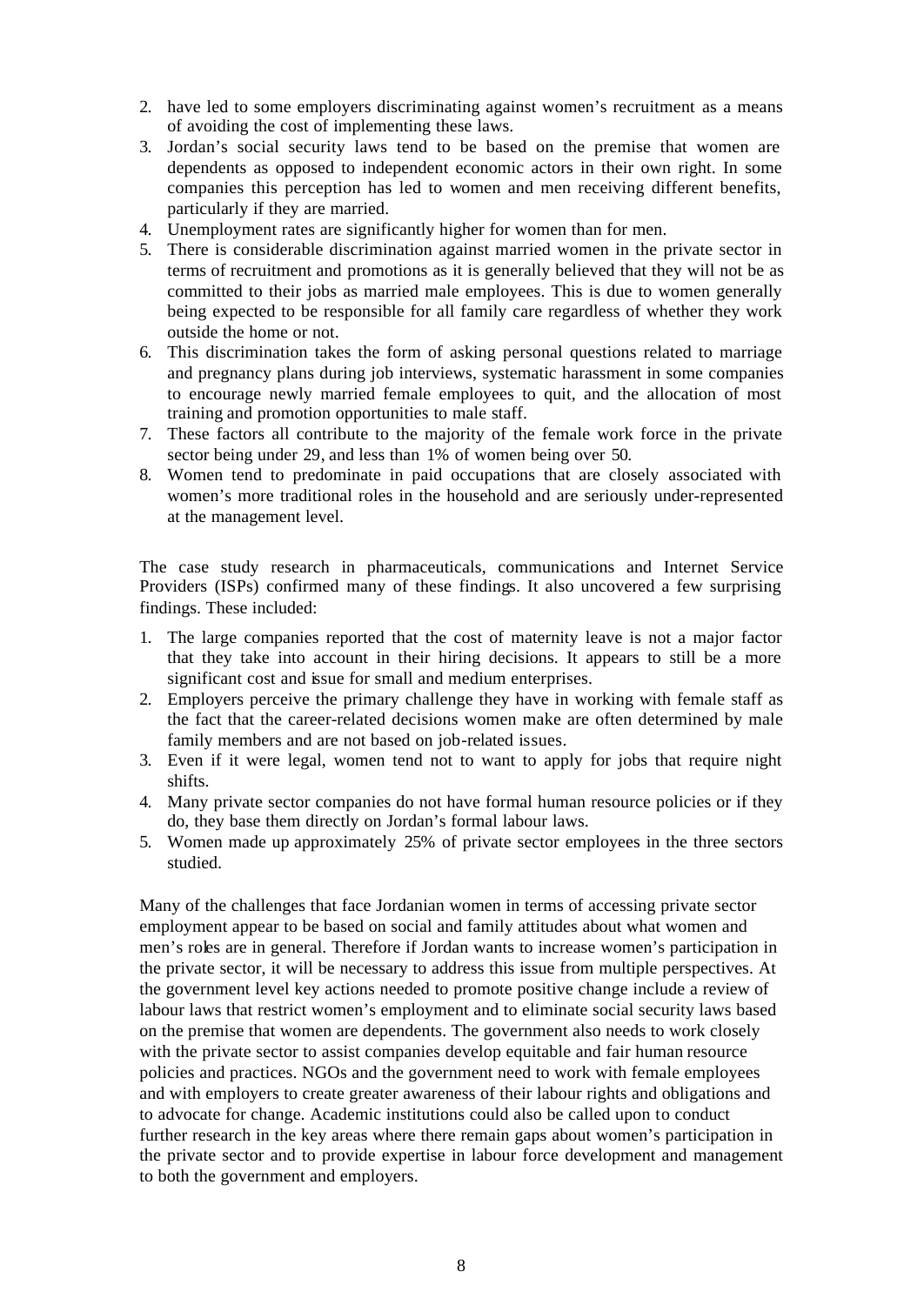2. have led to some employers discriminating against women's recruitment as a means of avoiding the cost of implementing these laws.
3. Jordan's social security laws tend to be based on the premise that women are dependents as opposed to independent economic actors in their own right. In some companies this perception has led to women and men receiving different benefits, particularly if they are married.
4. Unemployment rates are significantly higher for women than for men.
5. There is considerable discrimination against married women in the private sector in terms of recruitment and promotions as it is generally believed that they will not be as committed to their jobs as married male employees. This is due to women generally being expected to be responsible for all family care regardless of whether they work outside the home or not.
6. This discrimination takes the form of asking personal questions related to marriage and pregnancy plans during job interviews, systematic harassment in some companies to encourage newly married female employees to quit, and the allocation of most training and promotion opportunities to male staff.
7. These factors all contribute to the majority of the female work force in the private sector being under 29, and less than 1% of women being over 50.
8. Women tend to predominate in paid occupations that are closely associated with women's more traditional roles in the household and are seriously under-represented at the management level.

The case study research in pharmaceuticals, communications and Internet Service Providers (ISPs) confirmed many of these findings. It also uncovered a few surprising findings. These included:

1. The large companies reported that the cost of maternity leave is not a major factor that they take into account in their hiring decisions. It appears to still be a more significant cost and issue for small and medium enterprises.
2. Employers perceive the primary challenge they have in working with female staff as the fact that the career-related decisions women make are often determined by male family members and are not based on job-related issues.
3. Even if it were legal, women tend not to want to apply for jobs that require night shifts.
4. Many private sector companies do not have formal human resource policies or if they do, they base them directly on Jordan's formal labour laws.
5. Women made up approximately 25% of private sector employees in the three sectors studied.

Many of the challenges that face Jordanian women in terms of accessing private sector employment appear to be based on social and family attitudes about what women and men's roles are in general. Therefore if Jordan wants to increase women's participation in the private sector, it will be necessary to address this issue from multiple perspectives. At the government level key actions needed to promote positive change include a review of labour laws that restrict women's employment and to eliminate social security laws based on the premise that women are dependents. The government also needs to work closely with the private sector to assist companies develop equitable and fair human resource policies and practices. NGOs and the government need to work with female employees and with employers to create greater awareness of their labour rights and obligations and to advocate for change. Academic institutions could also be called upon to conduct further research in the key areas where there remain gaps about women's participation in the private sector and to provide expertise in labour force development and management to both the government and employers.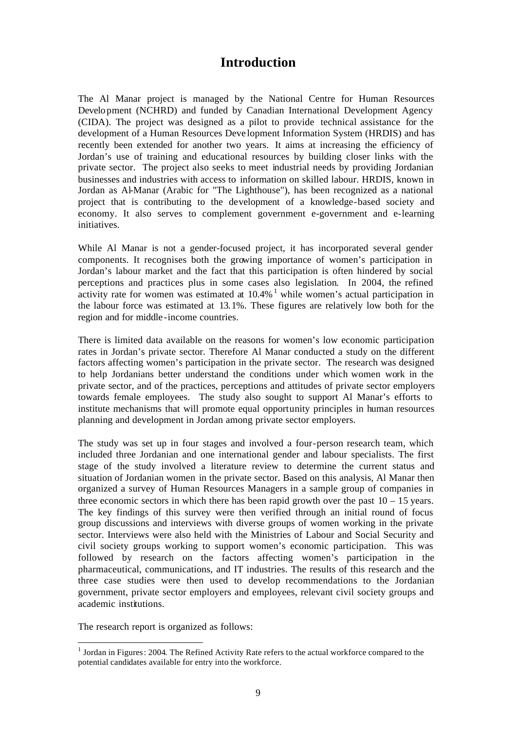# Introduction

The Al Manar project is managed by the National Centre for Human Resources Development (NCHRD) and funded by Canadian International Development Agency (CIDA). The project was designed as a pilot to provide technical assistance for the development of a Human Resources Development Information System (HRDIS) and has recently been extended for another two years. It aims at increasing the efficiency of Jordan's use of training and educational resources by building closer links with the private sector. The project also seeks to meet industrial needs by providing Jordanian businesses and industries with access to information on skilled labour. HRDIS, known in Jordan as Al-Manar (Arabic for "The Lighthouse"), has been recognized as a national project that is contributing to the development of a knowledge-based society and economy. It also serves to complement government e-government and e-learning initiatives.

While Al Manar is not a gender-focused project, it has incorporated several gender components. It recognises both the growing importance of women's participation in Jordan's labour market and the fact that this participation is often hindered by social perceptions and practices plus in some cases also legislation. In 2004, the refined activity rate for women was estimated at 10.4%[1] while women's actual participation in the labour force was estimated at 13.1%. These figures are relatively low both for the region and for middle-income countries.

There is limited data available on the reasons for women's low economic participation rates in Jordan's private sector. Therefore Al Manar conducted a study on the different factors affecting women's participation in the private sector. The research was designed to help Jordanians better understand the conditions under which women work in the private sector, and of the practices, perceptions and attitudes of private sector employers towards female employees. The study also sought to support Al Manar's efforts to institute mechanisms that will promote equal opportunity principles in human resources planning and development in Jordan among private sector employers.

The study was set up in four stages and involved a four-person research team, which included three Jordanian and one international gender and labour specialists. The first stage of the study involved a literature review to determine the current status and situation of Jordanian women in the private sector. Based on this analysis, Al Manar then organized a survey of Human Resources Managers in a sample group of companies in three economic sectors in which there has been rapid growth over the past 10 – 15 years. The key findings of this survey were then verified through an initial round of focus group discussions and interviews with diverse groups of women working in the private sector. Interviews were also held with the Ministries of Labour and Social Security and civil society groups working to support women's economic participation. This was followed by research on the factors affecting women's participation in the pharmaceutical, communications, and IT industries. The results of this research and the three case studies were then used to develop recommendations to the Jordanian government, private sector employers and employees, relevant civil society groups and academic institutions.

The research report is organized as follows:

[1] Jordan in Figures: 2004. The Refined Activity Rate refers to the actual workforce compared to the potential candidates available for entry into the workforce.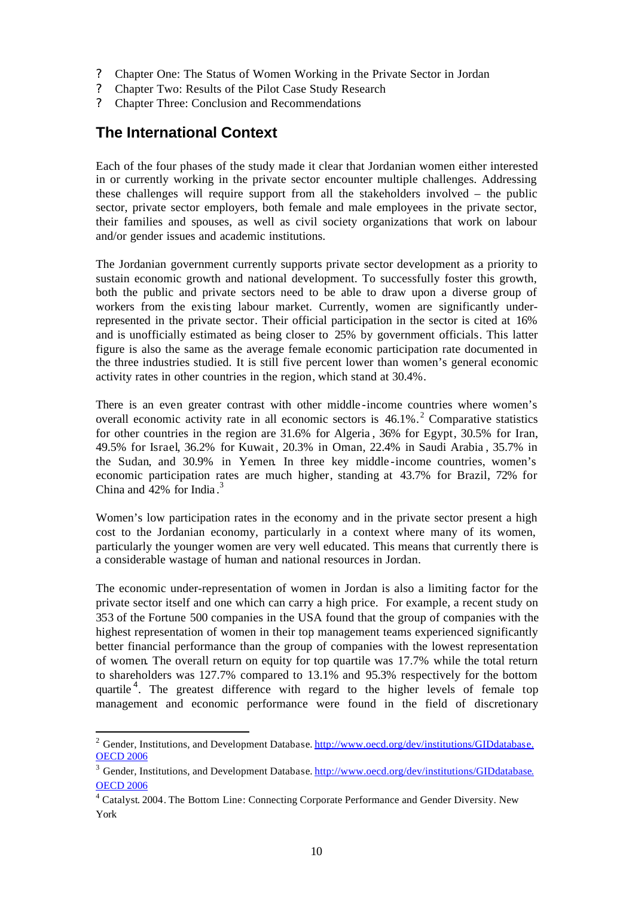- Chapter One: The Status of Women Working in the Private Sector in Jordan
- Chapter Two: Results of the Pilot Case Study Research
- Chapter Three: Conclusion and Recommendations

## The International Context

Each of the four phases of the study made it clear that Jordanian women either interested in or currently working in the private sector encounter multiple challenges. Addressing these challenges will require support from all the stakeholders involved – the public sector, private sector employers, both female and male employees in the private sector, their families and spouses, as well as civil society organizations that work on labour and/or gender issues and academic institutions.

The Jordanian government currently supports private sector development as a priority to sustain economic growth and national development. To successfully foster this growth, both the public and private sectors need to be able to draw upon a diverse group of workers from the existing labour market. Currently, women are significantly under-represented in the private sector. Their official participation in the sector is cited at 16% and is unofficially estimated as being closer to 25% by government officials. This latter figure is also the same as the average female economic participation rate documented in the three industries studied. It is still five percent lower than women's general economic activity rates in other countries in the region, which stand at 30.4%.

There is an even greater contrast with other middle-income countries where women's overall economic activity rate in all economic sectors is 46.1%.[2] Comparative statistics for other countries in the region are 31.6% for Algeria, 36% for Egypt, 30.5% for Iran, 49.5% for Israel, 36.2% for Kuwait, 20.3% in Oman, 22.4% in Saudi Arabia, 35.7% in the Sudan, and 30.9% in Yemen. In three key middle-income countries, women's economic participation rates are much higher, standing at 43.7% for Brazil, 72% for China and 42% for India.[3]

Women's low participation rates in the economy and in the private sector present a high cost to the Jordanian economy, particularly in a context where many of its women, particularly the younger women are very well educated. This means that currently there is a considerable wastage of human and national resources in Jordan.

The economic under-representation of women in Jordan is also a limiting factor for the private sector itself and one which can carry a high price. For example, a recent study on 353 of the Fortune 500 companies in the USA found that the group of companies with the highest representation of women in their top management teams experienced significantly better financial performance than the group of companies with the lowest representation of women. The overall return on equity for top quartile was 17.7% while the total return to shareholders was 127.7% compared to 13.1% and 95.3% respectively for the bottom quartile[4]. The greatest difference with regard to the higher levels of female top management and economic performance were found in the field of discretionary

---

[2] Gender, Institutions, and Development Database. http://www.oecd.org/dev/institutions/GIDdatabase. OECD 2006

[3] Gender, Institutions, and Development Database. http://www.oecd.org/dev/institutions/GIDdatabase. OECD 2006

[4] Catalyst. 2004. The Bottom Line: Connecting Corporate Performance and Gender Diversity. New York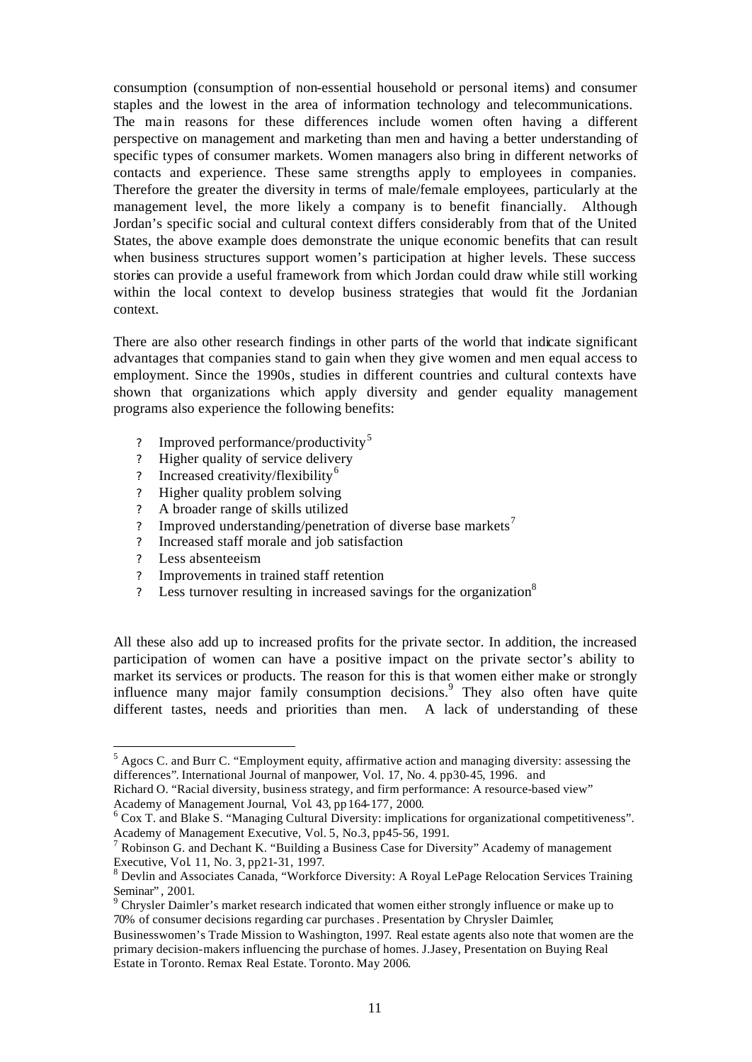consumption (consumption of non-essential household or personal items) and consumer staples and the lowest in the area of information technology and telecommunications. The main reasons for these differences include women often having a different perspective on management and marketing than men and having a better understanding of specific types of consumer markets. Women managers also bring in different networks of contacts and experience. These same strengths apply to employees in companies. Therefore the greater the diversity in terms of male/female employees, particularly at the management level, the more likely a company is to benefit financially. Although Jordan's specific social and cultural context differs considerably from that of the United States, the above example does demonstrate the unique economic benefits that can result when business structures support women's participation at higher levels. These success stories can provide a useful framework from which Jordan could draw while still working within the local context to develop business strategies that would fit the Jordanian context.

There are also other research findings in other parts of the world that indicate significant advantages that companies stand to gain when they give women and men equal access to employment. Since the 1990s, studies in different countries and cultural contexts have shown that organizations which apply diversity and gender equality management programs also experience the following benefits:

- Improved performance/productivity[5]
- Higher quality of service delivery
- Increased creativity/flexibility[6]
- Higher quality problem solving
- A broader range of skills utilized
- Improved understanding/penetration of diverse base markets[7]
- Increased staff morale and job satisfaction
- Less absenteeism
- Improvements in trained staff retention
- Less turnover resulting in increased savings for the organization[8]

All these also add up to increased profits for the private sector. In addition, the increased participation of women can have a positive impact on the private sector's ability to market its services or products. The reason for this is that women either make or strongly influence many major family consumption decisions.[9] They also often have quite different tastes, needs and priorities than men. A lack of understanding of these

---

[5] Agocs C. and Burr C. "Employment equity, affirmative action and managing diversity: assessing the differences". International Journal of manpower, Vol. 17, No. 4. pp30-45, 1996. and Richard O. "Racial diversity, business strategy, and firm performance: A resource-based view" Academy of Management Journal, Vol. 43, pp164-177, 2000.

[6] Cox T. and Blake S. "Managing Cultural Diversity: implications for organizational competitiveness". Academy of Management Executive, Vol. 5, No.3, pp45-56, 1991.

[7] Robinson G. and Dechant K. "Building a Business Case for Diversity" Academy of management Executive, Vol. 11, No. 3, pp21-31, 1997.

[8] Devlin and Associates Canada, "Workforce Diversity: A Royal LePage Relocation Services Training Seminar", 2001.

[9] Chrysler Daimler's market research indicated that women either strongly influence or make up to 70% of consumer decisions regarding car purchases. Presentation by Chrysler Daimler, Businesswomen's Trade Mission to Washington, 1997. Real estate agents also note that women are the primary decision-makers influencing the purchase of homes. J.Jasey, Presentation on Buying Real Estate in Toronto. Remax Real Estate. Toronto. May 2006.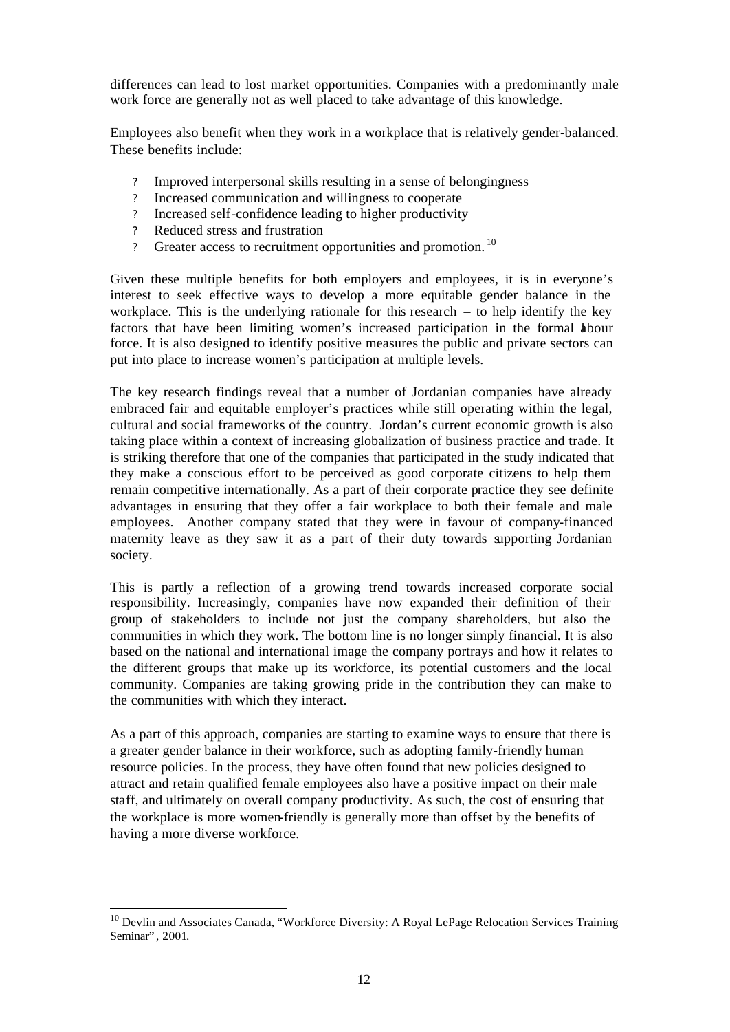differences can lead to lost market opportunities. Companies with a predominantly male work force are generally not as well placed to take advantage of this knowledge.

Employees also benefit when they work in a workplace that is relatively gender-balanced. These benefits include:

- Improved interpersonal skills resulting in a sense of belongingness
- Increased communication and willingness to cooperate
- Increased self-confidence leading to higher productivity
- Reduced stress and frustration
- Greater access to recruitment opportunities and promotion.[10]

Given these multiple benefits for both employers and employees, it is in everyone's interest to seek effective ways to develop a more equitable gender balance in the workplace. This is the underlying rationale for this research – to help identify the key factors that have been limiting women's increased participation in the formal labour force. It is also designed to identify positive measures the public and private sectors can put into place to increase women's participation at multiple levels.

The key research findings reveal that a number of Jordanian companies have already embraced fair and equitable employer's practices while still operating within the legal, cultural and social frameworks of the country. Jordan's current economic growth is also taking place within a context of increasing globalization of business practice and trade. It is striking therefore that one of the companies that participated in the study indicated that they make a conscious effort to be perceived as good corporate citizens to help them remain competitive internationally. As a part of their corporate practice they see definite advantages in ensuring that they offer a fair workplace to both their female and male employees. Another company stated that they were in favour of company-financed maternity leave as they saw it as a part of their duty towards supporting Jordanian society.

This is partly a reflection of a growing trend towards increased corporate social responsibility. Increasingly, companies have now expanded their definition of their group of stakeholders to include not just the company shareholders, but also the communities in which they work. The bottom line is no longer simply financial. It is also based on the national and international image the company portrays and how it relates to the different groups that make up its workforce, its potential customers and the local community. Companies are taking growing pride in the contribution they can make to the communities with which they interact.

As a part of this approach, companies are starting to examine ways to ensure that there is a greater gender balance in their workforce, such as adopting family-friendly human resource policies. In the process, they have often found that new policies designed to attract and retain qualified female employees also have a positive impact on their male staff, and ultimately on overall company productivity. As such, the cost of ensuring that the workplace is more women-friendly is generally more than offset by the benefits of having a more diverse workforce.

---

[10] Devlin and Associates Canada, "Workforce Diversity: A Royal LePage Relocation Services Training Seminar", 2001.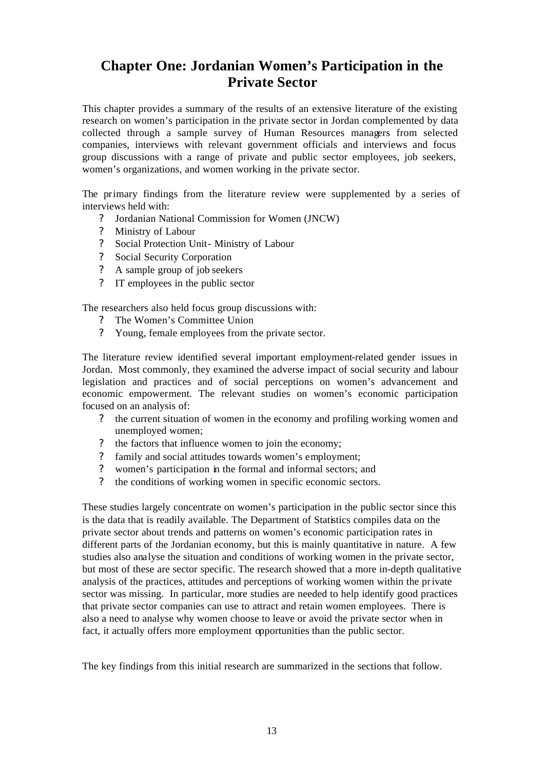# Chapter One: Jordanian Women's Participation in the Private Sector

This chapter provides a summary of the results of an extensive literature of the existing research on women's participation in the private sector in Jordan complemented by data collected through a sample survey of Human Resources managers from selected companies, interviews with relevant government officials and interviews and focus group discussions with a range of private and public sector employees, job seekers, women's organizations, and women working in the private sector.

The primary findings from the literature review were supplemented by a series of interviews held with:

- Jordanian National Commission for Women (JNCW)
- Ministry of Labour
- Social Protection Unit- Ministry of Labour
- Social Security Corporation
- A sample group of job seekers
- IT employees in the public sector

The researchers also held focus group discussions with:

- The Women's Committee Union
- Young, female employees from the private sector.

The literature review identified several important employment-related gender issues in Jordan. Most commonly, they examined the adverse impact of social security and labour legislation and practices and of social perceptions on women's advancement and economic empowerment. The relevant studies on women's economic participation focused on an analysis of:

- the current situation of women in the economy and profiling working women and unemployed women;
- the factors that influence women to join the economy;
- family and social attitudes towards women's employment;
- women's participation in the formal and informal sectors; and
- the conditions of working women in specific economic sectors.

These studies largely concentrate on women's participation in the public sector since this is the data that is readily available. The Department of Statistics compiles data on the private sector about trends and patterns on women's economic participation rates in different parts of the Jordanian economy, but this is mainly quantitative in nature. A few studies also analyse the situation and conditions of working women in the private sector, but most of these are sector specific. The research showed that a more in-depth qualitative analysis of the practices, attitudes and perceptions of working women within the private sector was missing. In particular, more studies are needed to help identify good practices that private sector companies can use to attract and retain women employees. There is also a need to analyse why women choose to leave or avoid the private sector when in fact, it actually offers more employment opportunities than the public sector.

The key findings from this initial research are summarized in the sections that follow.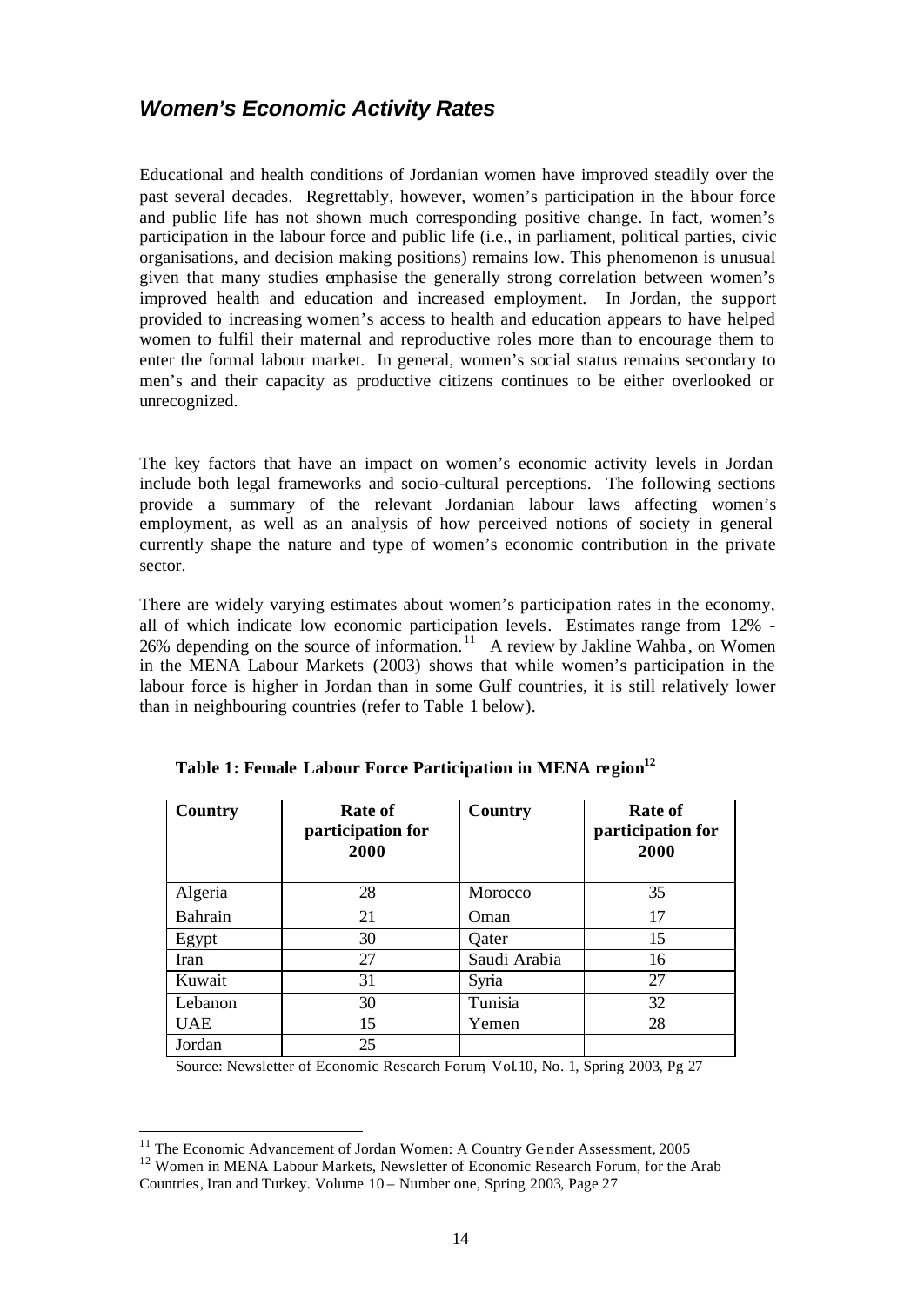## *Women's Economic Activity Rates*

Educational and health conditions of Jordanian women have improved steadily over the past several decades. Regrettably, however, women's participation in the labour force and public life has not shown much corresponding positive change. In fact, women's participation in the labour force and public life (i.e., in parliament, political parties, civic organisations, and decision making positions) remains low. This phenomenon is unusual given that many studies emphasise the generally strong correlation between women's improved health and education and increased employment. In Jordan, the support provided to increasing women's access to health and education appears to have helped women to fulfil their maternal and reproductive roles more than to encourage them to enter the formal labour market. In general, women's social status remains secondary to men's and their capacity as productive citizens continues to be either overlooked or unrecognized.

The key factors that have an impact on women's economic activity levels in Jordan include both legal frameworks and socio-cultural perceptions. The following sections provide a summary of the relevant Jordanian labour laws affecting women's employment, as well as an analysis of how perceived notions of society in general currently shape the nature and type of women's economic contribution in the private sector.

There are widely varying estimates about women's participation rates in the economy, all of which indicate low economic participation levels. Estimates range from 12% - 26% depending on the source of information.[11] A review by Jakline Wahba, on Women in the MENA Labour Markets (2003) shows that while women's participation in the labour force is higher in Jordan than in some Gulf countries, it is still relatively lower than in neighbouring countries (refer to Table 1 below).

**Table 1: Female Labour Force Participation in MENA region[12]**

| Country | Rate of participation for 2000 | Country | Rate of participation for 2000 |
|---|---|---|---|
| Algeria | 28 | Morocco | 35 |
| Bahrain | 21 | Oman | 17 |
| Egypt | 30 | Qater | 15 |
| Iran | 27 | Saudi Arabia | 16 |
| Kuwait | 31 | Syria | 27 |
| Lebanon | 30 | Tunisia | 32 |
| UAE | 15 | Yemen | 28 |
| Jordan | 25 | | |

Source: Newsletter of Economic Research Forum, Vol.10, No. 1, Spring 2003, Pg 27

---

[11] The Economic Advancement of Jordan Women: A Country Gender Assessment, 2005

[12] Women in MENA Labour Markets, Newsletter of Economic Research Forum, for the Arab Countries, Iran and Turkey. Volume 10 – Number one, Spring 2003, Page 27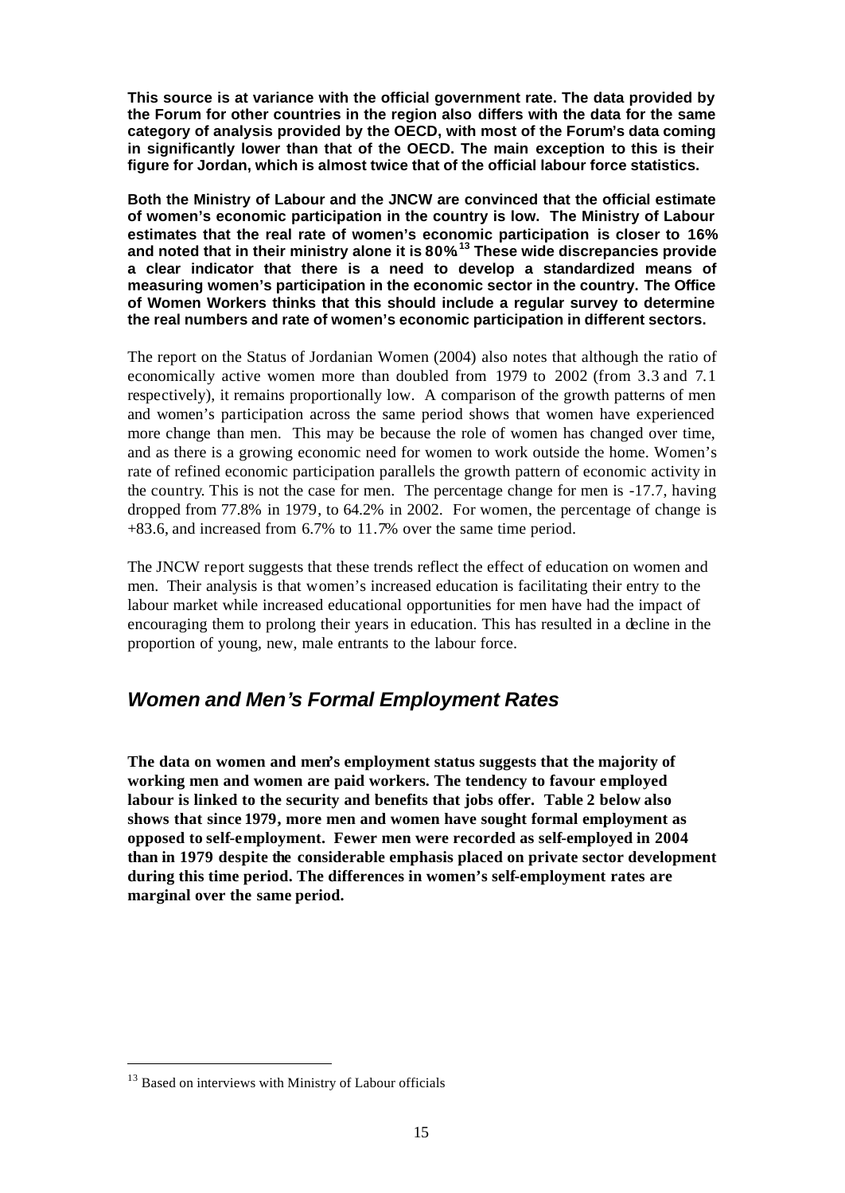**This source is at variance with the official government rate. The data provided by the Forum for other countries in the region also differs with the data for the same category of analysis provided by the OECD, with most of the Forum's data coming in significantly lower than that of the OECD. The main exception to this is their figure for Jordan, which is almost twice that of the official labour force statistics.**

**Both the Ministry of Labour and the JNCW are convinced that the official estimate of women's economic participation in the country is low. The Ministry of Labour estimates that the real rate of women's economic participation is closer to 16% and noted that in their ministry alone it is 80%.[13] These wide discrepancies provide a clear indicator that there is a need to develop a standardized means of measuring women's participation in the economic sector in the country. The Office of Women Workers thinks that this should include a regular survey to determine the real numbers and rate of women's economic participation in different sectors.**

The report on the Status of Jordanian Women (2004) also notes that although the ratio of economically active women more than doubled from 1979 to 2002 (from 3.3 and 7.1 respectively), it remains proportionally low. A comparison of the growth patterns of men and women's participation across the same period shows that women have experienced more change than men. This may be because the role of women has changed over time, and as there is a growing economic need for women to work outside the home. Women's rate of refined economic participation parallels the growth pattern of economic activity in the country. This is not the case for men. The percentage change for men is -17.7, having dropped from 77.8% in 1979, to 64.2% in 2002. For women, the percentage of change is +83.6, and increased from 6.7% to 11.7% over the same time period.

The JNCW report suggests that these trends reflect the effect of education on women and men. Their analysis is that women's increased education is facilitating their entry to the labour market while increased educational opportunities for men have had the impact of encouraging them to prolong their years in education. This has resulted in a decline in the proportion of young, new, male entrants to the labour force.

## *Women and Men's Formal Employment Rates*

**The data on women and men's employment status suggests that the majority of working men and women are paid workers. The tendency to favour employed labour is linked to the security and benefits that jobs offer. Table 2 below also shows that since 1979, more men and women have sought formal employment as opposed to self-employment. Fewer men were recorded as self-employed in 2004 than in 1979 despite the considerable emphasis placed on private sector development during this time period. The differences in women's self-employment rates are marginal over the same period.**

---

[13] Based on interviews with Ministry of Labour officials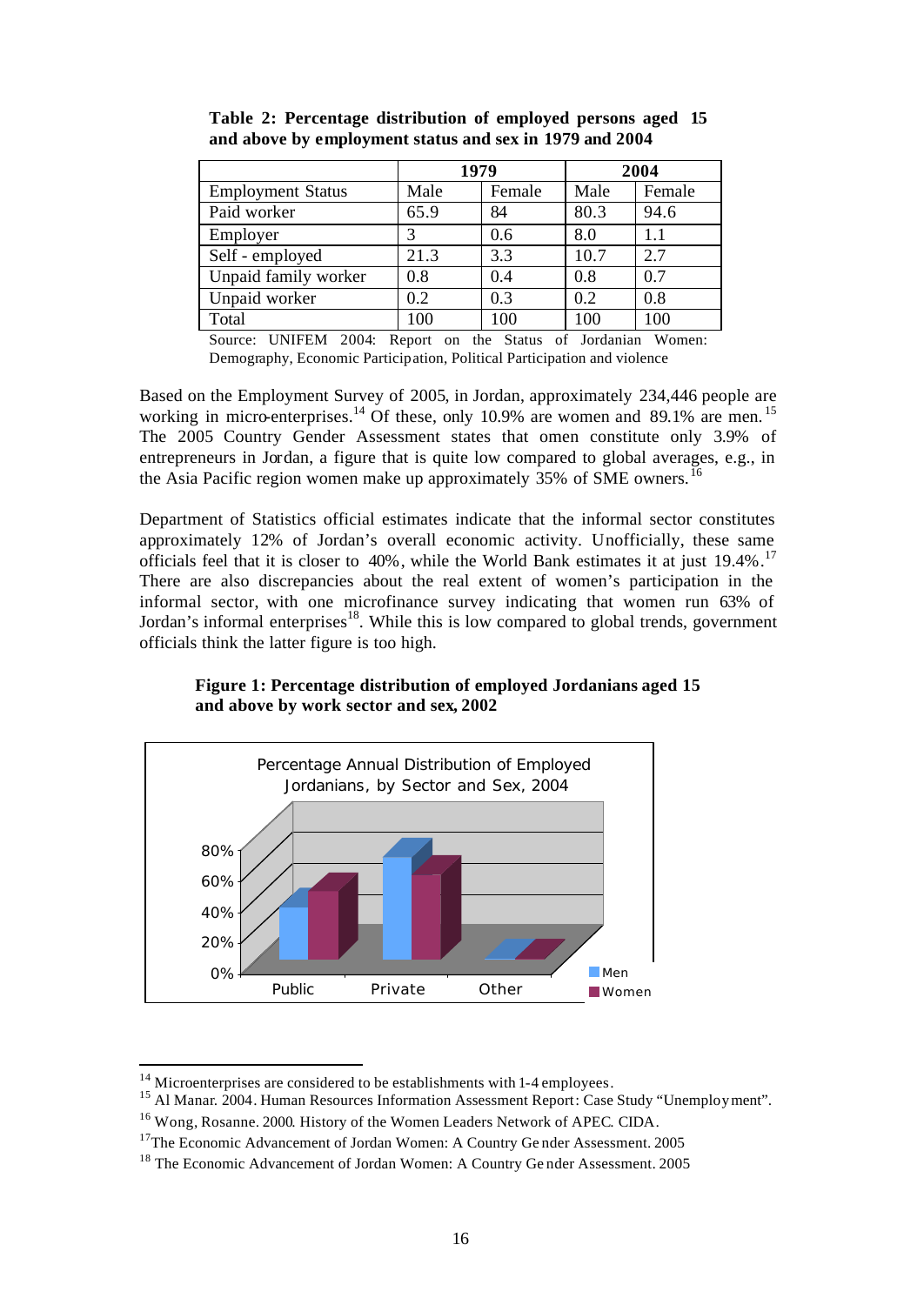**Table 2: Percentage distribution of employed persons aged 15 and above by employment status and sex in 1979 and 2004**

| | 1979 | | 2004 | |
|---|---|---|---|---|
| Employment Status | Male | Female | Male | Female |
| Paid worker | 65.9 | 84 | 80.3 | 94.6 |
| Employer | 3 | 0.6 | 8.0 | 1.1 |
| Self - employed | 21.3 | 3.3 | 10.7 | 2.7 |
| Unpaid family worker | 0.8 | 0.4 | 0.8 | 0.7 |
| Unpaid worker | 0.2 | 0.3 | 0.2 | 0.8 |
| Total | 100 | 100 | 100 | 100 |

Source: UNIFEM 2004: Report on the Status of Jordanian Women: Demography, Economic Participation, Political Participation and violence

Based on the Employment Survey of 2005, in Jordan, approximately 234,446 people are working in micro-enterprises.[14] Of these, only 10.9% are women and 89.1% are men.[15] The 2005 Country Gender Assessment states that omen constitute only 3.9% of entrepreneurs in Jordan, a figure that is quite low compared to global averages, e.g., in the Asia Pacific region women make up approximately 35% of SME owners.[16]

Department of Statistics official estimates indicate that the informal sector constitutes approximately 12% of Jordan's overall economic activity. Unofficially, these same officials feel that it is closer to 40%, while the World Bank estimates it at just 19.4%.[17] There are also discrepancies about the real extent of women's participation in the informal sector, with one microfinance survey indicating that women run 63% of Jordan's informal enterprises[18]. While this is low compared to global trends, government officials think the latter figure is too high.

**Figure 1: Percentage distribution of employed Jordanians aged 15 and above by work sector and sex, 2002**

Percentage Annual Distribution of Employed Jordanians, by Sector and Sex, 2004

| Sector | Men | Women |
|---|---|---|
| Public | ~40% | ~45% |
| Private | ~70% | ~55% |
| Other | ~0% | ~0% |

---

[14] Microenterprises are considered to be establishments with 1-4 employees.

[15] Al Manar. 2004. Human Resources Information Assessment Report: Case Study "Unemployment".

[16] Wong, Rosanne. 2000. History of the Women Leaders Network of APEC. CIDA.

[17] The Economic Advancement of Jordan Women: A Country Gender Assessment. 2005

[18] The Economic Advancement of Jordan Women: A Country Gender Assessment. 2005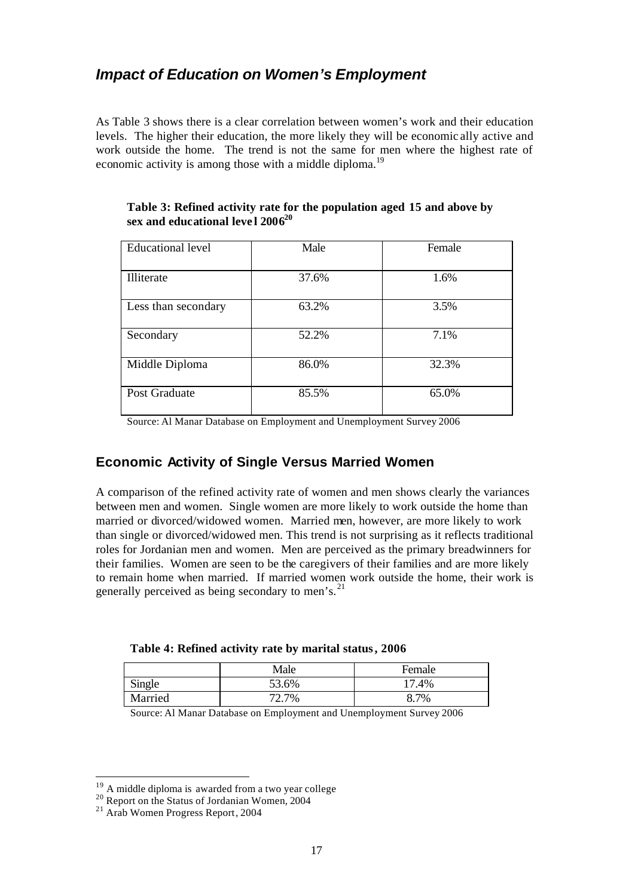## *Impact of Education on Women's Employment*

As Table 3 shows there is a clear correlation between women's work and their education levels. The higher their education, the more likely they will be economically active and work outside the home. The trend is not the same for men where the highest rate of economic activity is among those with a middle diploma.[19]

**Table 3: Refined activity rate for the population aged 15 and above by sex and educational level 2006[20]**

| Educational level | Male | Female |
|---|---|---|
| Illiterate | 37.6% | 1.6% |
| Less than secondary | 63.2% | 3.5% |
| Secondary | 52.2% | 7.1% |
| Middle Diploma | 86.0% | 32.3% |
| Post Graduate | 85.5% | 65.0% |

Source: Al Manar Database on Employment and Unemployment Survey 2006

## Economic Activity of Single Versus Married Women

A comparison of the refined activity rate of women and men shows clearly the variances between men and women. Single women are more likely to work outside the home than married or divorced/widowed women. Married men, however, are more likely to work than single or divorced/widowed men. This trend is not surprising as it reflects traditional roles for Jordanian men and women. Men are perceived as the primary breadwinners for their families. Women are seen to be the caregivers of their families and are more likely to remain home when married. If married women work outside the home, their work is generally perceived as being secondary to men's.[21]

**Table 4: Refined activity rate by marital status, 2006**

| | Male | Female |
|---|---|---|
| Single | 53.6% | 17.4% |
| Married | 72.7% | 8.7% |

Source: Al Manar Database on Employment and Unemployment Survey 2006

---

[19] A middle diploma is awarded from a two year college

[20] Report on the Status of Jordanian Women, 2004

[21] Arab Women Progress Report, 2004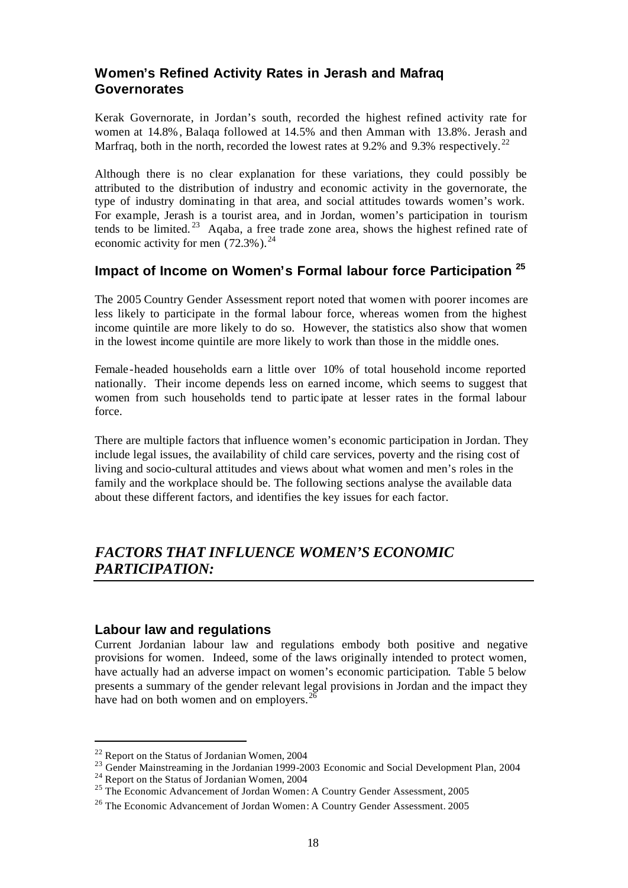## Women's Refined Activity Rates in Jerash and Mafraq Governorates

Kerak Governorate, in Jordan's south, recorded the highest refined activity rate for women at 14.8%, Balaqa followed at 14.5% and then Amman with 13.8%. Jerash and Marfraq, both in the north, recorded the lowest rates at 9.2% and 9.3% respectively.[22]

Although there is no clear explanation for these variations, they could possibly be attributed to the distribution of industry and economic activity in the governorate, the type of industry dominating in that area, and social attitudes towards women's work. For example, Jerash is a tourist area, and in Jordan, women's participation in tourism tends to be limited.[23] Aqaba, a free trade zone area, shows the highest refined rate of economic activity for men (72.3%).[24]

## Impact of Income on Women's Formal labour force Participation [25]

The 2005 Country Gender Assessment report noted that women with poorer incomes are less likely to participate in the formal labour force, whereas women from the highest income quintile are more likely to do so. However, the statistics also show that women in the lowest income quintile are more likely to work than those in the middle ones.

Female-headed households earn a little over 10% of total household income reported nationally. Their income depends less on earned income, which seems to suggest that women from such households tend to participate at lesser rates in the formal labour force.

There are multiple factors that influence women's economic participation in Jordan. They include legal issues, the availability of child care services, poverty and the rising cost of living and socio-cultural attitudes and views about what women and men's roles in the family and the workplace should be. The following sections analyse the available data about these different factors, and identifies the key issues for each factor.

# *FACTORS THAT INFLUENCE WOMEN'S ECONOMIC PARTICIPATION:*

## Labour law and regulations

Current Jordanian labour law and regulations embody both positive and negative provisions for women. Indeed, some of the laws originally intended to protect women, have actually had an adverse impact on women's economic participation. Table 5 below presents a summary of the gender relevant legal provisions in Jordan and the impact they have had on both women and on employers.[26]

---

[22] Report on the Status of Jordanian Women, 2004

[23] Gender Mainstreaming in the Jordanian 1999-2003 Economic and Social Development Plan, 2004

[24] Report on the Status of Jordanian Women, 2004

[25] The Economic Advancement of Jordan Women: A Country Gender Assessment, 2005

[26] The Economic Advancement of Jordan Women: A Country Gender Assessment. 2005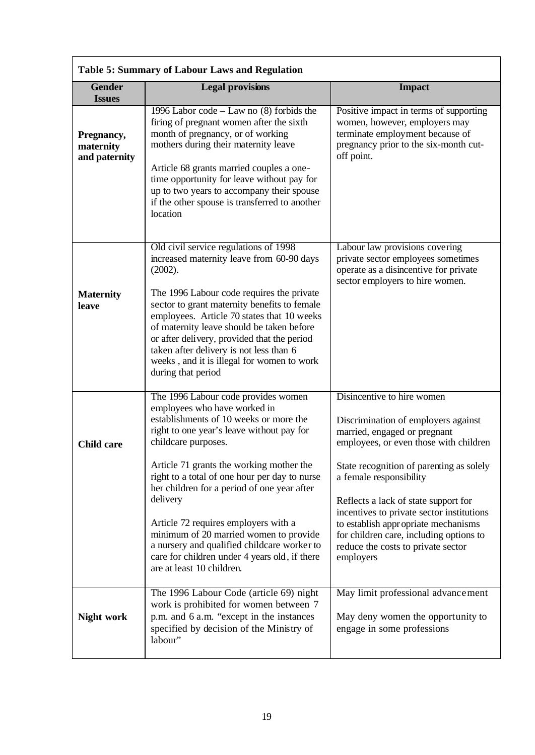**Table 5: Summary of Labour Laws and Regulation**

| Gender Issues | Legal provisions | Impact |
|---|---|---|
| **Pregnancy, maternity and paternity** | 1996 Labor code – Law no (8) forbids the firing of pregnant women after the sixth month of pregnancy, or of working mothers during their maternity leave<br><br>Article 68 grants married couples a one-time opportunity for leave without pay for up to two years to accompany their spouse if the other spouse is transferred to another location | Positive impact in terms of supporting women, however, employers may terminate employment because of pregnancy prior to the six-month cut-off point. |
| **Maternity leave** | Old civil service regulations of 1998 increased maternity leave from 60-90 days (2002).<br><br>The 1996 Labour code requires the private sector to grant maternity benefits to female employees. Article 70 states that 10 weeks of maternity leave should be taken before or after delivery, provided that the period taken after delivery is not less than 6 weeks , and it is illegal for women to work during that period | Labour law provisions covering private sector employees sometimes operate as a disincentive for private sector employers to hire women. |
| **Child care** | The 1996 Labour code provides women employees who have worked in establishments of 10 weeks or more the right to one year's leave without pay for childcare purposes.<br><br>Article 71 grants the working mother the right to a total of one hour per day to nurse her children for a period of one year after delivery<br><br>Article 72 requires employers with a minimum of 20 married women to provide a nursery and qualified childcare worker to care for children under 4 years old, if there are at least 10 children. | Disincentive to hire women<br><br>Discrimination of employers against married, engaged or pregnant employees, or even those with children<br><br>State recognition of parenting as solely a female responsibility<br><br>Reflects a lack of state support for incentives to private sector institutions to establish appropriate mechanisms for children care, including options to reduce the costs to private sector employers |
| **Night work** | The 1996 Labour Code (article 69) night work is prohibited for women between 7 p.m. and 6 a.m. "except in the instances specified by decision of the Ministry of labour" | May limit professional advancement<br><br>May deny women the opportunity to engage in some professions |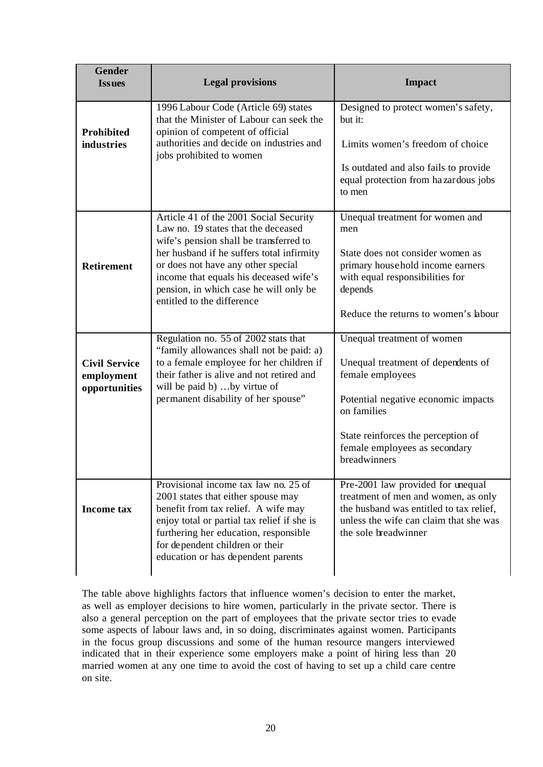| Gender Issues | Legal provisions | Impact |
|---|---|---|
| **Prohibited industries** | 1996 Labour Code (Article 69) states that the Minister of Labour can seek the opinion of competent of official authorities and decide on industries and jobs prohibited to women | Designed to protect women's safety, but it:<br><br>Limits women's freedom of choice<br><br>Is outdated and also fails to provide equal protection from hazardous jobs to men |
| **Retirement** | Article 41 of the 2001 Social Security Law no. 19 states that the deceased wife's pension shall be transferred to her husband if he suffers total infirmity or does not have any other special income that equals his deceased wife's pension, in which case he will only be entitled to the difference | Unequal treatment for women and men<br><br>State does not consider women as primary household income earners with equal responsibilities for depends<br><br>Reduce the returns to women's labour |
| **Civil Service employment opportunities** | Regulation no. 55 of 2002 stats that "family allowances shall not be paid: a) to a female employee for her children if their father is alive and not retired and will be paid b) …by virtue of permanent disability of her spouse" | Unequal treatment of women<br><br>Unequal treatment of dependents of female employees<br><br>Potential negative economic impacts on families<br><br>State reinforces the perception of female employees as secondary breadwinners |
| **Income tax** | Provisional income tax law no. 25 of 2001 states that either spouse may benefit from tax relief. A wife may enjoy total or partial tax relief if she is furthering her education, responsible for dependent children or their education or has dependent parents | Pre-2001 law provided for unequal treatment of men and women, as only the husband was entitled to tax relief, unless the wife can claim that she was the sole breadwinner |

The table above highlights factors that influence women's decision to enter the market, as well as employer decisions to hire women, particularly in the private sector. There is also a general perception on the part of employees that the private sector tries to evade some aspects of labour laws and, in so doing, discriminates against women. Participants in the focus group discussions and some of the human resource mangers interviewed indicated that in their experience some employers make a point of hiring less than 20 married women at any one time to avoid the cost of having to set up a child care centre on site.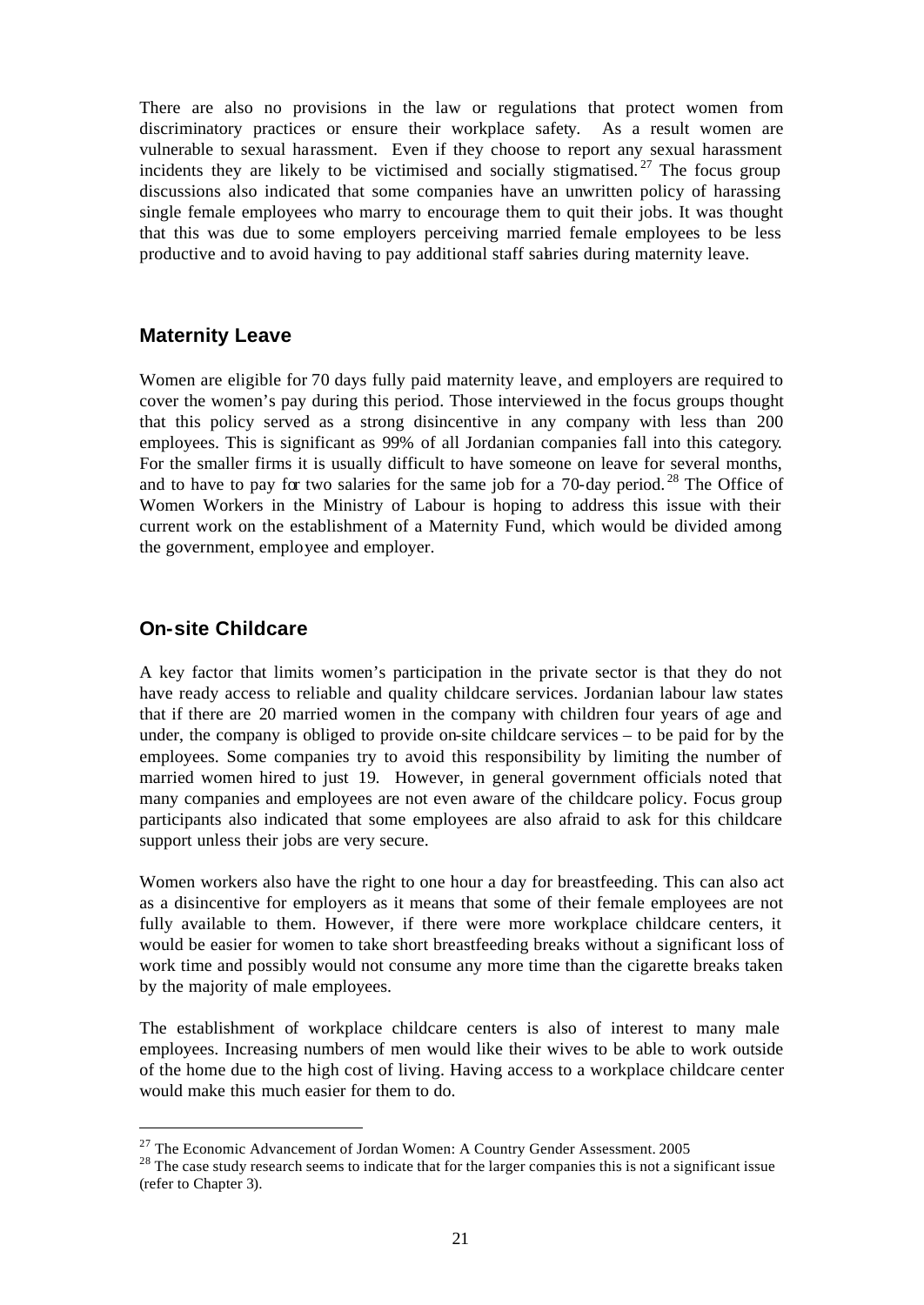There are also no provisions in the law or regulations that protect women from discriminatory practices or ensure their workplace safety. As a result women are vulnerable to sexual harassment. Even if they choose to report any sexual harassment incidents they are likely to be victimised and socially stigmatised.[27] The focus group discussions also indicated that some companies have an unwritten policy of harassing single female employees who marry to encourage them to quit their jobs. It was thought that this was due to some employers perceiving married female employees to be less productive and to avoid having to pay additional staff salaries during maternity leave.

## Maternity Leave

Women are eligible for 70 days fully paid maternity leave, and employers are required to cover the women's pay during this period. Those interviewed in the focus groups thought that this policy served as a strong disincentive in any company with less than 200 employees. This is significant as 99% of all Jordanian companies fall into this category. For the smaller firms it is usually difficult to have someone on leave for several months, and to have to pay for two salaries for the same job for a 70-day period.[28] The Office of Women Workers in the Ministry of Labour is hoping to address this issue with their current work on the establishment of a Maternity Fund, which would be divided among the government, employee and employer.

## On-site Childcare

A key factor that limits women's participation in the private sector is that they do not have ready access to reliable and quality childcare services. Jordanian labour law states that if there are 20 married women in the company with children four years of age and under, the company is obliged to provide on-site childcare services – to be paid for by the employees. Some companies try to avoid this responsibility by limiting the number of married women hired to just 19. However, in general government officials noted that many companies and employees are not even aware of the childcare policy. Focus group participants also indicated that some employees are also afraid to ask for this childcare support unless their jobs are very secure.

Women workers also have the right to one hour a day for breastfeeding. This can also act as a disincentive for employers as it means that some of their female employees are not fully available to them. However, if there were more workplace childcare centers, it would be easier for women to take short breastfeeding breaks without a significant loss of work time and possibly would not consume any more time than the cigarette breaks taken by the majority of male employees.

The establishment of workplace childcare centers is also of interest to many male employees. Increasing numbers of men would like their wives to be able to work outside of the home due to the high cost of living. Having access to a workplace childcare center would make this much easier for them to do.

---

[27] The Economic Advancement of Jordan Women: A Country Gender Assessment. 2005

[28] The case study research seems to indicate that for the larger companies this is not a significant issue (refer to Chapter 3).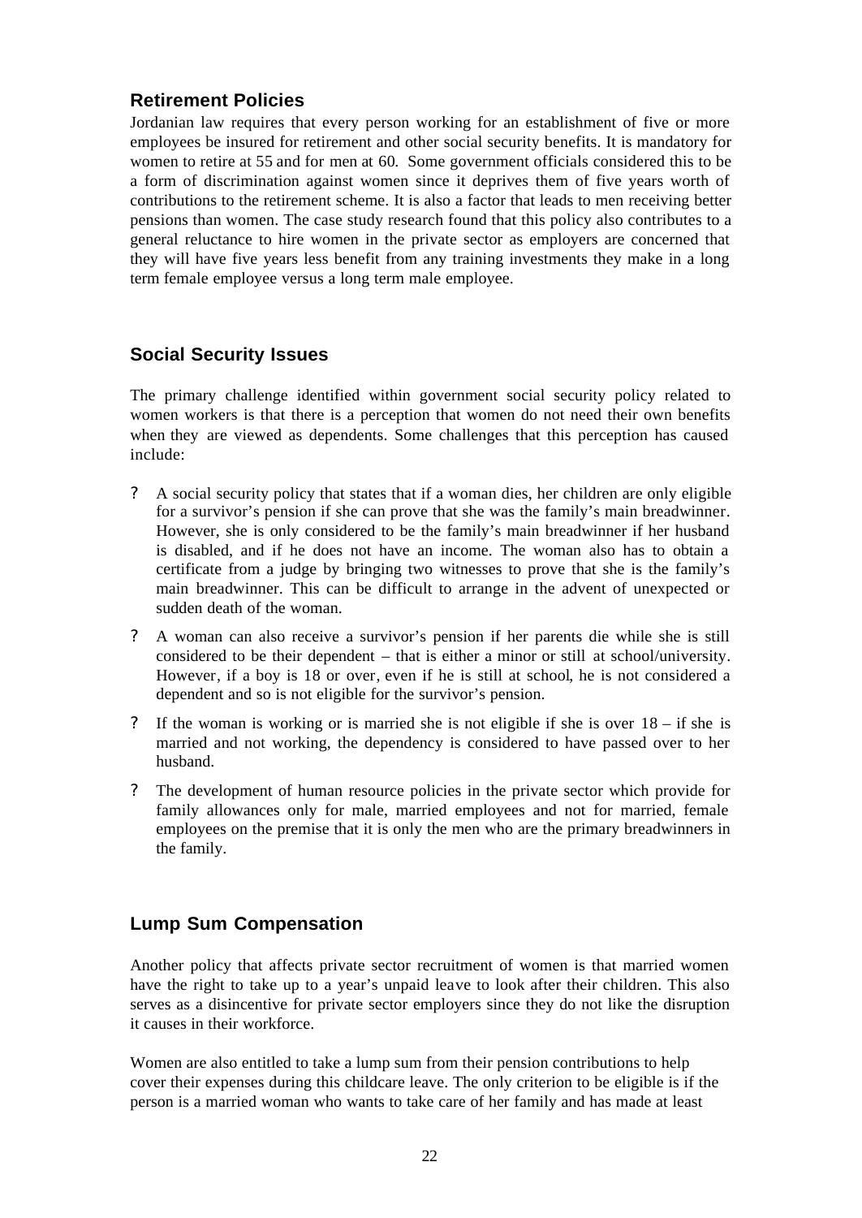## Retirement Policies

Jordanian law requires that every person working for an establishment of five or more employees be insured for retirement and other social security benefits. It is mandatory for women to retire at 55 and for men at 60. Some government officials considered this to be a form of discrimination against women since it deprives them of five years worth of contributions to the retirement scheme. It is also a factor that leads to men receiving better pensions than women. The case study research found that this policy also contributes to a general reluctance to hire women in the private sector as employers are concerned that they will have five years less benefit from any training investments they make in a long term female employee versus a long term male employee.

## Social Security Issues

The primary challenge identified within government social security policy related to women workers is that there is a perception that women do not need their own benefits when they are viewed as dependents. Some challenges that this perception has caused include:

- A social security policy that states that if a woman dies, her children are only eligible for a survivor's pension if she can prove that she was the family's main breadwinner. However, she is only considered to be the family's main breadwinner if her husband is disabled, and if he does not have an income. The woman also has to obtain a certificate from a judge by bringing two witnesses to prove that she is the family's main breadwinner. This can be difficult to arrange in the advent of unexpected or sudden death of the woman.
- A woman can also receive a survivor's pension if her parents die while she is still considered to be their dependent – that is either a minor or still at school/university. However, if a boy is 18 or over, even if he is still at school, he is not considered a dependent and so is not eligible for the survivor's pension.
- If the woman is working or is married she is not eligible if she is over 18 – if she is married and not working, the dependency is considered to have passed over to her husband.
- The development of human resource policies in the private sector which provide for family allowances only for male, married employees and not for married, female employees on the premise that it is only the men who are the primary breadwinners in the family.

## Lump Sum Compensation

Another policy that affects private sector recruitment of women is that married women have the right to take up to a year's unpaid leave to look after their children. This also serves as a disincentive for private sector employers since they do not like the disruption it causes in their workforce.

Women are also entitled to take a lump sum from their pension contributions to help cover their expenses during this childcare leave. The only criterion to be eligible is if the person is a married woman who wants to take care of her family and has made at least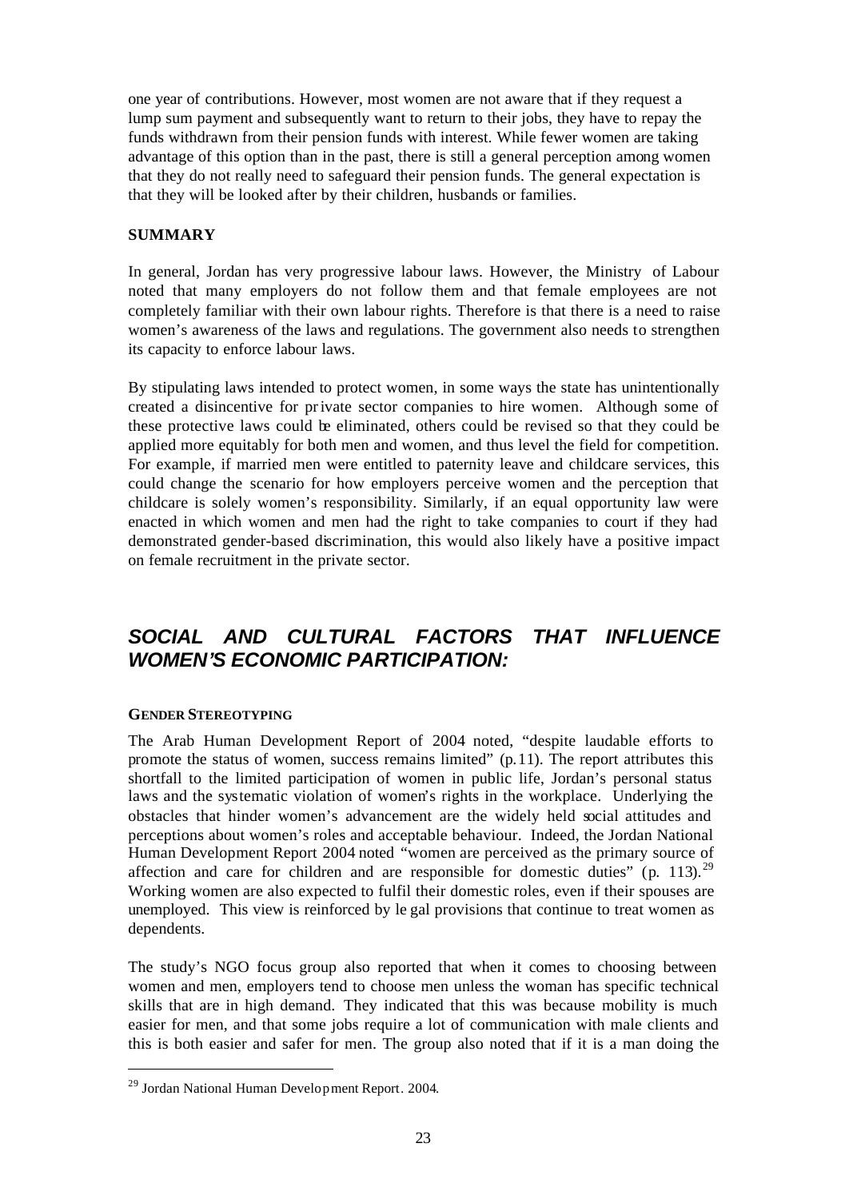one year of contributions. However, most women are not aware that if they request a lump sum payment and subsequently want to return to their jobs, they have to repay the funds withdrawn from their pension funds with interest. While fewer women are taking advantage of this option than in the past, there is still a general perception among women that they do not really need to safeguard their pension funds. The general expectation is that they will be looked after by their children, husbands or families.

### SUMMARY

In general, Jordan has very progressive labour laws. However, the Ministry of Labour noted that many employers do not follow them and that female employees are not completely familiar with their own labour rights. Therefore is that there is a need to raise women's awareness of the laws and regulations. The government also needs to strengthen its capacity to enforce labour laws.

By stipulating laws intended to protect women, in some ways the state has unintentionally created a disincentive for private sector companies to hire women. Although some of these protective laws could be eliminated, others could be revised so that they could be applied more equitably for both men and women, and thus level the field for competition. For example, if married men were entitled to paternity leave and childcare services, this could change the scenario for how employers perceive women and the perception that childcare is solely women's responsibility. Similarly, if an equal opportunity law were enacted in which women and men had the right to take companies to court if they had demonstrated gender-based discrimination, this would also likely have a positive impact on female recruitment in the private sector.

## *SOCIAL AND CULTURAL FACTORS THAT INFLUENCE WOMEN'S ECONOMIC PARTICIPATION:*

#### GENDER STEREOTYPING

The Arab Human Development Report of 2004 noted, "despite laudable efforts to promote the status of women, success remains limited" (p.11). The report attributes this shortfall to the limited participation of women in public life, Jordan's personal status laws and the systematic violation of women's rights in the workplace. Underlying the obstacles that hinder women's advancement are the widely held social attitudes and perceptions about women's roles and acceptable behaviour. Indeed, the Jordan National Human Development Report 2004 noted "women are perceived as the primary source of affection and care for children and are responsible for domestic duties" (p. 113).[29] Working women are also expected to fulfil their domestic roles, even if their spouses are unemployed. This view is reinforced by legal provisions that continue to treat women as dependents.

The study's NGO focus group also reported that when it comes to choosing between women and men, employers tend to choose men unless the woman has specific technical skills that are in high demand. They indicated that this was because mobility is much easier for men, and that some jobs require a lot of communication with male clients and this is both easier and safer for men. The group also noted that if it is a man doing the

[29] Jordan National Human Development Report. 2004.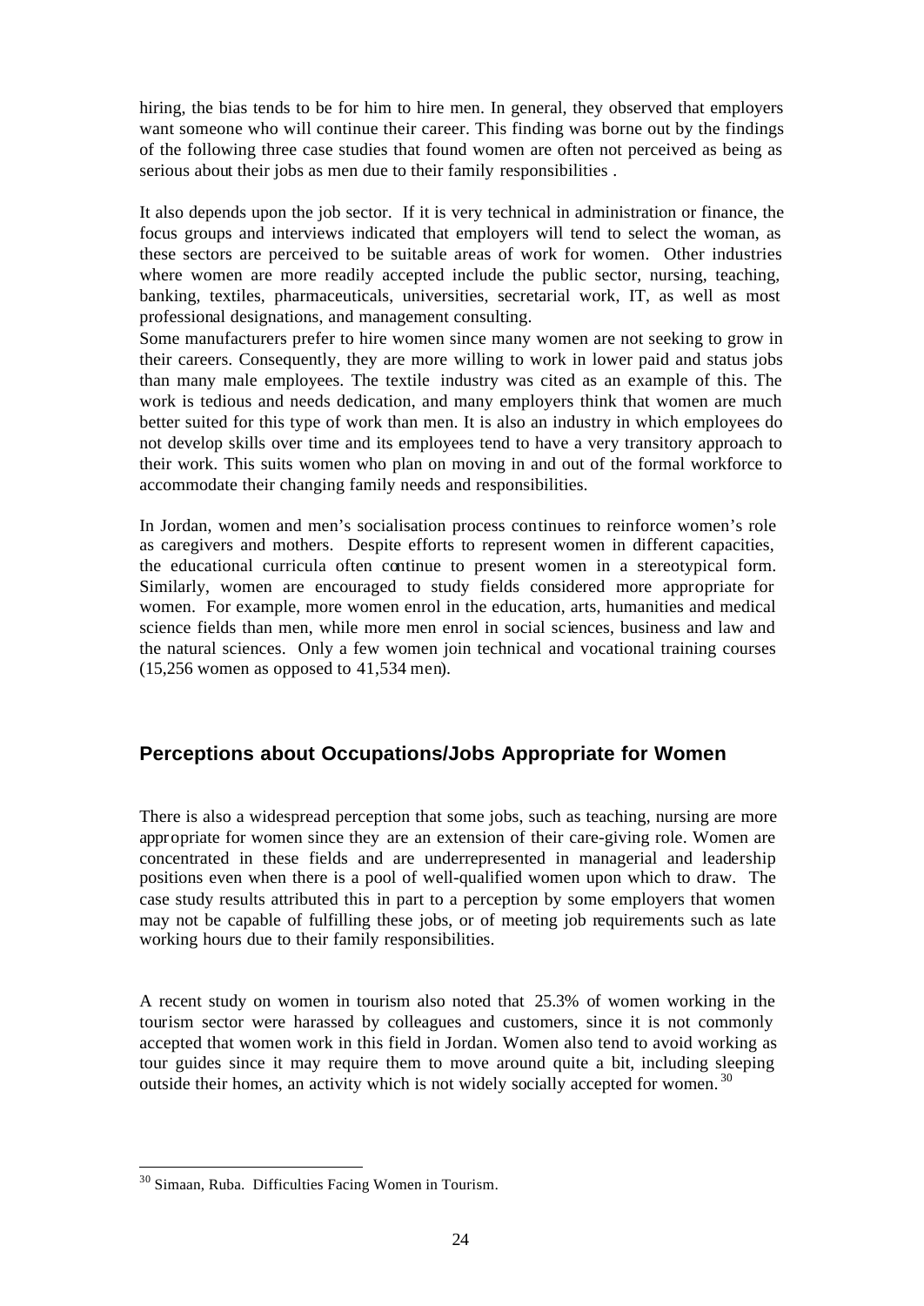hiring, the bias tends to be for him to hire men. In general, they observed that employers want someone who will continue their career. This finding was borne out by the findings of the following three case studies that found women are often not perceived as being as serious about their jobs as men due to their family responsibilities .

It also depends upon the job sector. If it is very technical in administration or finance, the focus groups and interviews indicated that employers will tend to select the woman, as these sectors are perceived to be suitable areas of work for women. Other industries where women are more readily accepted include the public sector, nursing, teaching, banking, textiles, pharmaceuticals, universities, secretarial work, IT, as well as most professional designations, and management consulting.

Some manufacturers prefer to hire women since many women are not seeking to grow in their careers. Consequently, they are more willing to work in lower paid and status jobs than many male employees. The textile industry was cited as an example of this. The work is tedious and needs dedication, and many employers think that women are much better suited for this type of work than men. It is also an industry in which employees do not develop skills over time and its employees tend to have a very transitory approach to their work. This suits women who plan on moving in and out of the formal workforce to accommodate their changing family needs and responsibilities.

In Jordan, women and men's socialisation process continues to reinforce women's role as caregivers and mothers. Despite efforts to represent women in different capacities, the educational curricula often continue to present women in a stereotypical form. Similarly, women are encouraged to study fields considered more appropriate for women. For example, more women enrol in the education, arts, humanities and medical science fields than men, while more men enrol in social sciences, business and law and the natural sciences. Only a few women join technical and vocational training courses (15,256 women as opposed to 41,534 men).

## Perceptions about Occupations/Jobs Appropriate for Women

There is also a widespread perception that some jobs, such as teaching, nursing are more appropriate for women since they are an extension of their care-giving role. Women are concentrated in these fields and are underrepresented in managerial and leadership positions even when there is a pool of well-qualified women upon which to draw. The case study results attributed this in part to a perception by some employers that women may not be capable of fulfilling these jobs, or of meeting job requirements such as late working hours due to their family responsibilities.

A recent study on women in tourism also noted that 25.3% of women working in the tourism sector were harassed by colleagues and customers, since it is not commonly accepted that women work in this field in Jordan. Women also tend to avoid working as tour guides since it may require them to move around quite a bit, including sleeping outside their homes, an activity which is not widely socially accepted for women.[30]

[30] Simaan, Ruba. Difficulties Facing Women in Tourism.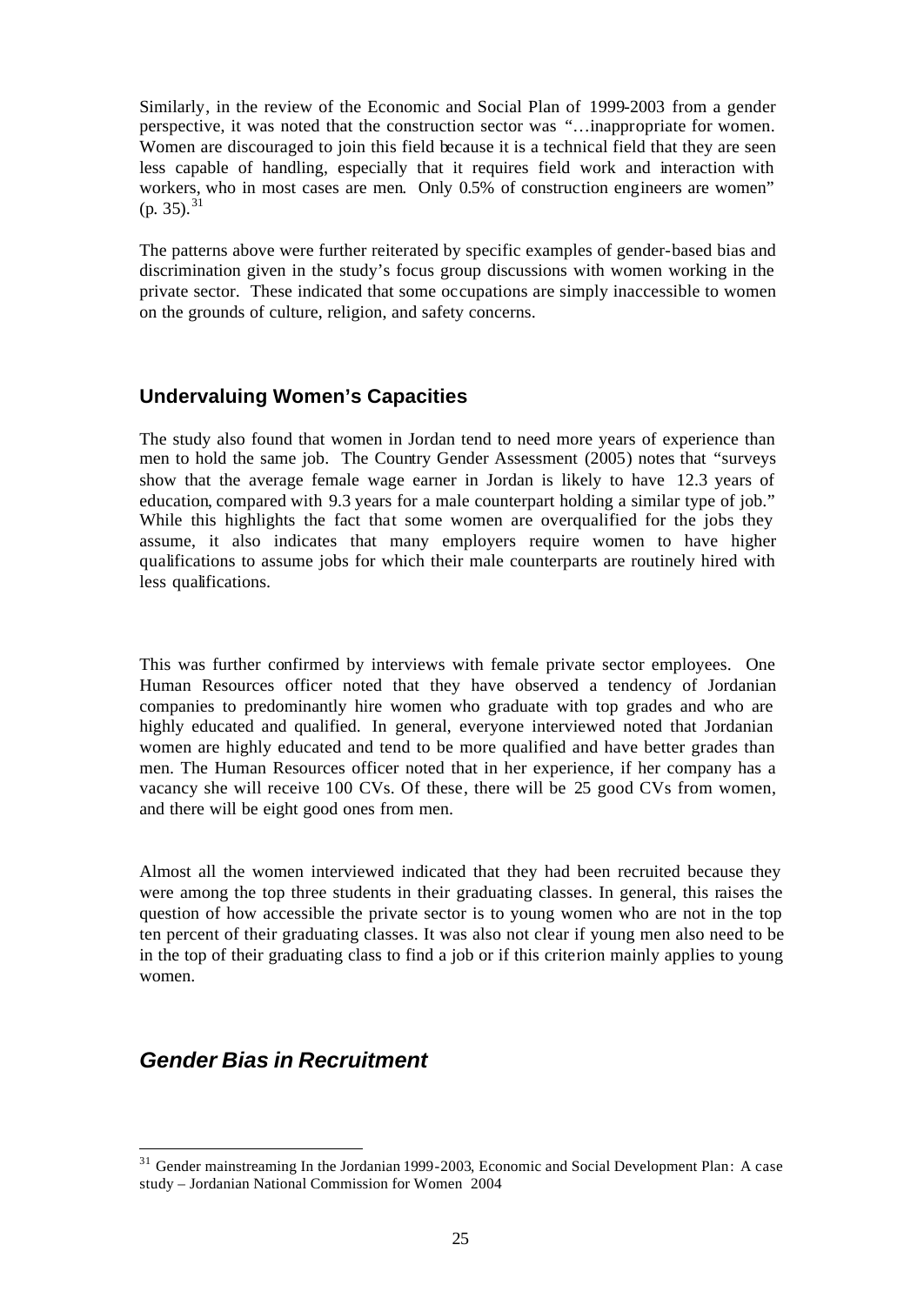Similarly, in the review of the Economic and Social Plan of 1999-2003 from a gender perspective, it was noted that the construction sector was "…inappropriate for women. Women are discouraged to join this field because it is a technical field that they are seen less capable of handling, especially that it requires field work and interaction with workers, who in most cases are men. Only 0.5% of construction engineers are women" (p. 35).[31]

The patterns above were further reiterated by specific examples of gender-based bias and discrimination given in the study's focus group discussions with women working in the private sector. These indicated that some occupations are simply inaccessible to women on the grounds of culture, religion, and safety concerns.

### Undervaluing Women's Capacities

The study also found that women in Jordan tend to need more years of experience than men to hold the same job. The Country Gender Assessment (2005) notes that "surveys show that the average female wage earner in Jordan is likely to have 12.3 years of education, compared with 9.3 years for a male counterpart holding a similar type of job." While this highlights the fact that some women are overqualified for the jobs they assume, it also indicates that many employers require women to have higher qualifications to assume jobs for which their male counterparts are routinely hired with less qualifications.

This was further confirmed by interviews with female private sector employees. One Human Resources officer noted that they have observed a tendency of Jordanian companies to predominantly hire women who graduate with top grades and who are highly educated and qualified. In general, everyone interviewed noted that Jordanian women are highly educated and tend to be more qualified and have better grades than men. The Human Resources officer noted that in her experience, if her company has a vacancy she will receive 100 CVs. Of these, there will be 25 good CVs from women, and there will be eight good ones from men.

Almost all the women interviewed indicated that they had been recruited because they were among the top three students in their graduating classes. In general, this raises the question of how accessible the private sector is to young women who are not in the top ten percent of their graduating classes. It was also not clear if young men also need to be in the top of their graduating class to find a job or if this criterion mainly applies to young women.

## *Gender Bias in Recruitment*

[31] Gender mainstreaming In the Jordanian 1999-2003, Economic and Social Development Plan: A case study – Jordanian National Commission for Women 2004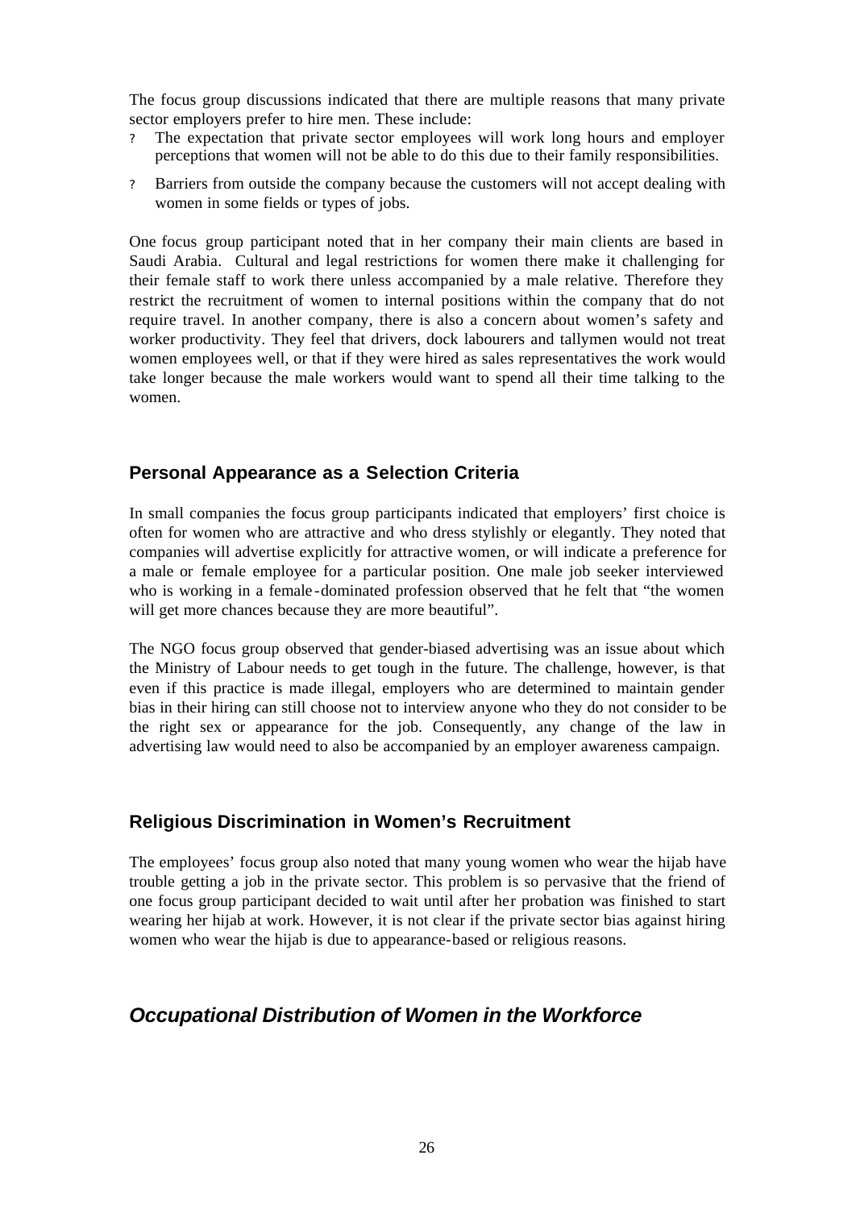The focus group discussions indicated that there are multiple reasons that many private sector employers prefer to hire men. These include:

- The expectation that private sector employees will work long hours and employer perceptions that women will not be able to do this due to their family responsibilities.
- Barriers from outside the company because the customers will not accept dealing with women in some fields or types of jobs.

One focus group participant noted that in her company their main clients are based in Saudi Arabia. Cultural and legal restrictions for women there make it challenging for their female staff to work there unless accompanied by a male relative. Therefore they restrict the recruitment of women to internal positions within the company that do not require travel. In another company, there is also a concern about women's safety and worker productivity. They feel that drivers, dock labourers and tallymen would not treat women employees well, or that if they were hired as sales representatives the work would take longer because the male workers would want to spend all their time talking to the women.

### Personal Appearance as a Selection Criteria

In small companies the focus group participants indicated that employers' first choice is often for women who are attractive and who dress stylishly or elegantly. They noted that companies will advertise explicitly for attractive women, or will indicate a preference for a male or female employee for a particular position. One male job seeker interviewed who is working in a female-dominated profession observed that he felt that "the women will get more chances because they are more beautiful".

The NGO focus group observed that gender-biased advertising was an issue about which the Ministry of Labour needs to get tough in the future. The challenge, however, is that even if this practice is made illegal, employers who are determined to maintain gender bias in their hiring can still choose not to interview anyone who they do not consider to be the right sex or appearance for the job. Consequently, any change of the law in advertising law would need to also be accompanied by an employer awareness campaign.

### Religious Discrimination in Women's Recruitment

The employees' focus group also noted that many young women who wear the hijab have trouble getting a job in the private sector. This problem is so pervasive that the friend of one focus group participant decided to wait until after her probation was finished to start wearing her hijab at work. However, it is not clear if the private sector bias against hiring women who wear the hijab is due to appearance-based or religious reasons.

## *Occupational Distribution of Women in the Workforce*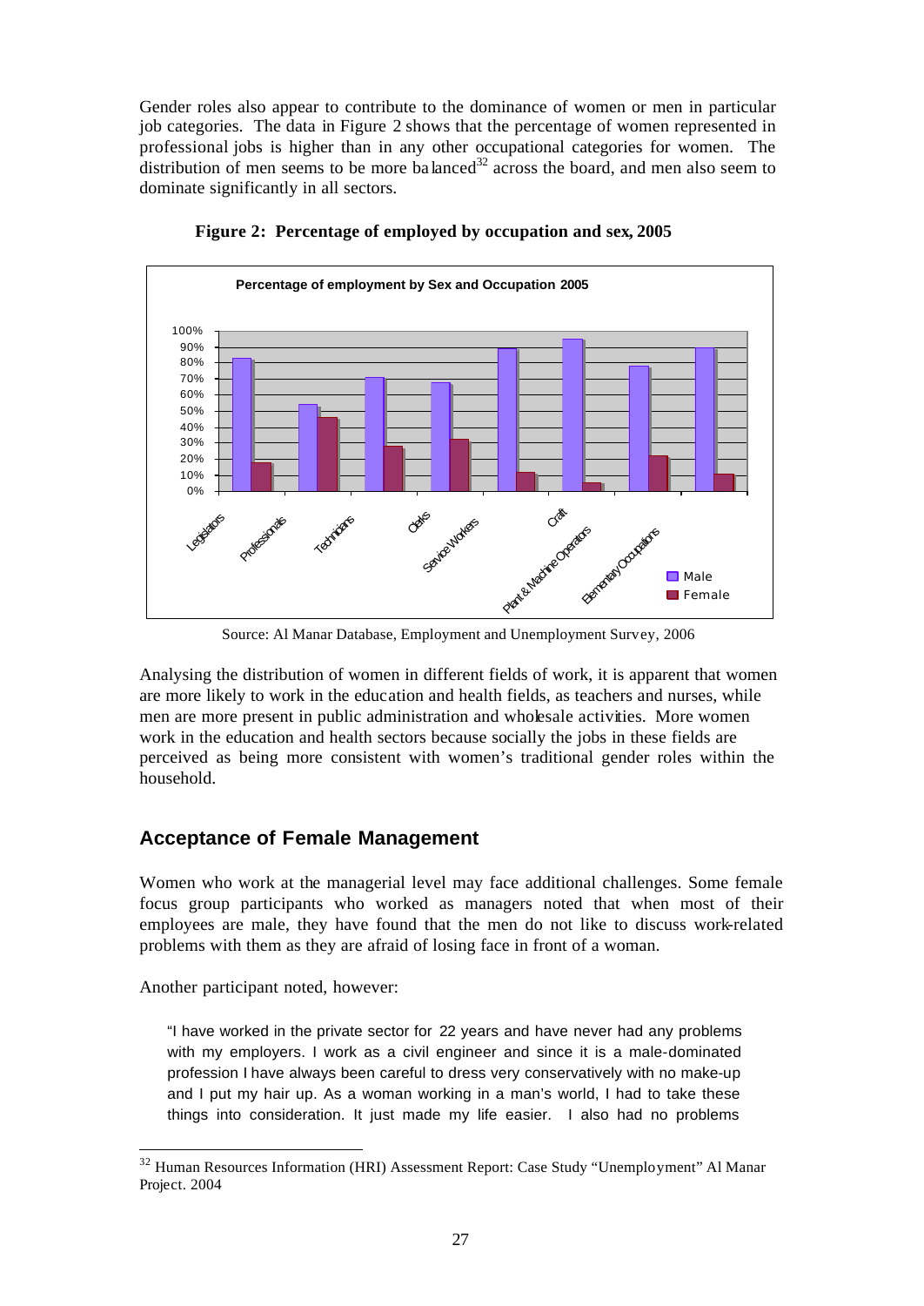Gender roles also appear to contribute to the dominance of women or men in particular job categories. The data in Figure 2 shows that the percentage of women represented in professional jobs is higher than in any other occupational categories for women. The distribution of men seems to be more balanced[32] across the board, and men also seem to dominate significantly in all sectors.

**Figure 2: Percentage of employed by occupation and sex, 2005**

Source: Al Manar Database, Employment and Unemployment Survey, 2006

Analysing the distribution of women in different fields of work, it is apparent that women are more likely to work in the education and health fields, as teachers and nurses, while men are more present in public administration and wholesale activities. More women work in the education and health sectors because socially the jobs in these fields are perceived as being more consistent with women's traditional gender roles within the household.

## Acceptance of Female Management

Women who work at the managerial level may face additional challenges. Some female focus group participants who worked as managers noted that when most of their employees are male, they have found that the men do not like to discuss work-related problems with them as they are afraid of losing face in front of a woman.

Another participant noted, however:

> "I have worked in the private sector for 22 years and have never had any problems with my employers. I work as a civil engineer and since it is a male-dominated profession I have always been careful to dress very conservatively with no make-up and I put my hair up. As a woman working in a man's world, I had to take these things into consideration. It just made my life easier. I also had no problems

[32] Human Resources Information (HRI) Assessment Report: Case Study "Unemployment" Al Manar Project. 2004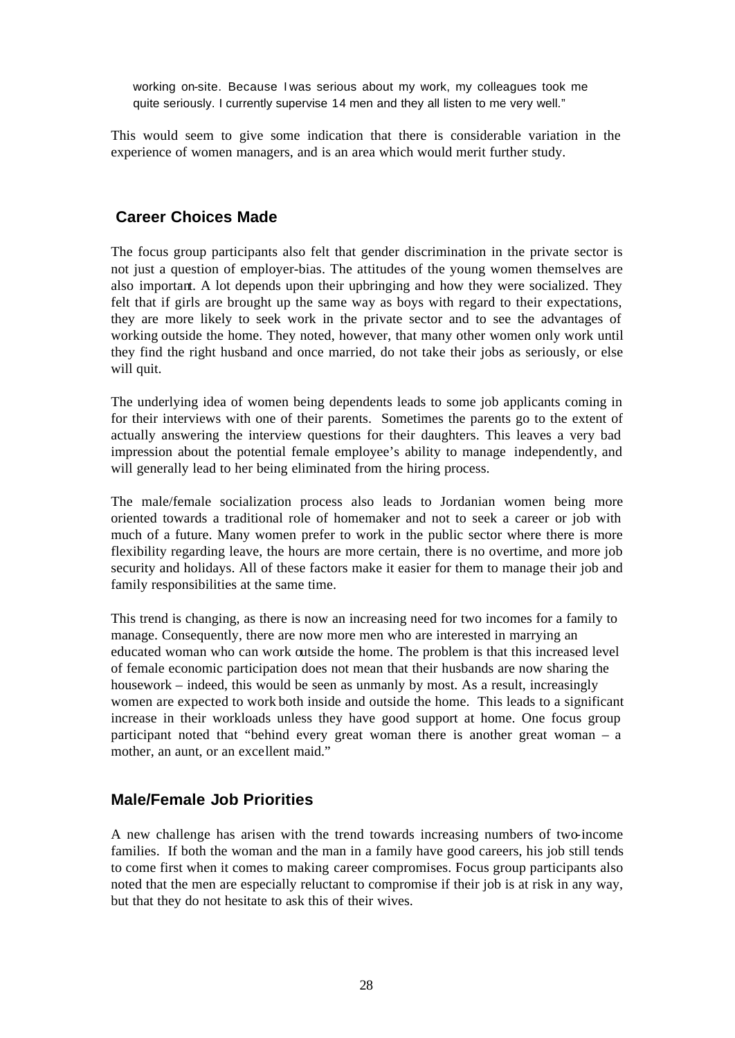> working on-site. Because I was serious about my work, my colleagues took me quite seriously. I currently supervise 14 men and they all listen to me very well."

This would seem to give some indication that there is considerable variation in the experience of women managers, and is an area which would merit further study.

## Career Choices Made

The focus group participants also felt that gender discrimination in the private sector is not just a question of employer-bias. The attitudes of the young women themselves are also important. A lot depends upon their upbringing and how they were socialized. They felt that if girls are brought up the same way as boys with regard to their expectations, they are more likely to seek work in the private sector and to see the advantages of working outside the home. They noted, however, that many other women only work until they find the right husband and once married, do not take their jobs as seriously, or else will quit.

The underlying idea of women being dependents leads to some job applicants coming in for their interviews with one of their parents. Sometimes the parents go to the extent of actually answering the interview questions for their daughters. This leaves a very bad impression about the potential female employee's ability to manage independently, and will generally lead to her being eliminated from the hiring process.

The male/female socialization process also leads to Jordanian women being more oriented towards a traditional role of homemaker and not to seek a career or job with much of a future. Many women prefer to work in the public sector where there is more flexibility regarding leave, the hours are more certain, there is no overtime, and more job security and holidays. All of these factors make it easier for them to manage their job and family responsibilities at the same time.

This trend is changing, as there is now an increasing need for two incomes for a family to manage. Consequently, there are now more men who are interested in marrying an educated woman who can work outside the home. The problem is that this increased level of female economic participation does not mean that their husbands are now sharing the housework – indeed, this would be seen as unmanly by most. As a result, increasingly women are expected to work both inside and outside the home. This leads to a significant increase in their workloads unless they have good support at home. One focus group participant noted that "behind every great woman there is another great woman – a mother, an aunt, or an excellent maid."

## Male/Female Job Priorities

A new challenge has arisen with the trend towards increasing numbers of two-income families. If both the woman and the man in a family have good careers, his job still tends to come first when it comes to making career compromises. Focus group participants also noted that the men are especially reluctant to compromise if their job is at risk in any way, but that they do not hesitate to ask this of their wives.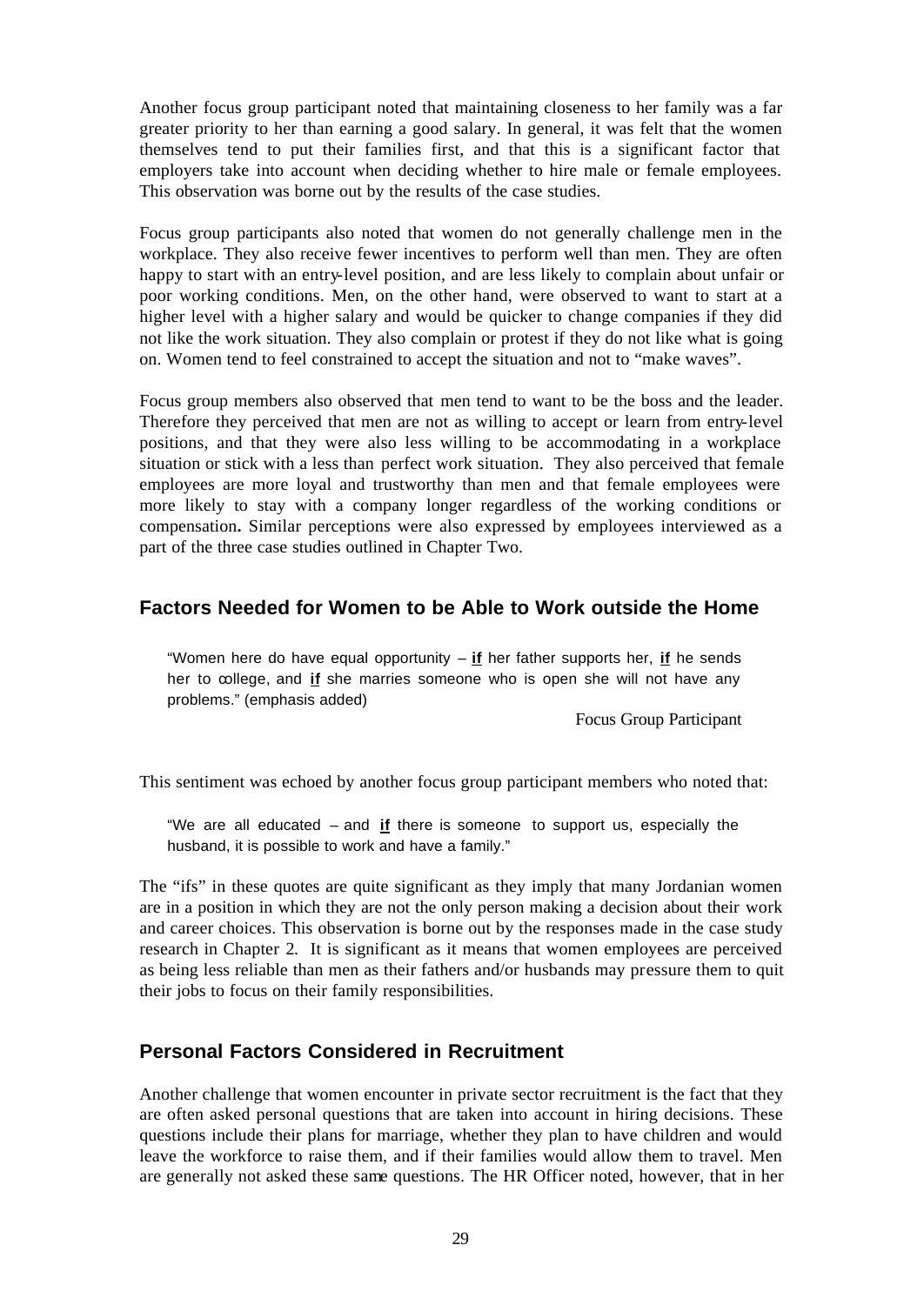Another focus group participant noted that maintaining closeness to her family was a far greater priority to her than earning a good salary. In general, it was felt that the women themselves tend to put their families first, and that this is a significant factor that employers take into account when deciding whether to hire male or female employees. This observation was borne out by the results of the case studies.

Focus group participants also noted that women do not generally challenge men in the workplace. They also receive fewer incentives to perform well than men. They are often happy to start with an entry-level position, and are less likely to complain about unfair or poor working conditions. Men, on the other hand, were observed to want to start at a higher level with a higher salary and would be quicker to change companies if they did not like the work situation. They also complain or protest if they do not like what is going on. Women tend to feel constrained to accept the situation and not to "make waves".

Focus group members also observed that men tend to want to be the boss and the leader. Therefore they perceived that men are not as willing to accept or learn from entry-level positions, and that they were also less willing to be accommodating in a workplace situation or stick with a less than perfect work situation. They also perceived that female employees are more loyal and trustworthy than men and that female employees were more likely to stay with a company longer regardless of the working conditions or compensation**.** Similar perceptions were also expressed by employees interviewed as a part of the three case studies outlined in Chapter Two.

## Factors Needed for Women to be Able to Work outside the Home

> "Women here do have equal opportunity – **if** her father supports her, **if** he sends her to college, and **if** she marries someone who is open she will not have any problems." (emphasis added)
>
> Focus Group Participant

This sentiment was echoed by another focus group participant members who noted that:

> "We are all educated – and **if** there is someone to support us, especially the husband, it is possible to work and have a family."

The "ifs" in these quotes are quite significant as they imply that many Jordanian women are in a position in which they are not the only person making a decision about their work and career choices. This observation is borne out by the responses made in the case study research in Chapter 2. It is significant as it means that women employees are perceived as being less reliable than men as their fathers and/or husbands may pressure them to quit their jobs to focus on their family responsibilities.

## Personal Factors Considered in Recruitment

Another challenge that women encounter in private sector recruitment is the fact that they are often asked personal questions that are taken into account in hiring decisions. These questions include their plans for marriage, whether they plan to have children and would leave the workforce to raise them, and if their families would allow them to travel. Men are generally not asked these same questions. The HR Officer noted, however, that in her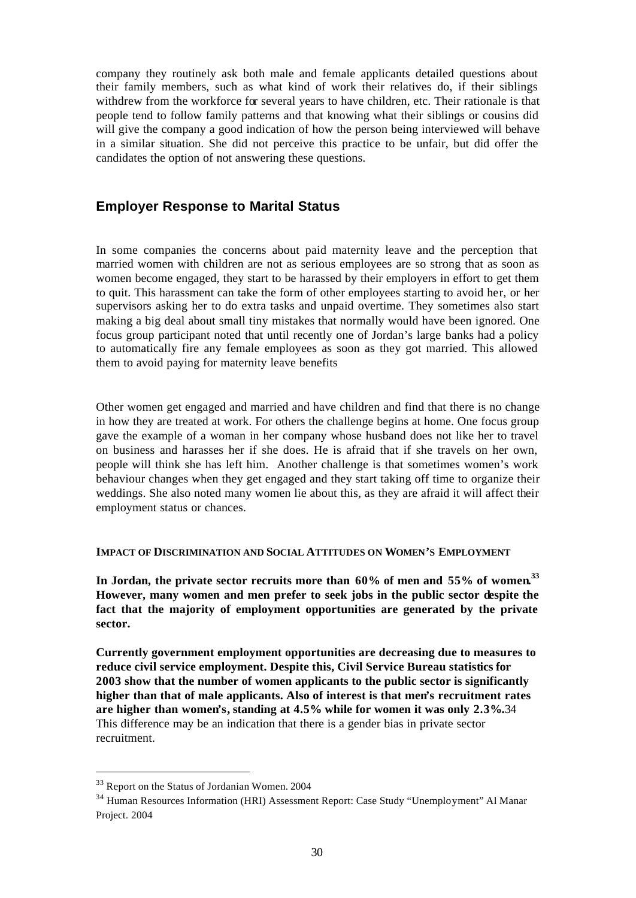company they routinely ask both male and female applicants detailed questions about their family members, such as what kind of work their relatives do, if their siblings withdrew from the workforce for several years to have children, etc. Their rationale is that people tend to follow family patterns and that knowing what their siblings or cousins did will give the company a good indication of how the person being interviewed will behave in a similar situation. She did not perceive this practice to be unfair, but did offer the candidates the option of not answering these questions.

## Employer Response to Marital Status

In some companies the concerns about paid maternity leave and the perception that married women with children are not as serious employees are so strong that as soon as women become engaged, they start to be harassed by their employers in effort to get them to quit. This harassment can take the form of other employees starting to avoid her, or her supervisors asking her to do extra tasks and unpaid overtime. They sometimes also start making a big deal about small tiny mistakes that normally would have been ignored. One focus group participant noted that until recently one of Jordan's large banks had a policy to automatically fire any female employees as soon as they got married. This allowed them to avoid paying for maternity leave benefits

Other women get engaged and married and have children and find that there is no change in how they are treated at work. For others the challenge begins at home. One focus group gave the example of a woman in her company whose husband does not like her to travel on business and harasses her if she does. He is afraid that if she travels on her own, people will think she has left him. Another challenge is that sometimes women's work behaviour changes when they get engaged and they start taking off time to organize their weddings. She also noted many women lie about this, as they are afraid it will affect their employment status or chances.

**IMPACT OF DISCRIMINATION AND SOCIAL ATTITUDES ON WOMEN'S EMPLOYMENT**

**In Jordan, the private sector recruits more than 60% of men and 55% of women.[33] However, many women and men prefer to seek jobs in the public sector despite the fact that the majority of employment opportunities are generated by the private sector.**

**Currently government employment opportunities are decreasing due to measures to reduce civil service employment. Despite this, Civil Service Bureau statistics for 2003 show that the number of women applicants to the public sector is significantly higher than that of male applicants. Also of interest is that men's recruitment rates are higher than women's, standing at 4.5% while for women it was only 2.3%.**[34] This difference may be an indication that there is a gender bias in private sector recruitment.

---

[33] Report on the Status of Jordanian Women. 2004

[34] Human Resources Information (HRI) Assessment Report: Case Study "Unemployment" Al Manar Project. 2004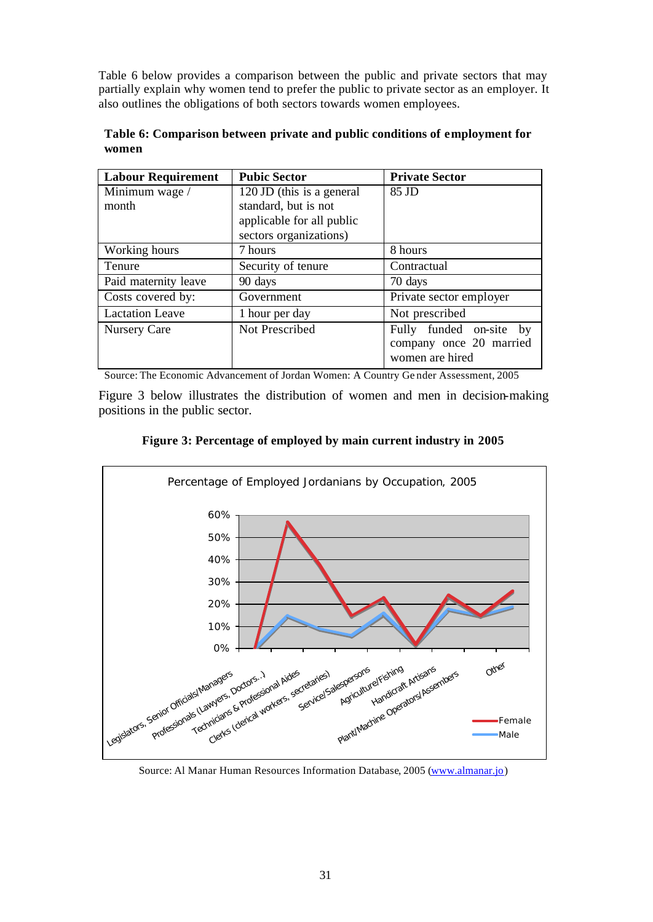Table 6 below provides a comparison between the public and private sectors that may partially explain why women tend to prefer the public to private sector as an employer. It also outlines the obligations of both sectors towards women employees.

**Table 6: Comparison between private and public conditions of employment for women**

| Labour Requirement | Pubic Sector | Private Sector |
|---|---|---|
| Minimum wage / month | 120 JD (this is a general standard, but is not applicable for all public sectors organizations) | 85 JD |
| Working hours | 7 hours | 8 hours |
| Tenure | Security of tenure | Contractual |
| Paid maternity leave | 90 days | 70 days |
| Costs covered by: | Government | Private sector employer |
| Lactation Leave | 1 hour per day | Not prescribed |
| Nursery Care | Not Prescribed | Fully funded on-site by company once 20 married women are hired |

Source: The Economic Advancement of Jordan Women: A Country Gender Assessment, 2005

Figure 3 below illustrates the distribution of women and men in decision-making positions in the public sector.

**Figure 3: Percentage of employed by main current industry in 2005**

Percentage of Employed Jordanians by Occupation, 2005

| Occupation | Female | Male |
|---|---|---|
| Legislators, Senior Officials/Managers | ~0% | ~0% |
| Professionals (Lawyers, Doctors..) | ~56% | ~14% |
| Technicians & Professional Aides | ~37% | ~8% |
| Clerks (clerical workers, secretaries) | ~14% | ~5% |
| Service/Salespersons | ~22% | ~15% |
| Agriculture/Fishing | ~1% | ~1% |
| Handicraft Artisans | ~24% | ~17% |
| Plant/Machine Operators/Assembers | ~14% | ~14% |
| Other | ~25% | ~18% |

Source: Al Manar Human Resources Information Database, 2005 (www.almanar.jo)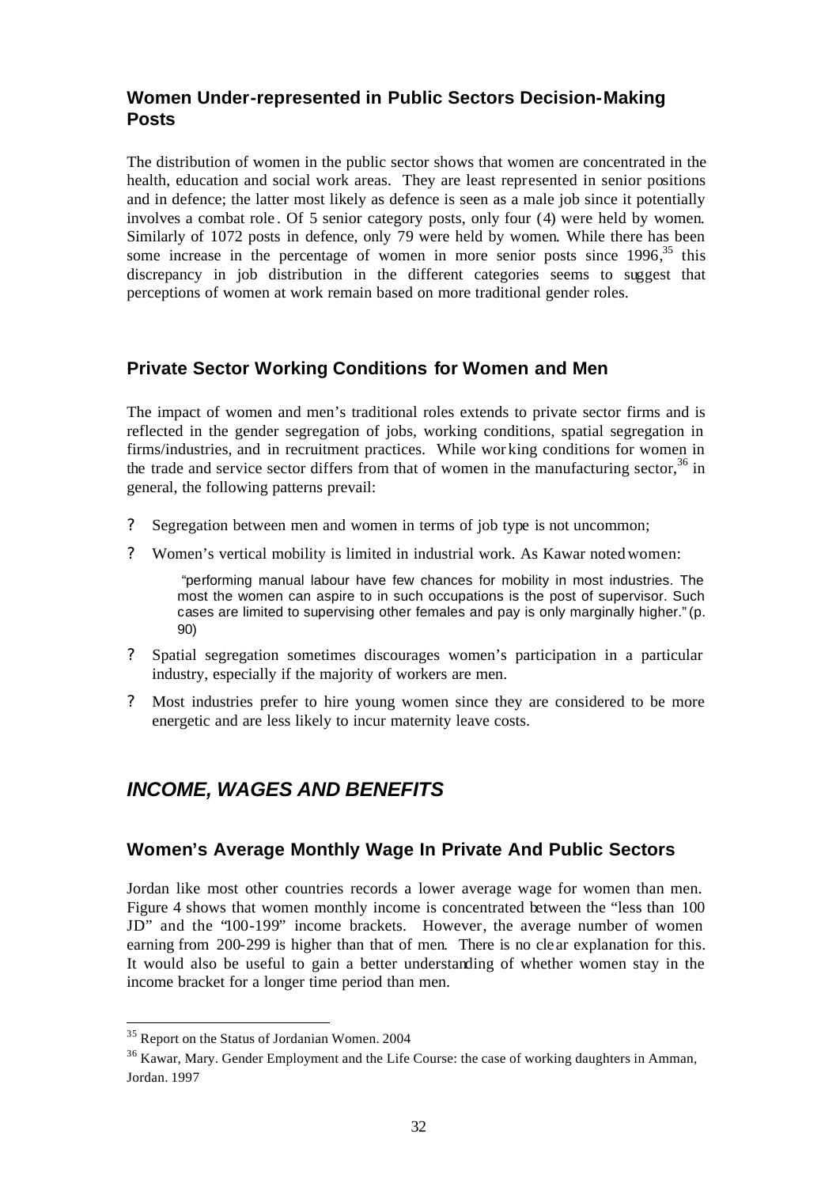## Women Under-represented in Public Sectors Decision-Making Posts

The distribution of women in the public sector shows that women are concentrated in the health, education and social work areas. They are least represented in senior positions and in defence; the latter most likely as defence is seen as a male job since it potentially involves a combat role. Of 5 senior category posts, only four (4) were held by women. Similarly of 1072 posts in defence, only 79 were held by women. While there has been some increase in the percentage of women in more senior posts since 1996,[35] this discrepancy in job distribution in the different categories seems to suggest that perceptions of women at work remain based on more traditional gender roles.

## Private Sector Working Conditions for Women and Men

The impact of women and men's traditional roles extends to private sector firms and is reflected in the gender segregation of jobs, working conditions, spatial segregation in firms/industries, and in recruitment practices. While working conditions for women in the trade and service sector differs from that of women in the manufacturing sector,[36] in general, the following patterns prevail:

- Segregation between men and women in terms of job type is not uncommon;
- Women's vertical mobility is limited in industrial work. As Kawar noted women:

  > "performing manual labour have few chances for mobility in most industries. The most the women can aspire to in such occupations is the post of supervisor. Such cases are limited to supervising other females and pay is only marginally higher." (p. 90)

- Spatial segregation sometimes discourages women's participation in a particular industry, especially if the majority of workers are men.
- Most industries prefer to hire young women since they are considered to be more energetic and are less likely to incur maternity leave costs.

# *INCOME, WAGES AND BENEFITS*

## Women's Average Monthly Wage In Private And Public Sectors

Jordan like most other countries records a lower average wage for women than men. Figure 4 shows that women monthly income is concentrated between the "less than 100 JD" and the "100-199" income brackets. However, the average number of women earning from 200-299 is higher than that of men. There is no clear explanation for this. It would also be useful to gain a better understanding of whether women stay in the income bracket for a longer time period than men.

---

[35] Report on the Status of Jordanian Women. 2004

[36] Kawar, Mary. Gender Employment and the Life Course: the case of working daughters in Amman, Jordan. 1997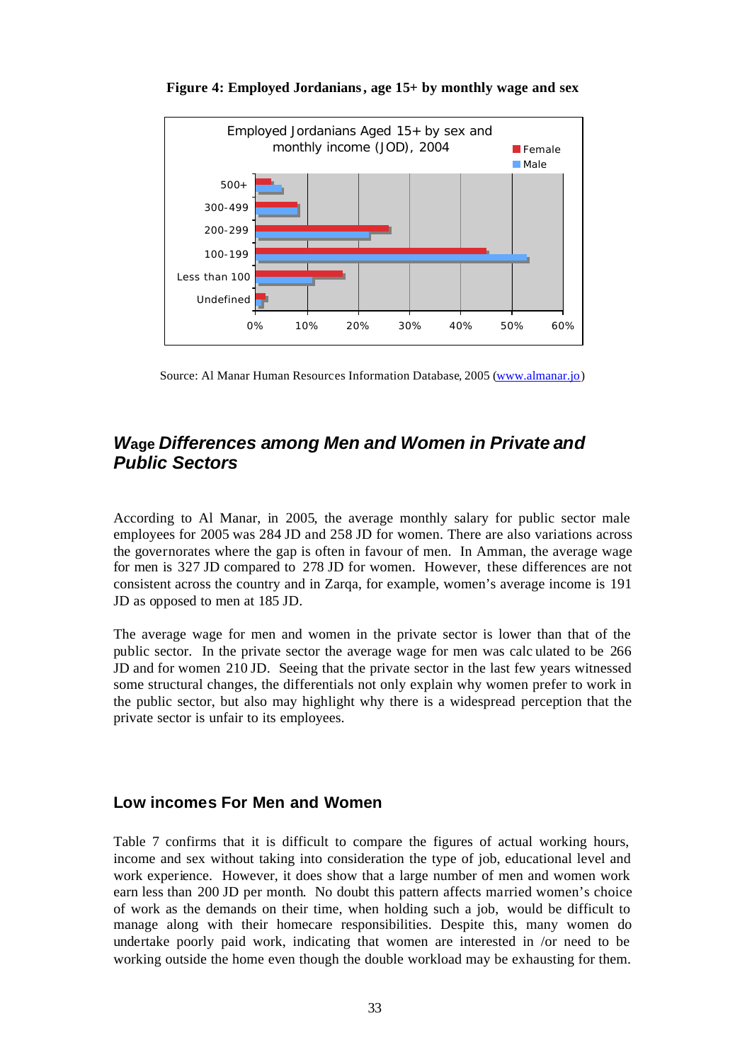**Figure 4: Employed Jordanians, age 15+ by monthly wage and sex**

Source: Al Manar Human Resources Information Database, 2005 (www.almanar.jo)

## *Wage Differences among Men and Women in Private and Public Sectors*

According to Al Manar, in 2005, the average monthly salary for public sector male employees for 2005 was 284 JD and 258 JD for women. There are also variations across the governorates where the gap is often in favour of men. In Amman, the average wage for men is 327 JD compared to 278 JD for women. However, these differences are not consistent across the country and in Zarqa, for example, women's average income is 191 JD as opposed to men at 185 JD.

The average wage for men and women in the private sector is lower than that of the public sector. In the private sector the average wage for men was calculated to be 266 JD and for women 210 JD. Seeing that the private sector in the last few years witnessed some structural changes, the differentials not only explain why women prefer to work in the public sector, but also may highlight why there is a widespread perception that the private sector is unfair to its employees.

## Low incomes For Men and Women

Table 7 confirms that it is difficult to compare the figures of actual working hours, income and sex without taking into consideration the type of job, educational level and work experience. However, it does show that a large number of men and women work earn less than 200 JD per month. No doubt this pattern affects married women's choice of work as the demands on their time, when holding such a job, would be difficult to manage along with their homecare responsibilities. Despite this, many women do undertake poorly paid work, indicating that women are interested in /or need to be working outside the home even though the double workload may be exhausting for them.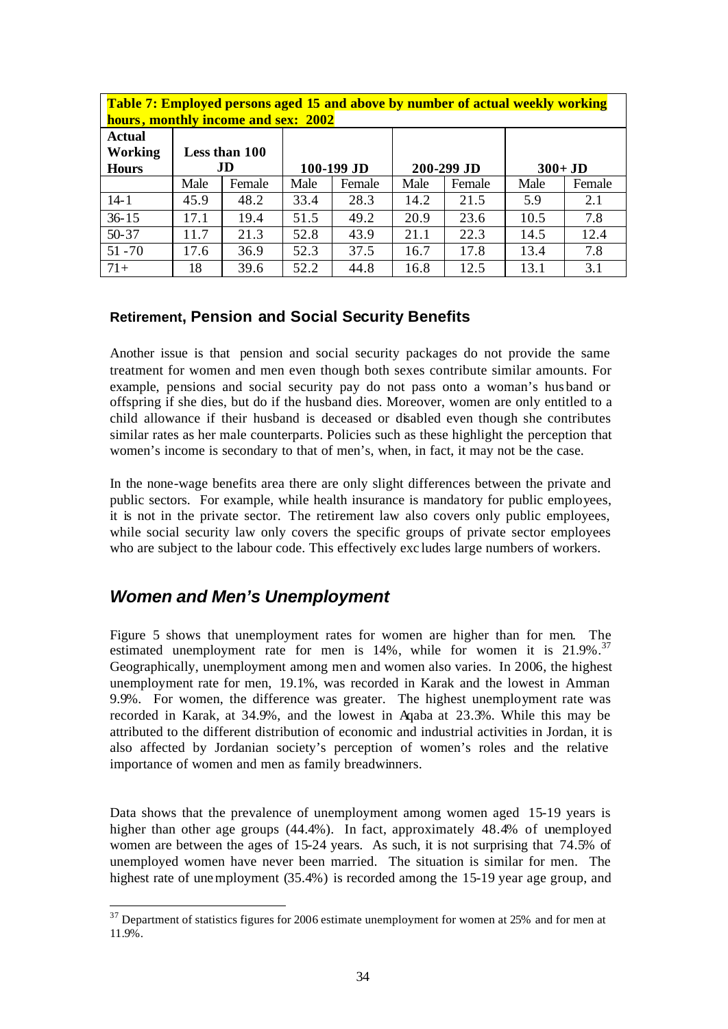**Table 7: Employed persons aged 15 and above by number of actual weekly working hours, monthly income and sex: 2002**

| Actual Working Hours | Less than 100 JD | | 100-199 JD | | 200-299 JD | | 300+ JD | |
|---|---|---|---|---|---|---|---|---|
| | Male | Female | Male | Female | Male | Female | Male | Female |
| 14-1 | 45.9 | 48.2 | 33.4 | 28.3 | 14.2 | 21.5 | 5.9 | 2.1 |
| 36-15 | 17.1 | 19.4 | 51.5 | 49.2 | 20.9 | 23.6 | 10.5 | 7.8 |
| 50-37 | 11.7 | 21.3 | 52.8 | 43.9 | 21.1 | 22.3 | 14.5 | 12.4 |
| 51 -70 | 17.6 | 36.9 | 52.3 | 37.5 | 16.7 | 17.8 | 13.4 | 7.8 |
| 71+ | 18 | 39.6 | 52.2 | 44.8 | 16.8 | 12.5 | 13.1 | 3.1 |

### Retirement, Pension and Social Security Benefits

Another issue is that pension and social security packages do not provide the same treatment for women and men even though both sexes contribute similar amounts. For example, pensions and social security pay do not pass onto a woman's husband or offspring if she dies, but do if the husband dies. Moreover, women are only entitled to a child allowance if their husband is deceased or disabled even though she contributes similar rates as her male counterparts. Policies such as these highlight the perception that women's income is secondary to that of men's, when, in fact, it may not be the case.

In the none-wage benefits area there are only slight differences between the private and public sectors. For example, while health insurance is mandatory for public employees, it is not in the private sector. The retirement law also covers only public employees, while social security law only covers the specific groups of private sector employees who are subject to the labour code. This effectively excludes large numbers of workers.

## *Women and Men's Unemployment*

Figure 5 shows that unemployment rates for women are higher than for men. The estimated unemployment rate for men is 14%, while for women it is 21.9%.[37] Geographically, unemployment among men and women also varies. In 2006, the highest unemployment rate for men, 19.1%, was recorded in Karak and the lowest in Amman 9.9%. For women, the difference was greater. The highest unemployment rate was recorded in Karak, at 34.9%, and the lowest in Aqaba at 23.3%. While this may be attributed to the different distribution of economic and industrial activities in Jordan, it is also affected by Jordanian society's perception of women's roles and the relative importance of women and men as family breadwinners.

Data shows that the prevalence of unemployment among women aged 15-19 years is higher than other age groups (44.4%). In fact, approximately 48.4% of unemployed women are between the ages of 15-24 years. As such, it is not surprising that 74.5% of unemployed women have never been married. The situation is similar for men. The highest rate of unemployment (35.4%) is recorded among the 15-19 year age group, and

[37] Department of statistics figures for 2006 estimate unemployment for women at 25% and for men at 11.9%.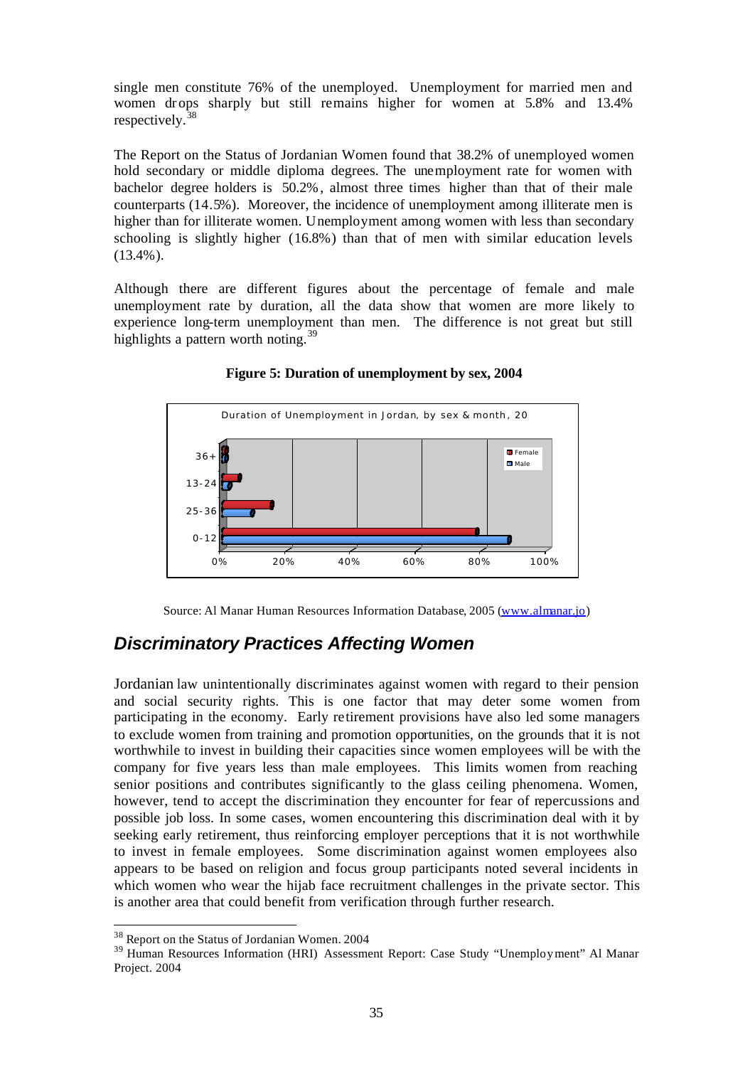single men constitute 76% of the unemployed. Unemployment for married men and women drops sharply but still remains higher for women at 5.8% and 13.4% respectively.[38]

The Report on the Status of Jordanian Women found that 38.2% of unemployed women hold secondary or middle diploma degrees. The unemployment rate for women with bachelor degree holders is 50.2%, almost three times higher than that of their male counterparts (14.5%). Moreover, the incidence of unemployment among illiterate men is higher than for illiterate women. Unemployment among women with less than secondary schooling is slightly higher (16.8%) than that of men with similar education levels (13.4%).

Although there are different figures about the percentage of female and male unemployment rate by duration, all the data show that women are more likely to experience long-term unemployment than men. The difference is not great but still highlights a pattern worth noting.[39]

**Figure 5: Duration of unemployment by sex, 2004**

Duration of Unemployment in Jordan, by sex & month, 20

Source: Al Manar Human Resources Information Database, 2005 (www.almanar.jo)

## *Discriminatory Practices Affecting Women*

Jordanian law unintentionally discriminates against women with regard to their pension and social security rights. This is one factor that may deter some women from participating in the economy. Early retirement provisions have also led some managers to exclude women from training and promotion opportunities, on the grounds that it is not worthwhile to invest in building their capacities since women employees will be with the company for five years less than male employees. This limits women from reaching senior positions and contributes significantly to the glass ceiling phenomena. Women, however, tend to accept the discrimination they encounter for fear of repercussions and possible job loss. In some cases, women encountering this discrimination deal with it by seeking early retirement, thus reinforcing employer perceptions that it is not worthwhile to invest in female employees. Some discrimination against women employees also appears to be based on religion and focus group participants noted several incidents in which women who wear the hijab face recruitment challenges in the private sector. This is another area that could benefit from verification through further research.

---

[38] Report on the Status of Jordanian Women. 2004

[39] Human Resources Information (HRI) Assessment Report: Case Study "Unemployment" Al Manar Project. 2004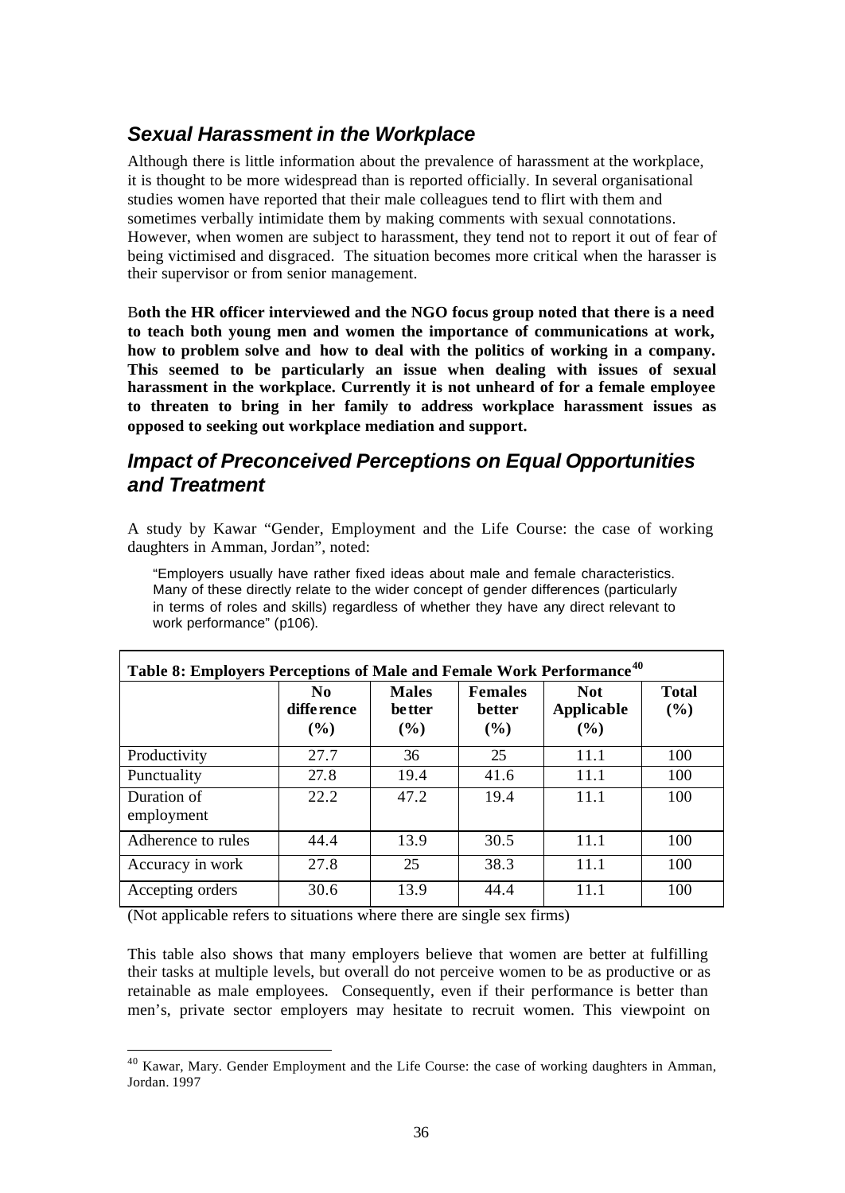## *Sexual Harassment in the Workplace*

Although there is little information about the prevalence of harassment at the workplace, it is thought to be more widespread than is reported officially. In several organisational studies women have reported that their male colleagues tend to flirt with them and sometimes verbally intimidate them by making comments with sexual connotations. However, when women are subject to harassment, they tend not to report it out of fear of being victimised and disgraced. The situation becomes more critical when the harasser is their supervisor or from senior management.

**Both the HR officer interviewed and the NGO focus group noted that there is a need to teach both young men and women the importance of communications at work, how to problem solve and how to deal with the politics of working in a company. This seemed to be particularly an issue when dealing with issues of sexual harassment in the workplace. Currently it is not unheard of for a female employee to threaten to bring in her family to address workplace harassment issues as opposed to seeking out workplace mediation and support.**

## *Impact of Preconceived Perceptions on Equal Opportunities and Treatment*

A study by Kawar "Gender, Employment and the Life Course: the case of working daughters in Amman, Jordan", noted:

> "Employers usually have rather fixed ideas about male and female characteristics. Many of these directly relate to the wider concept of gender differences (particularly in terms of roles and skills) regardless of whether they have any direct relevant to work performance" (p106).

**Table 8: Employers Perceptions of Male and Female Work Performance[40]**

| | No difference (%) | Males better (%) | Females better (%) | Not Applicable (%) | Total (%) |
|---|---|---|---|---|---|
| Productivity | 27.7 | 36 | 25 | 11.1 | 100 |
| Punctuality | 27.8 | 19.4 | 41.6 | 11.1 | 100 |
| Duration of employment | 22.2 | 47.2 | 19.4 | 11.1 | 100 |
| Adherence to rules | 44.4 | 13.9 | 30.5 | 11.1 | 100 |
| Accuracy in work | 27.8 | 25 | 38.3 | 11.1 | 100 |
| Accepting orders | 30.6 | 13.9 | 44.4 | 11.1 | 100 |

(Not applicable refers to situations where there are single sex firms)

This table also shows that many employers believe that women are better at fulfilling their tasks at multiple levels, but overall do not perceive women to be as productive or as retainable as male employees. Consequently, even if their performance is better than men's, private sector employers may hesitate to recruit women. This viewpoint on

[40] Kawar, Mary. Gender Employment and the Life Course: the case of working daughters in Amman, Jordan. 1997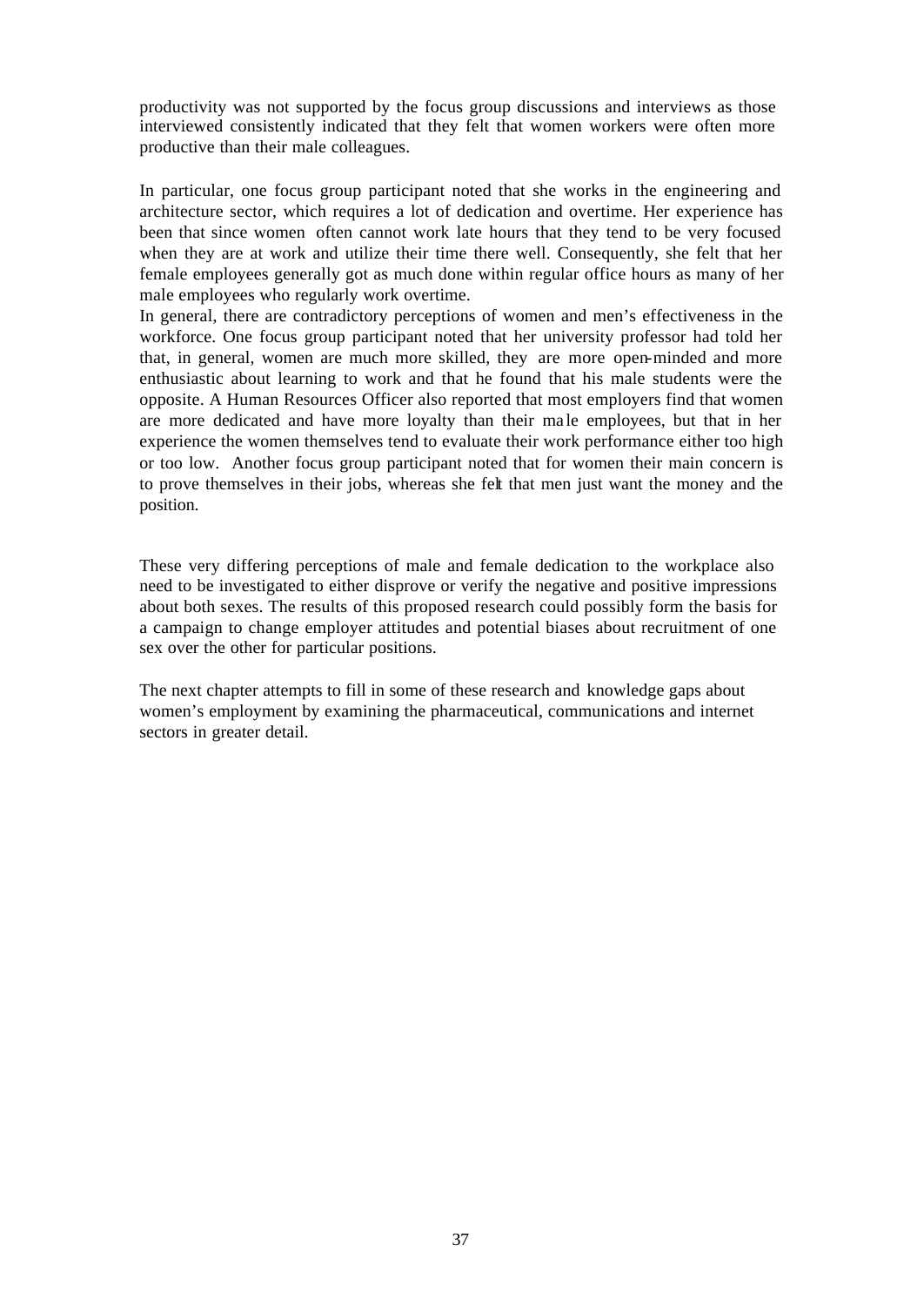productivity was not supported by the focus group discussions and interviews as those interviewed consistently indicated that they felt that women workers were often more productive than their male colleagues.

In particular, one focus group participant noted that she works in the engineering and architecture sector, which requires a lot of dedication and overtime. Her experience has been that since women often cannot work late hours that they tend to be very focused when they are at work and utilize their time there well. Consequently, she felt that her female employees generally got as much done within regular office hours as many of her male employees who regularly work overtime.

In general, there are contradictory perceptions of women and men's effectiveness in the workforce. One focus group participant noted that her university professor had told her that, in general, women are much more skilled, they are more open-minded and more enthusiastic about learning to work and that he found that his male students were the opposite. A Human Resources Officer also reported that most employers find that women are more dedicated and have more loyalty than their male employees, but that in her experience the women themselves tend to evaluate their work performance either too high or too low. Another focus group participant noted that for women their main concern is to prove themselves in their jobs, whereas she felt that men just want the money and the position.

These very differing perceptions of male and female dedication to the workplace also need to be investigated to either disprove or verify the negative and positive impressions about both sexes. The results of this proposed research could possibly form the basis for a campaign to change employer attitudes and potential biases about recruitment of one sex over the other for particular positions.

The next chapter attempts to fill in some of these research and knowledge gaps about women's employment by examining the pharmaceutical, communications and internet sectors in greater detail.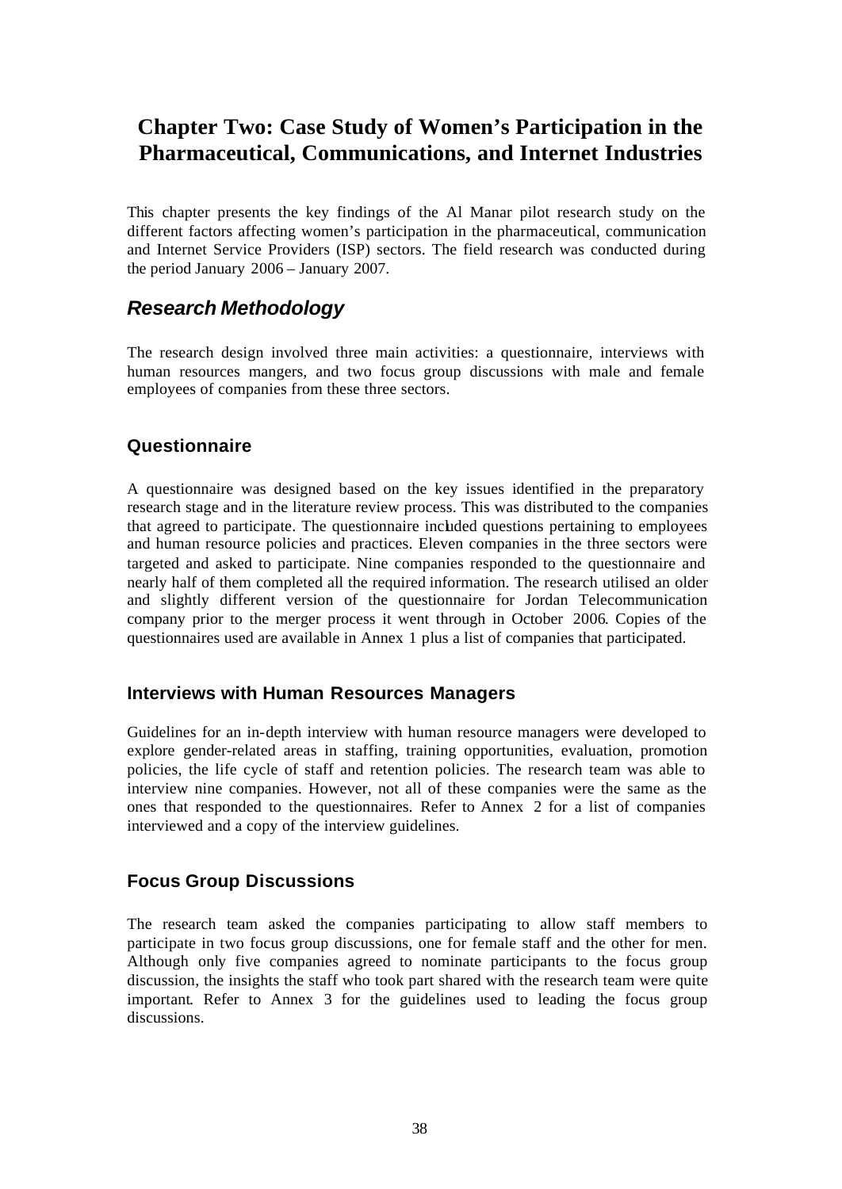# Chapter Two: Case Study of Women's Participation in the Pharmaceutical, Communications, and Internet Industries

This chapter presents the key findings of the Al Manar pilot research study on the different factors affecting women's participation in the pharmaceutical, communication and Internet Service Providers (ISP) sectors. The field research was conducted during the period January 2006 – January 2007.

## *Research Methodology*

The research design involved three main activities: a questionnaire, interviews with human resources mangers, and two focus group discussions with male and female employees of companies from these three sectors.

### Questionnaire

A questionnaire was designed based on the key issues identified in the preparatory research stage and in the literature review process. This was distributed to the companies that agreed to participate. The questionnaire included questions pertaining to employees and human resource policies and practices. Eleven companies in the three sectors were targeted and asked to participate. Nine companies responded to the questionnaire and nearly half of them completed all the required information. The research utilised an older and slightly different version of the questionnaire for Jordan Telecommunication company prior to the merger process it went through in October 2006. Copies of the questionnaires used are available in Annex 1 plus a list of companies that participated.

### Interviews with Human Resources Managers

Guidelines for an in-depth interview with human resource managers were developed to explore gender-related areas in staffing, training opportunities, evaluation, promotion policies, the life cycle of staff and retention policies. The research team was able to interview nine companies. However, not all of these companies were the same as the ones that responded to the questionnaires. Refer to Annex 2 for a list of companies interviewed and a copy of the interview guidelines.

### Focus Group Discussions

The research team asked the companies participating to allow staff members to participate in two focus group discussions, one for female staff and the other for men. Although only five companies agreed to nominate participants to the focus group discussion, the insights the staff who took part shared with the research team were quite important. Refer to Annex 3 for the guidelines used to leading the focus group discussions.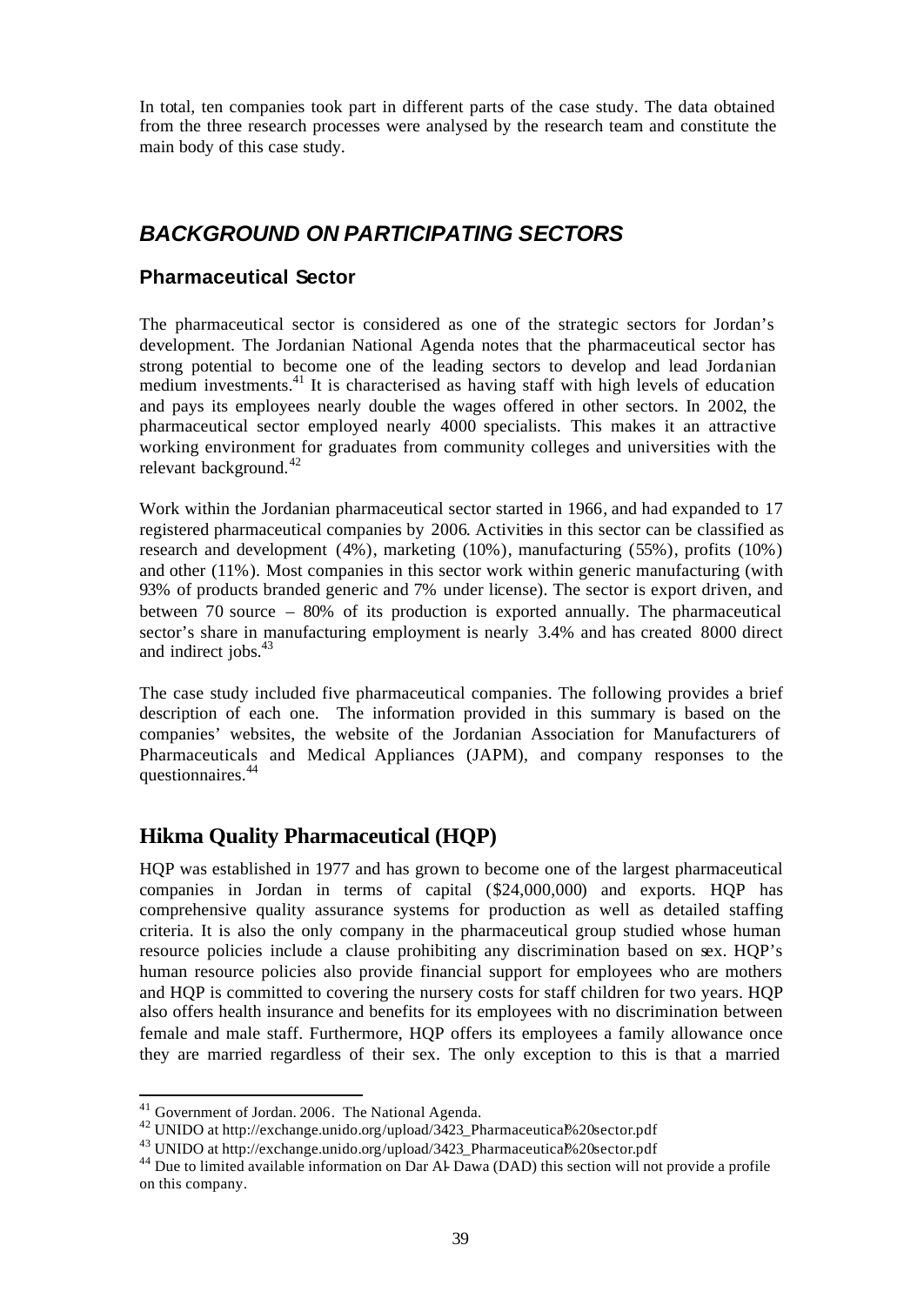In total, ten companies took part in different parts of the case study. The data obtained from the three research processes were analysed by the research team and constitute the main body of this case study.

## *BACKGROUND ON PARTICIPATING SECTORS*

### Pharmaceutical Sector

The pharmaceutical sector is considered as one of the strategic sectors for Jordan's development. The Jordanian National Agenda notes that the pharmaceutical sector has strong potential to become one of the leading sectors to develop and lead Jordanian medium investments.[41] It is characterised as having staff with high levels of education and pays its employees nearly double the wages offered in other sectors. In 2002, the pharmaceutical sector employed nearly 4000 specialists. This makes it an attractive working environment for graduates from community colleges and universities with the relevant background.[42]

Work within the Jordanian pharmaceutical sector started in 1966, and had expanded to 17 registered pharmaceutical companies by 2006. Activities in this sector can be classified as research and development (4%), marketing (10%), manufacturing (55%), profits (10%) and other (11%). Most companies in this sector work within generic manufacturing (with 93% of products branded generic and 7% under license). The sector is export driven, and between 70 source – 80% of its production is exported annually. The pharmaceutical sector's share in manufacturing employment is nearly 3.4% and has created 8000 direct and indirect jobs.[43]

The case study included five pharmaceutical companies. The following provides a brief description of each one. The information provided in this summary is based on the companies' websites, the website of the Jordanian Association for Manufacturers of Pharmaceuticals and Medical Appliances (JAPM), and company responses to the questionnaires.[44]

## Hikma Quality Pharmaceutical (HQP)

HQP was established in 1977 and has grown to become one of the largest pharmaceutical companies in Jordan in terms of capital ($24,000,000) and exports. HQP has comprehensive quality assurance systems for production as well as detailed staffing criteria. It is also the only company in the pharmaceutical group studied whose human resource policies include a clause prohibiting any discrimination based on sex. HQP's human resource policies also provide financial support for employees who are mothers and HQP is committed to covering the nursery costs for staff children for two years. HQP also offers health insurance and benefits for its employees with no discrimination between female and male staff. Furthermore, HQP offers its employees a family allowance once they are married regardless of their sex. The only exception to this is that a married

---

[41] Government of Jordan. 2006. The National Agenda.

[42] UNIDO at http://exchange.unido.org/upload/3423_Pharmaceutical%20sector.pdf

[43] UNIDO at http://exchange.unido.org/upload/3423_Pharmaceutical%20sector.pdf

[44] Due to limited available information on Dar Al-Dawa (DAD) this section will not provide a profile on this company.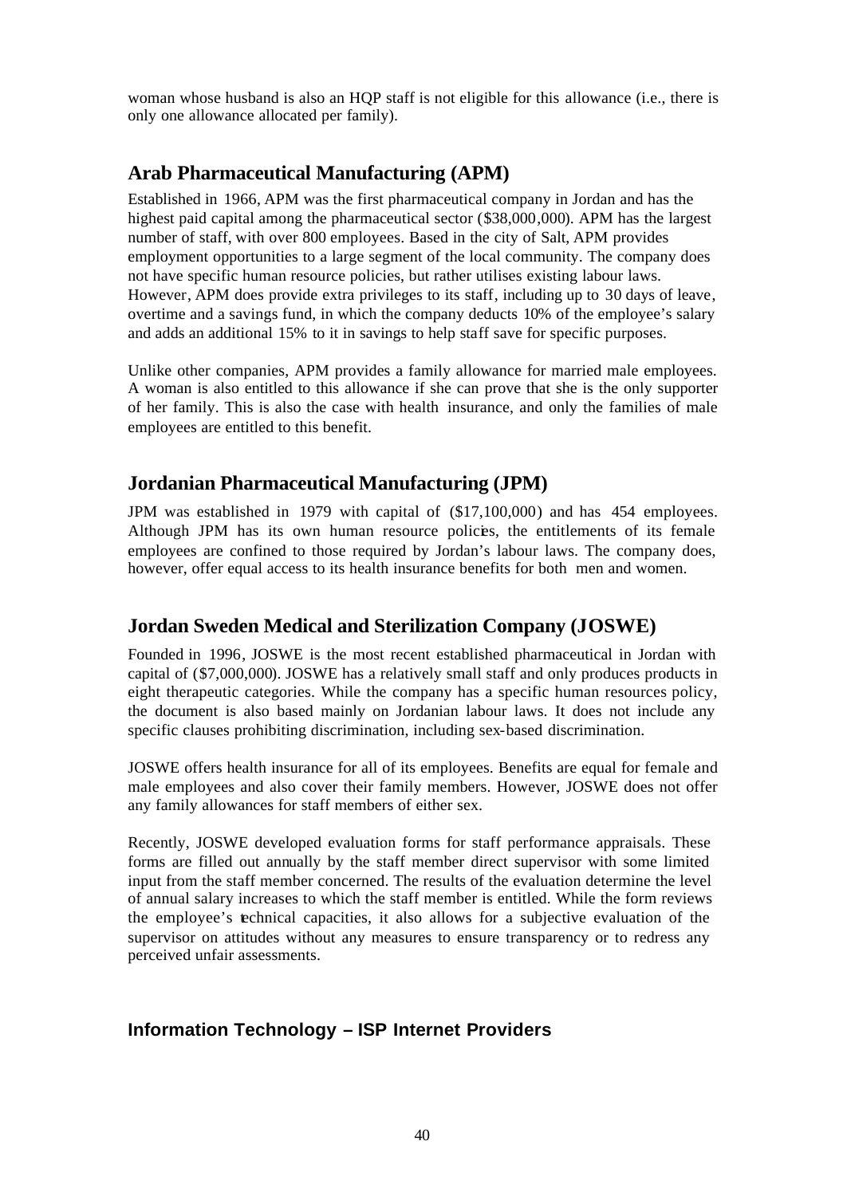woman whose husband is also an HQP staff is not eligible for this allowance (i.e., there is only one allowance allocated per family).

## Arab Pharmaceutical Manufacturing (APM)

Established in 1966, APM was the first pharmaceutical company in Jordan and has the highest paid capital among the pharmaceutical sector ($38,000,000). APM has the largest number of staff, with over 800 employees. Based in the city of Salt, APM provides employment opportunities to a large segment of the local community. The company does not have specific human resource policies, but rather utilises existing labour laws. However, APM does provide extra privileges to its staff, including up to 30 days of leave, overtime and a savings fund, in which the company deducts 10% of the employee's salary and adds an additional 15% to it in savings to help staff save for specific purposes.

Unlike other companies, APM provides a family allowance for married male employees. A woman is also entitled to this allowance if she can prove that she is the only supporter of her family. This is also the case with health insurance, and only the families of male employees are entitled to this benefit.

## Jordanian Pharmaceutical Manufacturing (JPM)

JPM was established in 1979 with capital of ($17,100,000) and has 454 employees. Although JPM has its own human resource policies, the entitlements of its female employees are confined to those required by Jordan's labour laws. The company does, however, offer equal access to its health insurance benefits for both men and women.

## Jordan Sweden Medical and Sterilization Company (JOSWE)

Founded in 1996, JOSWE is the most recent established pharmaceutical in Jordan with capital of ($7,000,000). JOSWE has a relatively small staff and only produces products in eight therapeutic categories. While the company has a specific human resources policy, the document is also based mainly on Jordanian labour laws. It does not include any specific clauses prohibiting discrimination, including sex-based discrimination.

JOSWE offers health insurance for all of its employees. Benefits are equal for female and male employees and also cover their family members. However, JOSWE does not offer any family allowances for staff members of either sex.

Recently, JOSWE developed evaluation forms for staff performance appraisals. These forms are filled out annually by the staff member direct supervisor with some limited input from the staff member concerned. The results of the evaluation determine the level of annual salary increases to which the staff member is entitled. While the form reviews the employee's technical capacities, it also allows for a subjective evaluation of the supervisor on attitudes without any measures to ensure transparency or to redress any perceived unfair assessments.

## Information Technology – ISP Internet Providers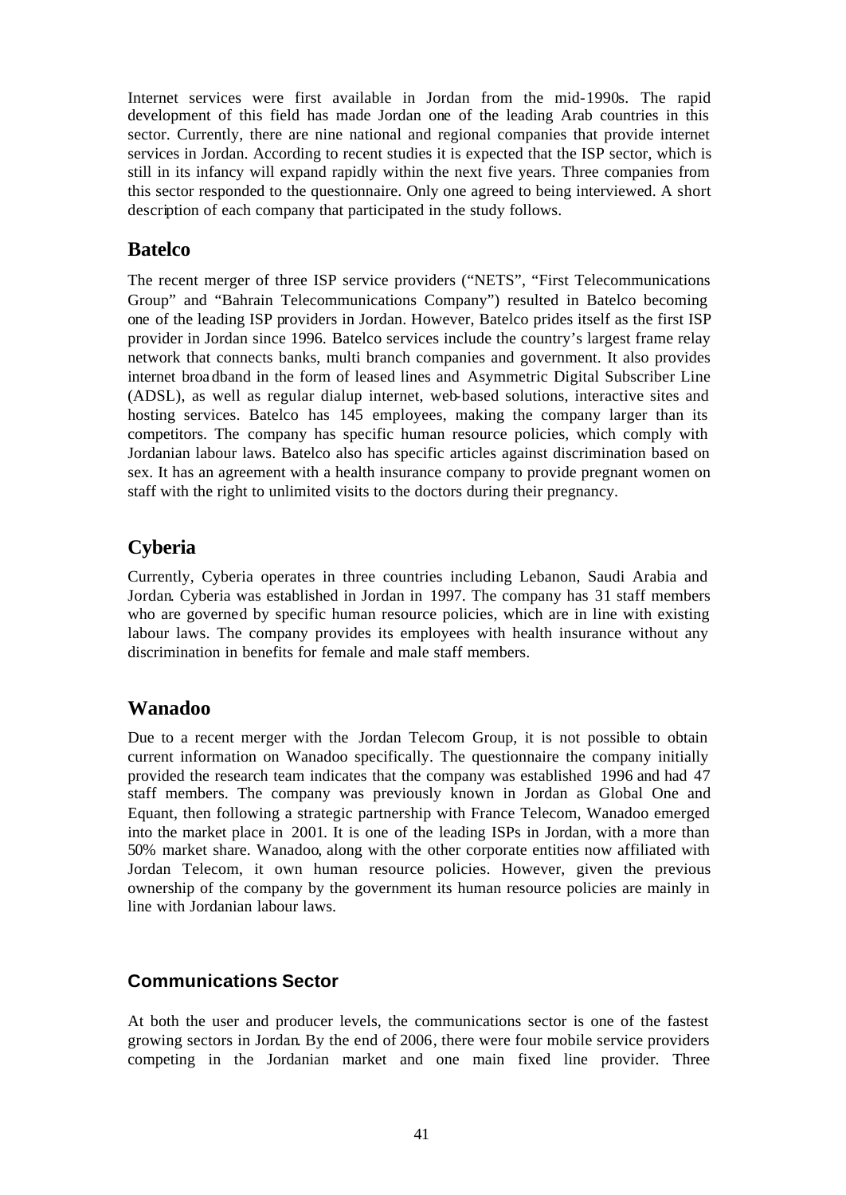Internet services were first available in Jordan from the mid-1990s. The rapid development of this field has made Jordan one of the leading Arab countries in this sector. Currently, there are nine national and regional companies that provide internet services in Jordan. According to recent studies it is expected that the ISP sector, which is still in its infancy will expand rapidly within the next five years. Three companies from this sector responded to the questionnaire. Only one agreed to being interviewed. A short description of each company that participated in the study follows.

## Batelco

The recent merger of three ISP service providers ("NETS", "First Telecommunications Group" and "Bahrain Telecommunications Company") resulted in Batelco becoming one of the leading ISP providers in Jordan. However, Batelco prides itself as the first ISP provider in Jordan since 1996. Batelco services include the country's largest frame relay network that connects banks, multi branch companies and government. It also provides internet broadband in the form of leased lines and Asymmetric Digital Subscriber Line (ADSL), as well as regular dialup internet, web-based solutions, interactive sites and hosting services. Batelco has 145 employees, making the company larger than its competitors. The company has specific human resource policies, which comply with Jordanian labour laws. Batelco also has specific articles against discrimination based on sex. It has an agreement with a health insurance company to provide pregnant women on staff with the right to unlimited visits to the doctors during their pregnancy.

## Cyberia

Currently, Cyberia operates in three countries including Lebanon, Saudi Arabia and Jordan. Cyberia was established in Jordan in 1997. The company has 31 staff members who are governed by specific human resource policies, which are in line with existing labour laws. The company provides its employees with health insurance without any discrimination in benefits for female and male staff members.

## Wanadoo

Due to a recent merger with the Jordan Telecom Group, it is not possible to obtain current information on Wanadoo specifically. The questionnaire the company initially provided the research team indicates that the company was established 1996 and had 47 staff members. The company was previously known in Jordan as Global One and Equant, then following a strategic partnership with France Telecom, Wanadoo emerged into the market place in 2001. It is one of the leading ISPs in Jordan, with a more than 50% market share. Wanadoo, along with the other corporate entities now affiliated with Jordan Telecom, it own human resource policies. However, given the previous ownership of the company by the government its human resource policies are mainly in line with Jordanian labour laws.

### Communications Sector

At both the user and producer levels, the communications sector is one of the fastest growing sectors in Jordan. By the end of 2006, there were four mobile service providers competing in the Jordanian market and one main fixed line provider. Three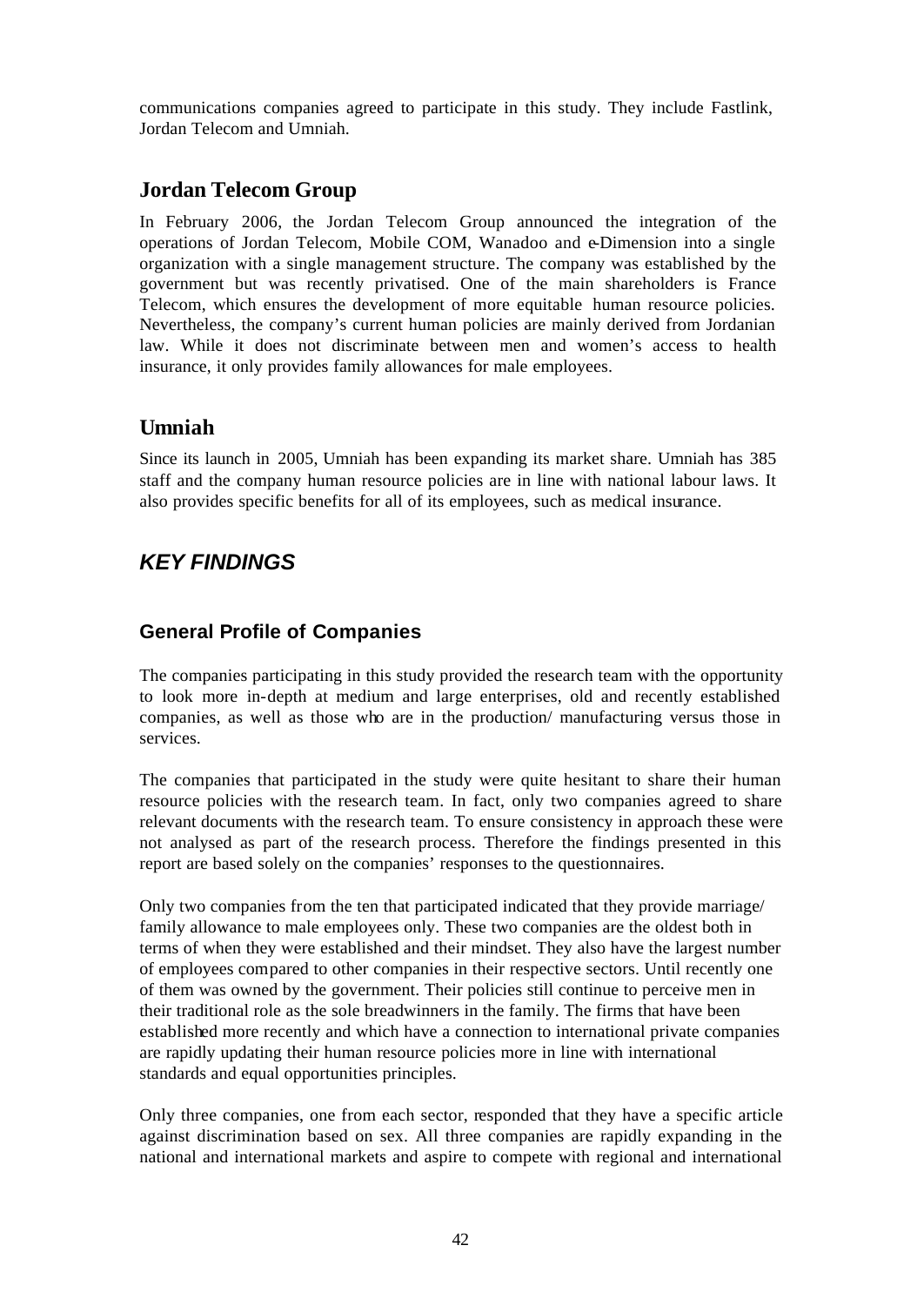communications companies agreed to participate in this study. They include Fastlink, Jordan Telecom and Umniah.

## Jordan Telecom Group

In February 2006, the Jordan Telecom Group announced the integration of the operations of Jordan Telecom, Mobile COM, Wanadoo and e-Dimension into a single organization with a single management structure. The company was established by the government but was recently privatised. One of the main shareholders is France Telecom, which ensures the development of more equitable human resource policies. Nevertheless, the company's current human policies are mainly derived from Jordanian law. While it does not discriminate between men and women's access to health insurance, it only provides family allowances for male employees.

## Umniah

Since its launch in 2005, Umniah has been expanding its market share. Umniah has 385 staff and the company human resource policies are in line with national labour laws. It also provides specific benefits for all of its employees, such as medical insurance.

# *KEY FINDINGS*

### General Profile of Companies

The companies participating in this study provided the research team with the opportunity to look more in-depth at medium and large enterprises, old and recently established companies, as well as those who are in the production/ manufacturing versus those in services.

The companies that participated in the study were quite hesitant to share their human resource policies with the research team. In fact, only two companies agreed to share relevant documents with the research team. To ensure consistency in approach these were not analysed as part of the research process. Therefore the findings presented in this report are based solely on the companies' responses to the questionnaires.

Only two companies from the ten that participated indicated that they provide marriage/ family allowance to male employees only. These two companies are the oldest both in terms of when they were established and their mindset. They also have the largest number of employees compared to other companies in their respective sectors. Until recently one of them was owned by the government. Their policies still continue to perceive men in their traditional role as the sole breadwinners in the family. The firms that have been established more recently and which have a connection to international private companies are rapidly updating their human resource policies more in line with international standards and equal opportunities principles.

Only three companies, one from each sector, responded that they have a specific article against discrimination based on sex. All three companies are rapidly expanding in the national and international markets and aspire to compete with regional and international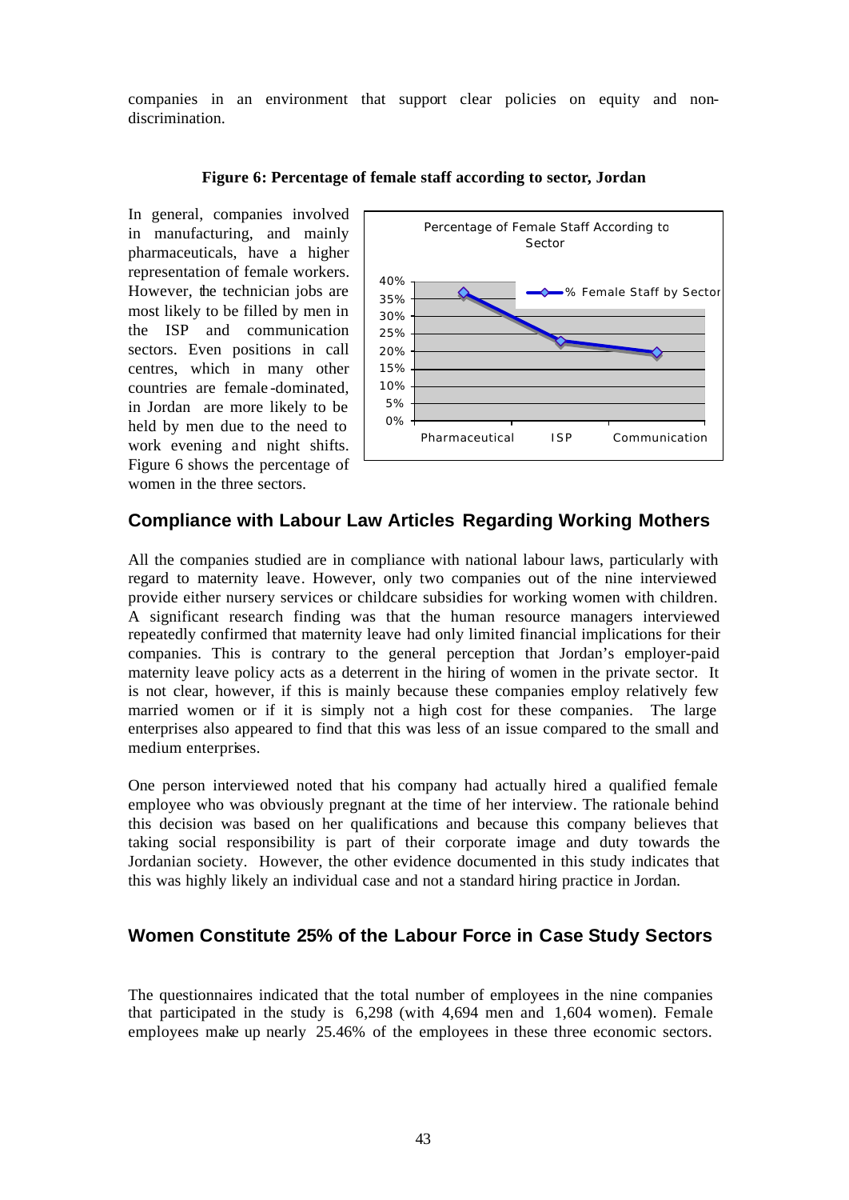companies in an environment that support clear policies on equity and non-discrimination.

**Figure 6: Percentage of female staff according to sector, Jordan**

In general, companies involved in manufacturing, and mainly pharmaceuticals, have a higher representation of female workers. However, the technician jobs are most likely to be filled by men in the ISP and communication sectors. Even positions in call centres, which in many other countries are female-dominated, in Jordan are more likely to be held by men due to the need to work evening and night shifts. Figure 6 shows the percentage of women in the three sectors.

## Compliance with Labour Law Articles Regarding Working Mothers

All the companies studied are in compliance with national labour laws, particularly with regard to maternity leave. However, only two companies out of the nine interviewed provide either nursery services or childcare subsidies for working women with children. A significant research finding was that the human resource managers interviewed repeatedly confirmed that maternity leave had only limited financial implications for their companies. This is contrary to the general perception that Jordan's employer-paid maternity leave policy acts as a deterrent in the hiring of women in the private sector. It is not clear, however, if this is mainly because these companies employ relatively few married women or if it is simply not a high cost for these companies. The large enterprises also appeared to find that this was less of an issue compared to the small and medium enterprises.

One person interviewed noted that his company had actually hired a qualified female employee who was obviously pregnant at the time of her interview. The rationale behind this decision was based on her qualifications and because this company believes that taking social responsibility is part of their corporate image and duty towards the Jordanian society. However, the other evidence documented in this study indicates that this was highly likely an individual case and not a standard hiring practice in Jordan.

## Women Constitute 25% of the Labour Force in Case Study Sectors

The questionnaires indicated that the total number of employees in the nine companies that participated in the study is 6,298 (with 4,694 men and 1,604 women). Female employees make up nearly 25.46% of the employees in these three economic sectors.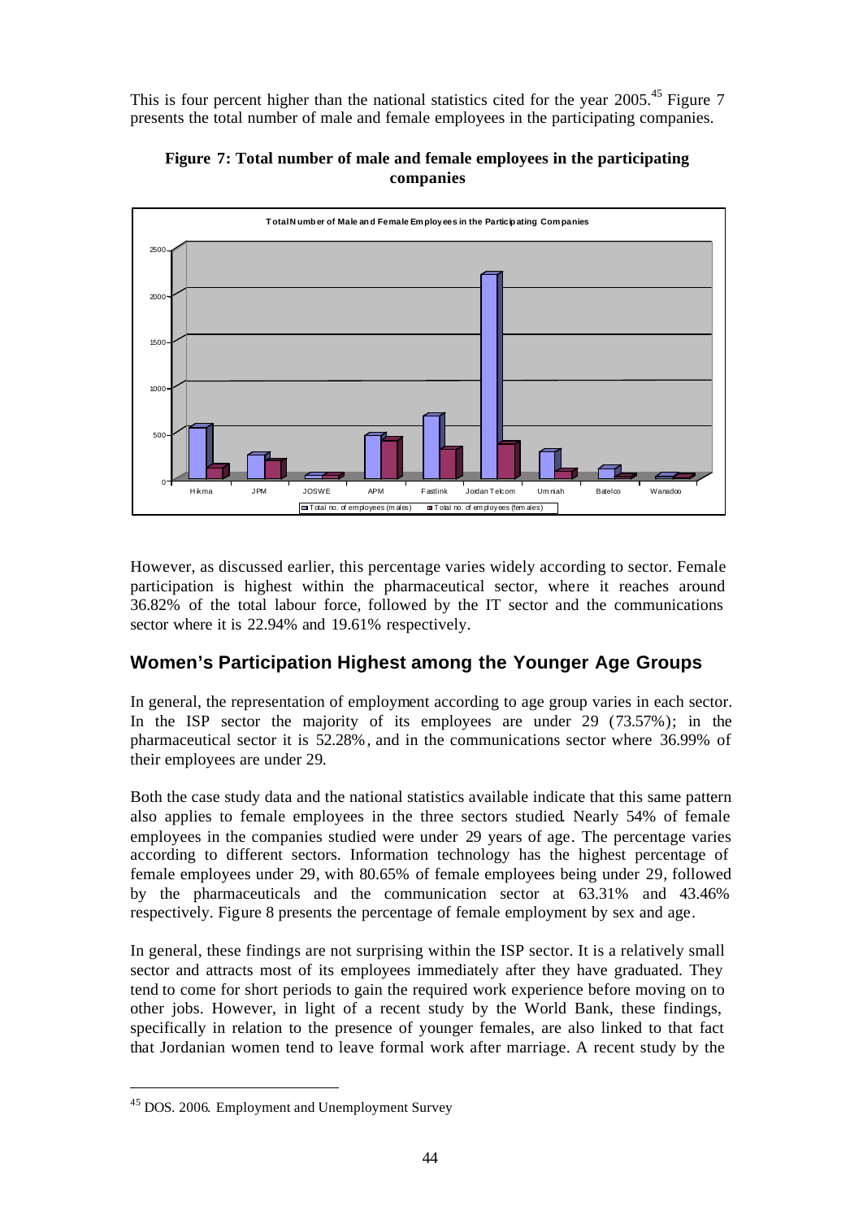This is four percent higher than the national statistics cited for the year 2005.[45] Figure 7 presents the total number of male and female employees in the participating companies.

**Figure 7: Total number of male and female employees in the participating companies**

However, as discussed earlier, this percentage varies widely according to sector. Female participation is highest within the pharmaceutical sector, where it reaches around 36.82% of the total labour force, followed by the IT sector and the communications sector where it is 22.94% and 19.61% respectively.

## Women's Participation Highest among the Younger Age Groups

In general, the representation of employment according to age group varies in each sector. In the ISP sector the majority of its employees are under 29 (73.57%); in the pharmaceutical sector it is 52.28%, and in the communications sector where 36.99% of their employees are under 29.

Both the case study data and the national statistics available indicate that this same pattern also applies to female employees in the three sectors studied. Nearly 54% of female employees in the companies studied were under 29 years of age. The percentage varies according to different sectors. Information technology has the highest percentage of female employees under 29, with 80.65% of female employees being under 29, followed by the pharmaceuticals and the communication sector at 63.31% and 43.46% respectively. Figure 8 presents the percentage of female employment by sex and age.

In general, these findings are not surprising within the ISP sector. It is a relatively small sector and attracts most of its employees immediately after they have graduated. They tend to come for short periods to gain the required work experience before moving on to other jobs. However, in light of a recent study by the World Bank, these findings, specifically in relation to the presence of younger females, are also linked to that fact that Jordanian women tend to leave formal work after marriage. A recent study by the

[45] DOS. 2006. Employment and Unemployment Survey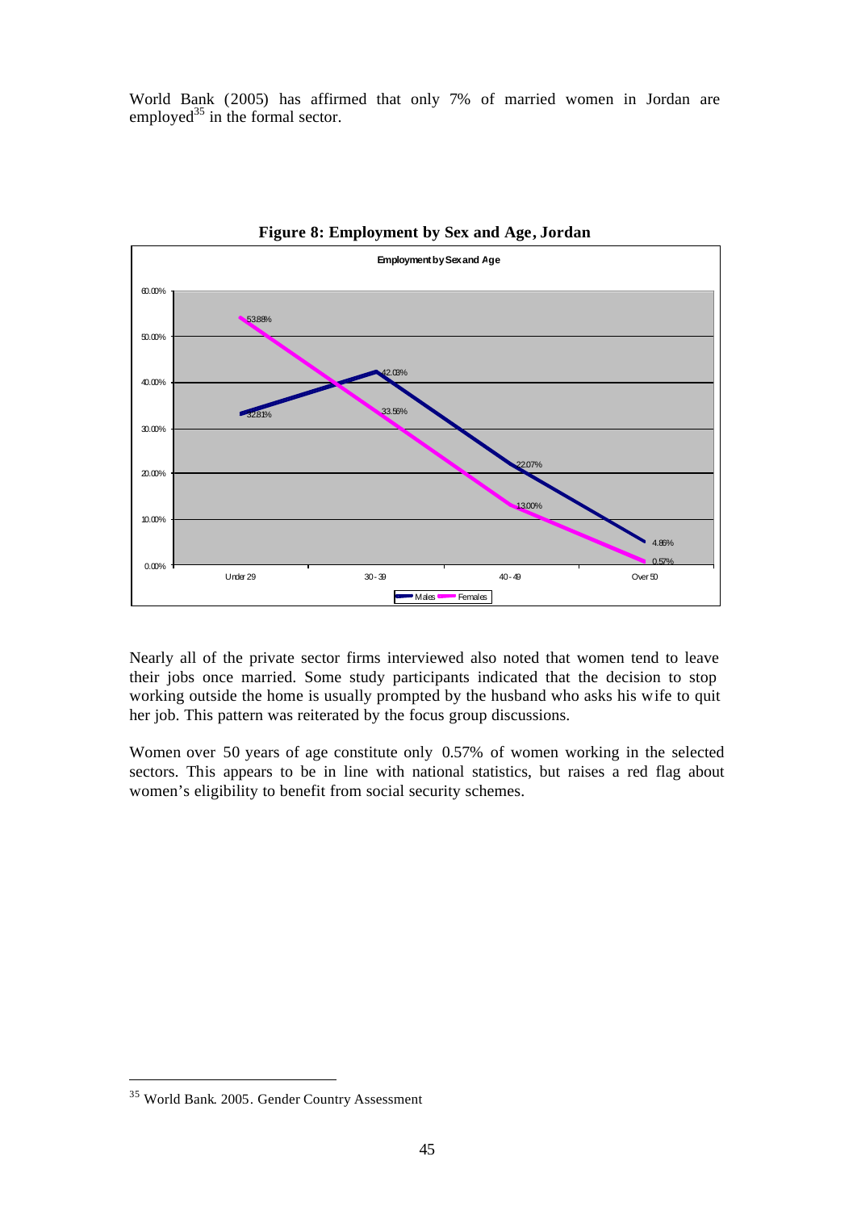World Bank (2005) has affirmed that only 7% of married women in Jordan are employed[35] in the formal sector.

**Figure 8: Employment by Sex and Age, Jordan**

Nearly all of the private sector firms interviewed also noted that women tend to leave their jobs once married. Some study participants indicated that the decision to stop working outside the home is usually prompted by the husband who asks his wife to quit her job. This pattern was reiterated by the focus group discussions.

Women over 50 years of age constitute only 0.57% of women working in the selected sectors. This appears to be in line with national statistics, but raises a red flag about women's eligibility to benefit from social security schemes.

[35] World Bank. 2005. Gender Country Assessment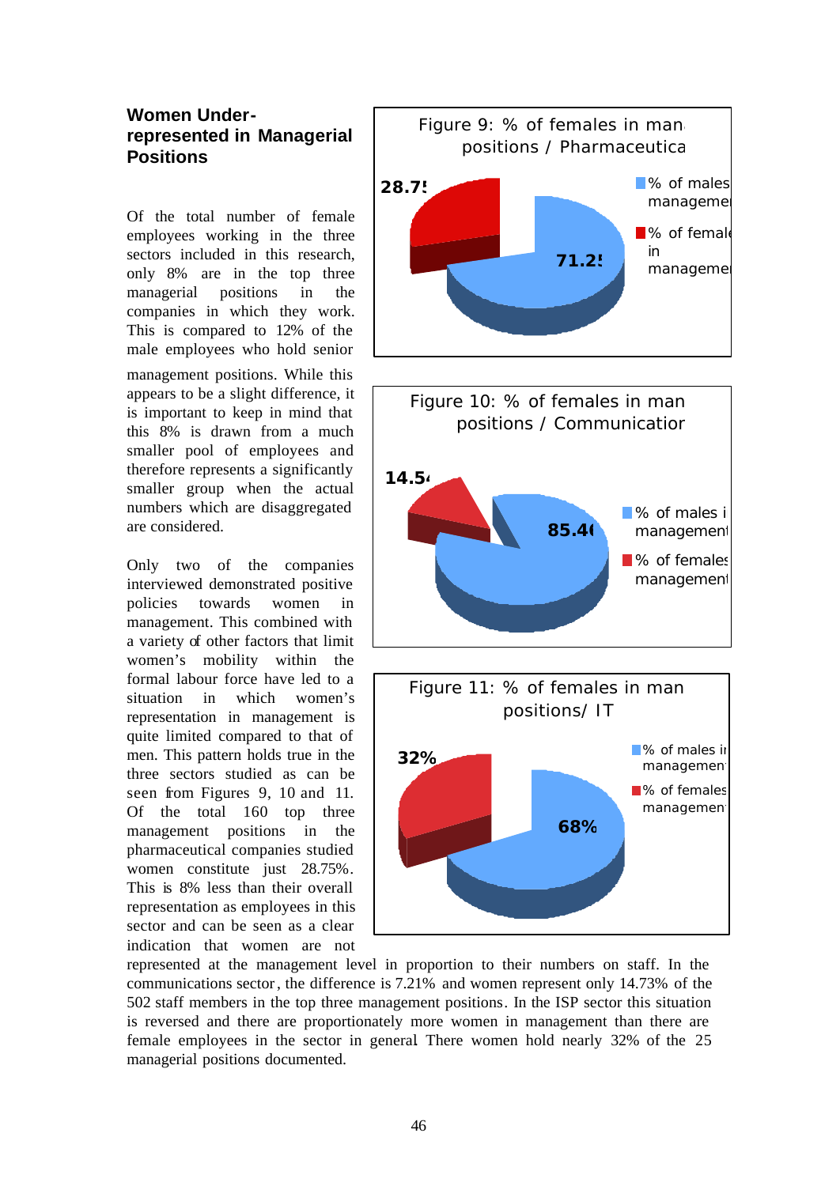## Women Under-represented in Managerial Positions

Of the total number of female employees working in the three sectors included in this research, only 8% are in the top three managerial positions in the companies in which they work. This is compared to 12% of the male employees who hold senior management positions. While this appears to be a slight difference, it is important to keep in mind that this 8% is drawn from a much smaller pool of employees and therefore represents a significantly smaller group when the actual numbers which are disaggregated are considered.

Only two of the companies interviewed demonstrated positive policies towards women in management. This combined with a variety of other factors that limit women's mobility within the formal labour force have led to a situation in which women's representation in management is quite limited compared to that of men. This pattern holds true in the three sectors studied as can be seen from Figures 9, 10 and 11. Of the total 160 top three management positions in the pharmaceutical companies studied women constitute just 28.75%. This is 8% less than their overall representation as employees in this sector and can be seen as a clear indication that women are not represented at the management level in proportion to their numbers on staff. In the communications sector, the difference is 7.21% and women represent only 14.73% of the 502 staff members in the top three management positions. In the ISP sector this situation is reversed and there are proportionately more women in management than there are female employees in the sector in general. There women hold nearly 32% of the 25 managerial positions documented.

Figure 9: % of females in man. positions / Pharmaceutica

Figure 10: % of females in man positions / Communication

Figure 11: % of females in man positions/ IT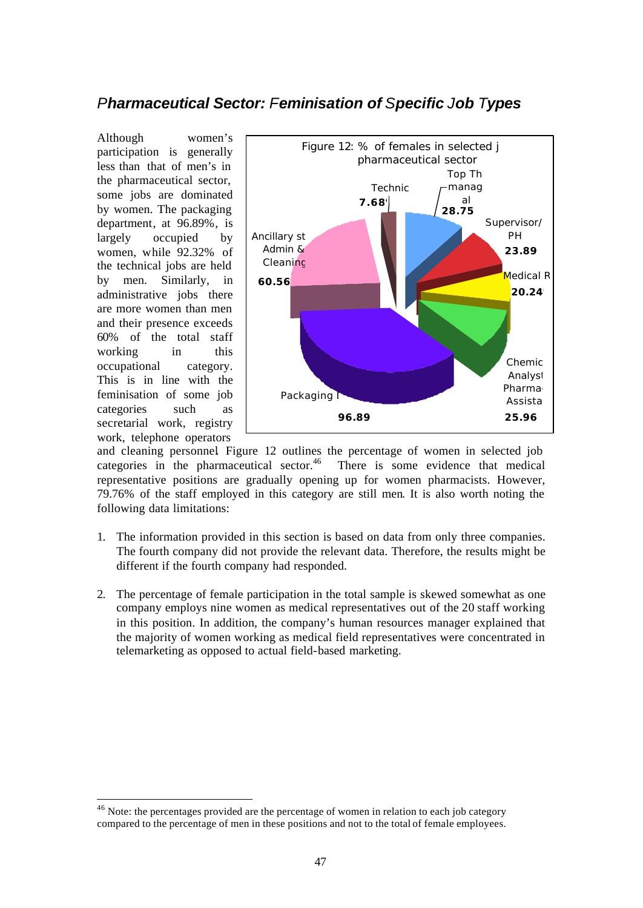## *Pharmaceutical Sector: Feminisation of Specific Job Types*

Although women's participation is generally less than that of men's in the pharmaceutical sector, some jobs are dominated by women. The packaging department, at 96.89%, is largely occupied by women, while 92.32% of the technical jobs are held by men. Similarly, in administrative jobs there are more women than men and their presence exceeds 60% of the total staff working in this occupational category. This is in line with the feminisation of some job categories such as secretarial work, registry work, telephone operators and cleaning personnel. Figure 12 outlines the percentage of women in selected job categories in the pharmaceutical sector.[46] There is some evidence that medical representative positions are gradually opening up for women pharmacists. However, 79.76% of the staff employed in this category are still men. It is also worth noting the following data limitations:

Figure 12: % of females in selected j pharmaceutical sector

| Category | % |
|---|---|
| Technic | 7.68 |
| Top Th manag al | 28.75 |
| Supervisor/ PH | 23.89 |
| Medical R | 20.24 |
| Chemic Analyst Pharma Assista | 25.96 |
| Packaging | 96.89 |
| Ancillary st Admin & Cleaning | 60.56 |

1. The information provided in this section is based on data from only three companies. The fourth company did not provide the relevant data. Therefore, the results might be different if the fourth company had responded.

2. The percentage of female participation in the total sample is skewed somewhat as one company employs nine women as medical representatives out of the 20 staff working in this position. In addition, the company's human resources manager explained that the majority of women working as medical field representatives were concentrated in telemarketing as opposed to actual field-based marketing.

[46] Note: the percentages provided are the percentage of women in relation to each job category compared to the percentage of men in these positions and not to the total of female employees.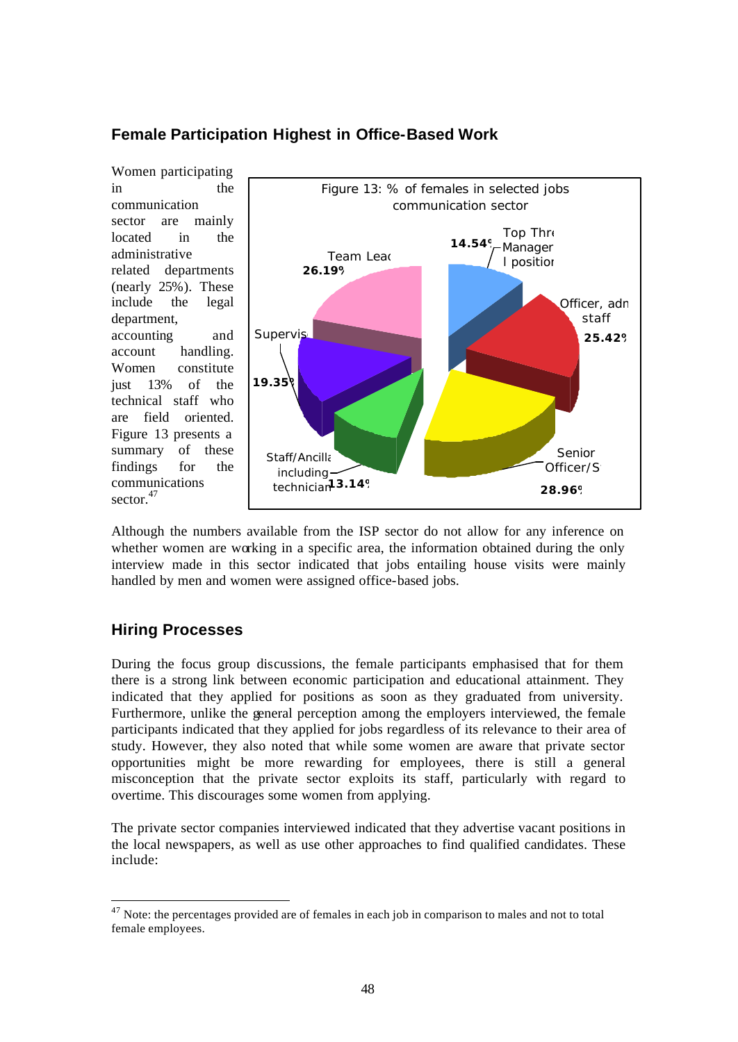## Female Participation Highest in Office-Based Work

Women participating in the communication sector are mainly located in the administrative related departments (nearly 25%). These include the legal department, accounting and account handling. Women constitute just 13% of the technical staff who are field oriented. Figure 13 presents a summary of these findings for the communications sector.[47]

Figure 13: % of females in selected jobs communication sector

| Job | % |
|---|---|
| Top Three Manager l position | 14.54% |
| Officer, admin staff | 25.42% |
| Senior Officer/S | 28.96% |
| Staff/Ancillary including technician | 13.14% |
| Supervisor | 19.35% |
| Team Leader | 26.19% |

Although the numbers available from the ISP sector do not allow for any inference on whether women are working in a specific area, the information obtained during the only interview made in this sector indicated that jobs entailing house visits were mainly handled by men and women were assigned office-based jobs.

## Hiring Processes

During the focus group discussions, the female participants emphasised that for them there is a strong link between economic participation and educational attainment. They indicated that they applied for positions as soon as they graduated from university. Furthermore, unlike the general perception among the employers interviewed, the female participants indicated that they applied for jobs regardless of its relevance to their area of study. However, they also noted that while some women are aware that private sector opportunities might be more rewarding for employees, there is still a general misconception that the private sector exploits its staff, particularly with regard to overtime. This discourages some women from applying.

The private sector companies interviewed indicated that they advertise vacant positions in the local newspapers, as well as use other approaches to find qualified candidates. These include:

---

[47] Note: the percentages provided are of females in each job in comparison to males and not to total female employees.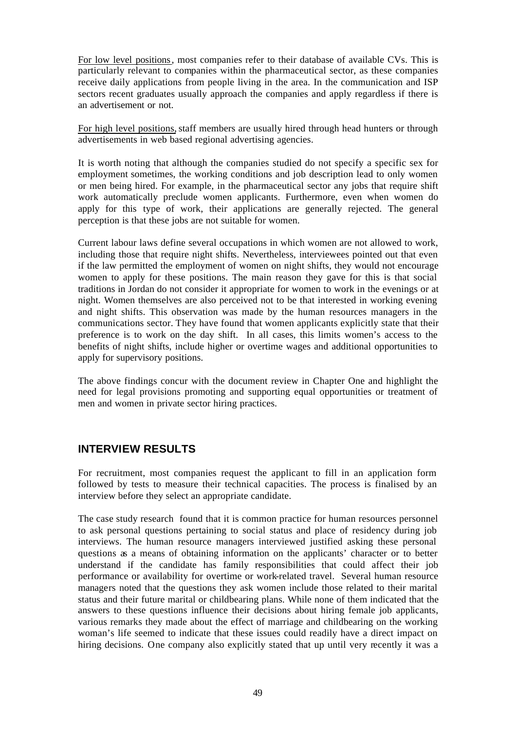For low level positions, most companies refer to their database of available CVs. This is particularly relevant to companies within the pharmaceutical sector, as these companies receive daily applications from people living in the area. In the communication and ISP sectors recent graduates usually approach the companies and apply regardless if there is an advertisement or not.

For high level positions, staff members are usually hired through head hunters or through advertisements in web based regional advertising agencies.

It is worth noting that although the companies studied do not specify a specific sex for employment sometimes, the working conditions and job description lead to only women or men being hired. For example, in the pharmaceutical sector any jobs that require shift work automatically preclude women applicants. Furthermore, even when women do apply for this type of work, their applications are generally rejected. The general perception is that these jobs are not suitable for women.

Current labour laws define several occupations in which women are not allowed to work, including those that require night shifts. Nevertheless, interviewees pointed out that even if the law permitted the employment of women on night shifts, they would not encourage women to apply for these positions. The main reason they gave for this is that social traditions in Jordan do not consider it appropriate for women to work in the evenings or at night. Women themselves are also perceived not to be that interested in working evening and night shifts. This observation was made by the human resources managers in the communications sector. They have found that women applicants explicitly state that their preference is to work on the day shift. In all cases, this limits women's access to the benefits of night shifts, include higher or overtime wages and additional opportunities to apply for supervisory positions.

The above findings concur with the document review in Chapter One and highlight the need for legal provisions promoting and supporting equal opportunities or treatment of men and women in private sector hiring practices.

## INTERVIEW RESULTS

For recruitment, most companies request the applicant to fill in an application form followed by tests to measure their technical capacities. The process is finalised by an interview before they select an appropriate candidate.

The case study research found that it is common practice for human resources personnel to ask personal questions pertaining to social status and place of residency during job interviews. The human resource managers interviewed justified asking these personal questions as a means of obtaining information on the applicants' character or to better understand if the candidate has family responsibilities that could affect their job performance or availability for overtime or work-related travel. Several human resource managers noted that the questions they ask women include those related to their marital status and their future marital or childbearing plans. While none of them indicated that the answers to these questions influence their decisions about hiring female job applicants, various remarks they made about the effect of marriage and childbearing on the working woman's life seemed to indicate that these issues could readily have a direct impact on hiring decisions. One company also explicitly stated that up until very recently it was a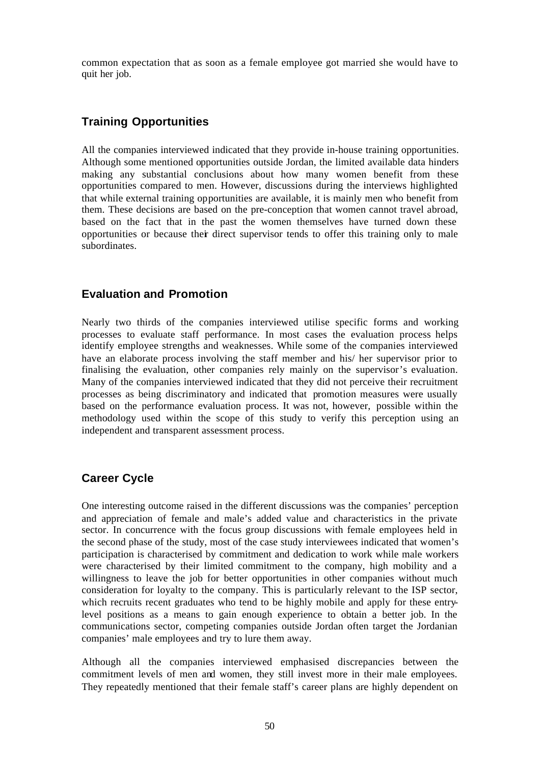common expectation that as soon as a female employee got married she would have to quit her job.

## Training Opportunities

All the companies interviewed indicated that they provide in-house training opportunities. Although some mentioned opportunities outside Jordan, the limited available data hinders making any substantial conclusions about how many women benefit from these opportunities compared to men. However, discussions during the interviews highlighted that while external training opportunities are available, it is mainly men who benefit from them. These decisions are based on the pre-conception that women cannot travel abroad, based on the fact that in the past the women themselves have turned down these opportunities or because their direct supervisor tends to offer this training only to male subordinates.

## Evaluation and Promotion

Nearly two thirds of the companies interviewed utilise specific forms and working processes to evaluate staff performance. In most cases the evaluation process helps identify employee strengths and weaknesses. While some of the companies interviewed have an elaborate process involving the staff member and his/ her supervisor prior to finalising the evaluation, other companies rely mainly on the supervisor's evaluation. Many of the companies interviewed indicated that they did not perceive their recruitment processes as being discriminatory and indicated that promotion measures were usually based on the performance evaluation process. It was not, however, possible within the methodology used within the scope of this study to verify this perception using an independent and transparent assessment process.

## Career Cycle

One interesting outcome raised in the different discussions was the companies' perception and appreciation of female and male's added value and characteristics in the private sector. In concurrence with the focus group discussions with female employees held in the second phase of the study, most of the case study interviewees indicated that women's participation is characterised by commitment and dedication to work while male workers were characterised by their limited commitment to the company, high mobility and a willingness to leave the job for better opportunities in other companies without much consideration for loyalty to the company. This is particularly relevant to the ISP sector, which recruits recent graduates who tend to be highly mobile and apply for these entry-level positions as a means to gain enough experience to obtain a better job. In the communications sector, competing companies outside Jordan often target the Jordanian companies' male employees and try to lure them away.

Although all the companies interviewed emphasised discrepancies between the commitment levels of men and women, they still invest more in their male employees. They repeatedly mentioned that their female staff's career plans are highly dependent on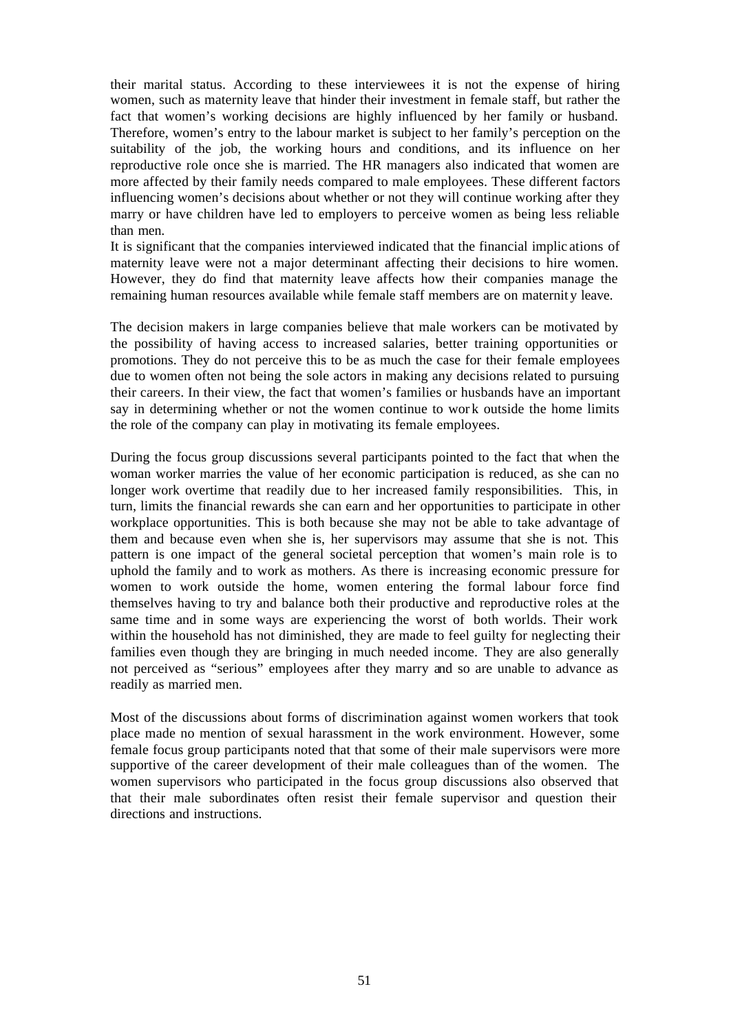their marital status. According to these interviewees it is not the expense of hiring women, such as maternity leave that hinder their investment in female staff, but rather the fact that women's working decisions are highly influenced by her family or husband. Therefore, women's entry to the labour market is subject to her family's perception on the suitability of the job, the working hours and conditions, and its influence on her reproductive role once she is married. The HR managers also indicated that women are more affected by their family needs compared to male employees. These different factors influencing women's decisions about whether or not they will continue working after they marry or have children have led to employers to perceive women as being less reliable than men.
It is significant that the companies interviewed indicated that the financial implications of maternity leave were not a major determinant affecting their decisions to hire women. However, they do find that maternity leave affects how their companies manage the remaining human resources available while female staff members are on maternity leave.

The decision makers in large companies believe that male workers can be motivated by the possibility of having access to increased salaries, better training opportunities or promotions. They do not perceive this to be as much the case for their female employees due to women often not being the sole actors in making any decisions related to pursuing their careers. In their view, the fact that women's families or husbands have an important say in determining whether or not the women continue to work outside the home limits the role of the company can play in motivating its female employees.

During the focus group discussions several participants pointed to the fact that when the woman worker marries the value of her economic participation is reduced, as she can no longer work overtime that readily due to her increased family responsibilities. This, in turn, limits the financial rewards she can earn and her opportunities to participate in other workplace opportunities. This is both because she may not be able to take advantage of them and because even when she is, her supervisors may assume that she is not. This pattern is one impact of the general societal perception that women's main role is to uphold the family and to work as mothers. As there is increasing economic pressure for women to work outside the home, women entering the formal labour force find themselves having to try and balance both their productive and reproductive roles at the same time and in some ways are experiencing the worst of both worlds. Their work within the household has not diminished, they are made to feel guilty for neglecting their families even though they are bringing in much needed income. They are also generally not perceived as "serious" employees after they marry and so are unable to advance as readily as married men.

Most of the discussions about forms of discrimination against women workers that took place made no mention of sexual harassment in the work environment. However, some female focus group participants noted that that some of their male supervisors were more supportive of the career development of their male colleagues than of the women. The women supervisors who participated in the focus group discussions also observed that that their male subordinates often resist their female supervisor and question their directions and instructions.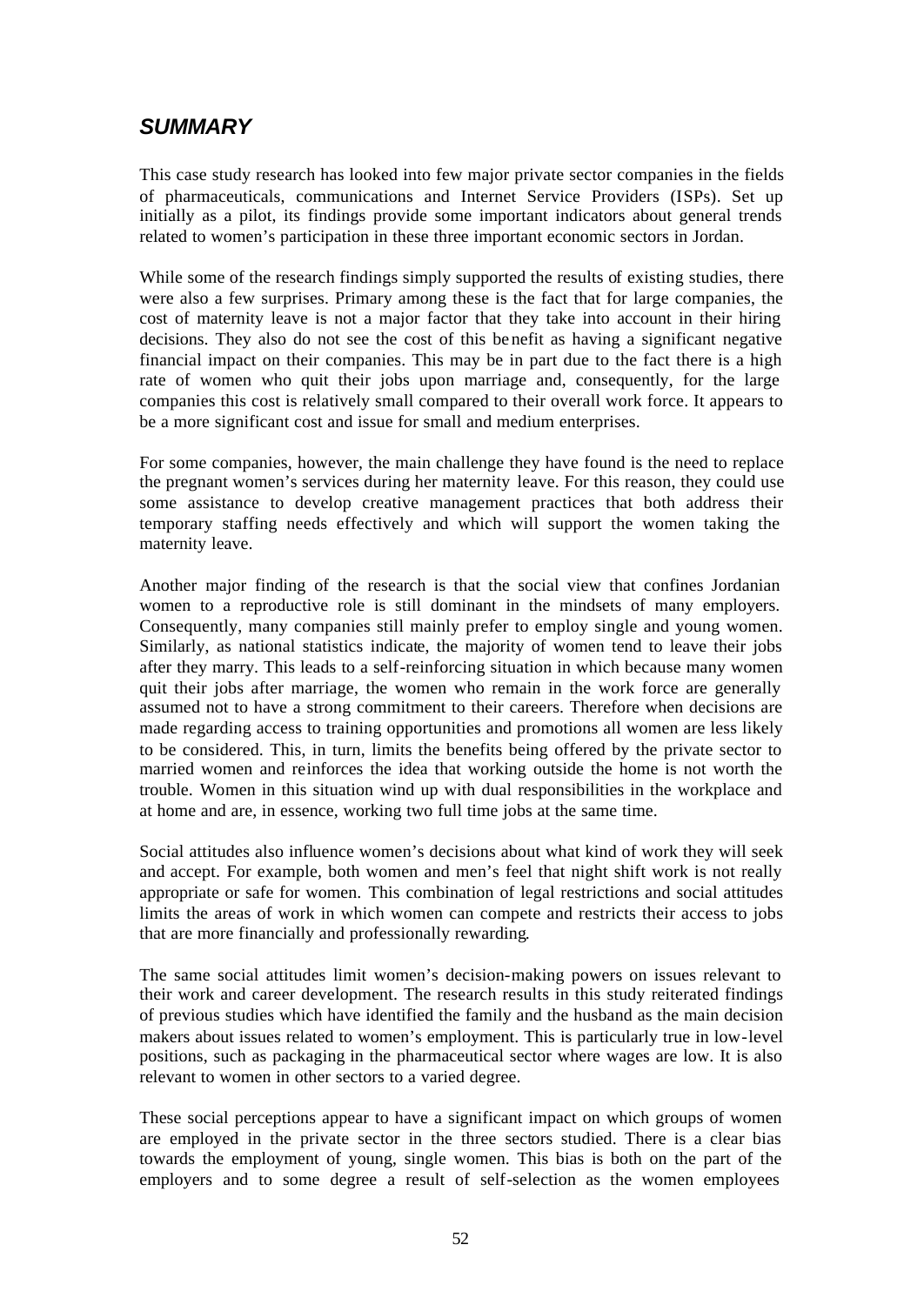## *SUMMARY*

This case study research has looked into few major private sector companies in the fields of pharmaceuticals, communications and Internet Service Providers (ISPs). Set up initially as a pilot, its findings provide some important indicators about general trends related to women's participation in these three important economic sectors in Jordan.

While some of the research findings simply supported the results of existing studies, there were also a few surprises. Primary among these is the fact that for large companies, the cost of maternity leave is not a major factor that they take into account in their hiring decisions. They also do not see the cost of this benefit as having a significant negative financial impact on their companies. This may be in part due to the fact there is a high rate of women who quit their jobs upon marriage and, consequently, for the large companies this cost is relatively small compared to their overall work force. It appears to be a more significant cost and issue for small and medium enterprises.

For some companies, however, the main challenge they have found is the need to replace the pregnant women's services during her maternity leave. For this reason, they could use some assistance to develop creative management practices that both address their temporary staffing needs effectively and which will support the women taking the maternity leave.

Another major finding of the research is that the social view that confines Jordanian women to a reproductive role is still dominant in the mindsets of many employers. Consequently, many companies still mainly prefer to employ single and young women. Similarly, as national statistics indicate, the majority of women tend to leave their jobs after they marry. This leads to a self-reinforcing situation in which because many women quit their jobs after marriage, the women who remain in the work force are generally assumed not to have a strong commitment to their careers. Therefore when decisions are made regarding access to training opportunities and promotions all women are less likely to be considered. This, in turn, limits the benefits being offered by the private sector to married women and reinforces the idea that working outside the home is not worth the trouble. Women in this situation wind up with dual responsibilities in the workplace and at home and are, in essence, working two full time jobs at the same time.

Social attitudes also influence women's decisions about what kind of work they will seek and accept. For example, both women and men's feel that night shift work is not really appropriate or safe for women. This combination of legal restrictions and social attitudes limits the areas of work in which women can compete and restricts their access to jobs that are more financially and professionally rewarding.

The same social attitudes limit women's decision-making powers on issues relevant to their work and career development. The research results in this study reiterated findings of previous studies which have identified the family and the husband as the main decision makers about issues related to women's employment. This is particularly true in low-level positions, such as packaging in the pharmaceutical sector where wages are low. It is also relevant to women in other sectors to a varied degree.

These social perceptions appear to have a significant impact on which groups of women are employed in the private sector in the three sectors studied. There is a clear bias towards the employment of young, single women. This bias is both on the part of the employers and to some degree a result of self-selection as the women employees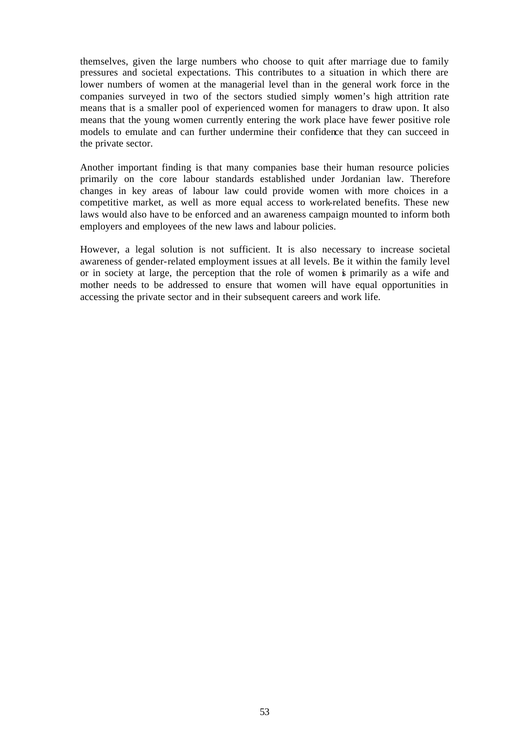themselves, given the large numbers who choose to quit after marriage due to family pressures and societal expectations. This contributes to a situation in which there are lower numbers of women at the managerial level than in the general work force in the companies surveyed in two of the sectors studied simply women's high attrition rate means that is a smaller pool of experienced women for managers to draw upon. It also means that the young women currently entering the work place have fewer positive role models to emulate and can further undermine their confidence that they can succeed in the private sector.

Another important finding is that many companies base their human resource policies primarily on the core labour standards established under Jordanian law. Therefore changes in key areas of labour law could provide women with more choices in a competitive market, as well as more equal access to work-related benefits. These new laws would also have to be enforced and an awareness campaign mounted to inform both employers and employees of the new laws and labour policies.

However, a legal solution is not sufficient. It is also necessary to increase societal awareness of gender-related employment issues at all levels. Be it within the family level or in society at large, the perception that the role of women is primarily as a wife and mother needs to be addressed to ensure that women will have equal opportunities in accessing the private sector and in their subsequent careers and work life.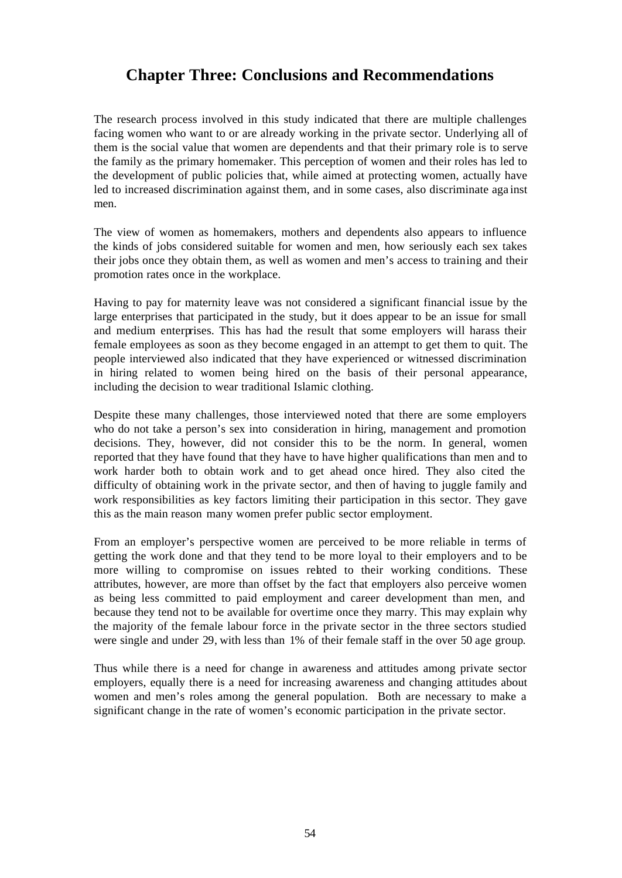# Chapter Three: Conclusions and Recommendations

The research process involved in this study indicated that there are multiple challenges facing women who want to or are already working in the private sector. Underlying all of them is the social value that women are dependents and that their primary role is to serve the family as the primary homemaker. This perception of women and their roles has led to the development of public policies that, while aimed at protecting women, actually have led to increased discrimination against them, and in some cases, also discriminate against men.

The view of women as homemakers, mothers and dependents also appears to influence the kinds of jobs considered suitable for women and men, how seriously each sex takes their jobs once they obtain them, as well as women and men's access to training and their promotion rates once in the workplace.

Having to pay for maternity leave was not considered a significant financial issue by the large enterprises that participated in the study, but it does appear to be an issue for small and medium enterprises. This has had the result that some employers will harass their female employees as soon as they become engaged in an attempt to get them to quit. The people interviewed also indicated that they have experienced or witnessed discrimination in hiring related to women being hired on the basis of their personal appearance, including the decision to wear traditional Islamic clothing.

Despite these many challenges, those interviewed noted that there are some employers who do not take a person's sex into consideration in hiring, management and promotion decisions. They, however, did not consider this to be the norm. In general, women reported that they have found that they have to have higher qualifications than men and to work harder both to obtain work and to get ahead once hired. They also cited the difficulty of obtaining work in the private sector, and then of having to juggle family and work responsibilities as key factors limiting their participation in this sector. They gave this as the main reason many women prefer public sector employment.

From an employer's perspective women are perceived to be more reliable in terms of getting the work done and that they tend to be more loyal to their employers and to be more willing to compromise on issues related to their working conditions. These attributes, however, are more than offset by the fact that employers also perceive women as being less committed to paid employment and career development than men, and because they tend not to be available for overtime once they marry. This may explain why the majority of the female labour force in the private sector in the three sectors studied were single and under 29, with less than 1% of their female staff in the over 50 age group.

Thus while there is a need for change in awareness and attitudes among private sector employers, equally there is a need for increasing awareness and changing attitudes about women and men's roles among the general population. Both are necessary to make a significant change in the rate of women's economic participation in the private sector.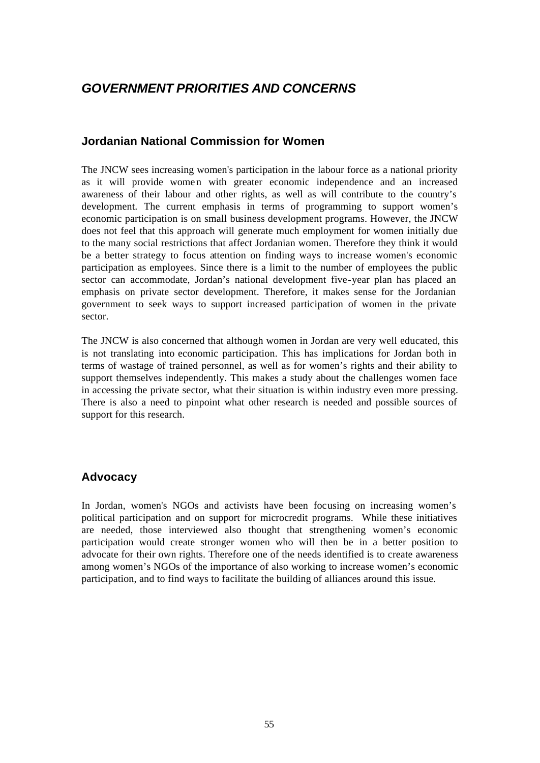## *GOVERNMENT PRIORITIES AND CONCERNS*

### Jordanian National Commission for Women

The JNCW sees increasing women's participation in the labour force as a national priority as it will provide women with greater economic independence and an increased awareness of their labour and other rights, as well as will contribute to the country's development. The current emphasis in terms of programming to support women's economic participation is on small business development programs. However, the JNCW does not feel that this approach will generate much employment for women initially due to the many social restrictions that affect Jordanian women. Therefore they think it would be a better strategy to focus attention on finding ways to increase women's economic participation as employees. Since there is a limit to the number of employees the public sector can accommodate, Jordan's national development five-year plan has placed an emphasis on private sector development. Therefore, it makes sense for the Jordanian government to seek ways to support increased participation of women in the private sector.

The JNCW is also concerned that although women in Jordan are very well educated, this is not translating into economic participation. This has implications for Jordan both in terms of wastage of trained personnel, as well as for women's rights and their ability to support themselves independently. This makes a study about the challenges women face in accessing the private sector, what their situation is within industry even more pressing. There is also a need to pinpoint what other research is needed and possible sources of support for this research.

### Advocacy

In Jordan, women's NGOs and activists have been focusing on increasing women's political participation and on support for microcredit programs. While these initiatives are needed, those interviewed also thought that strengthening women's economic participation would create stronger women who will then be in a better position to advocate for their own rights. Therefore one of the needs identified is to create awareness among women's NGOs of the importance of also working to increase women's economic participation, and to find ways to facilitate the building of alliances around this issue.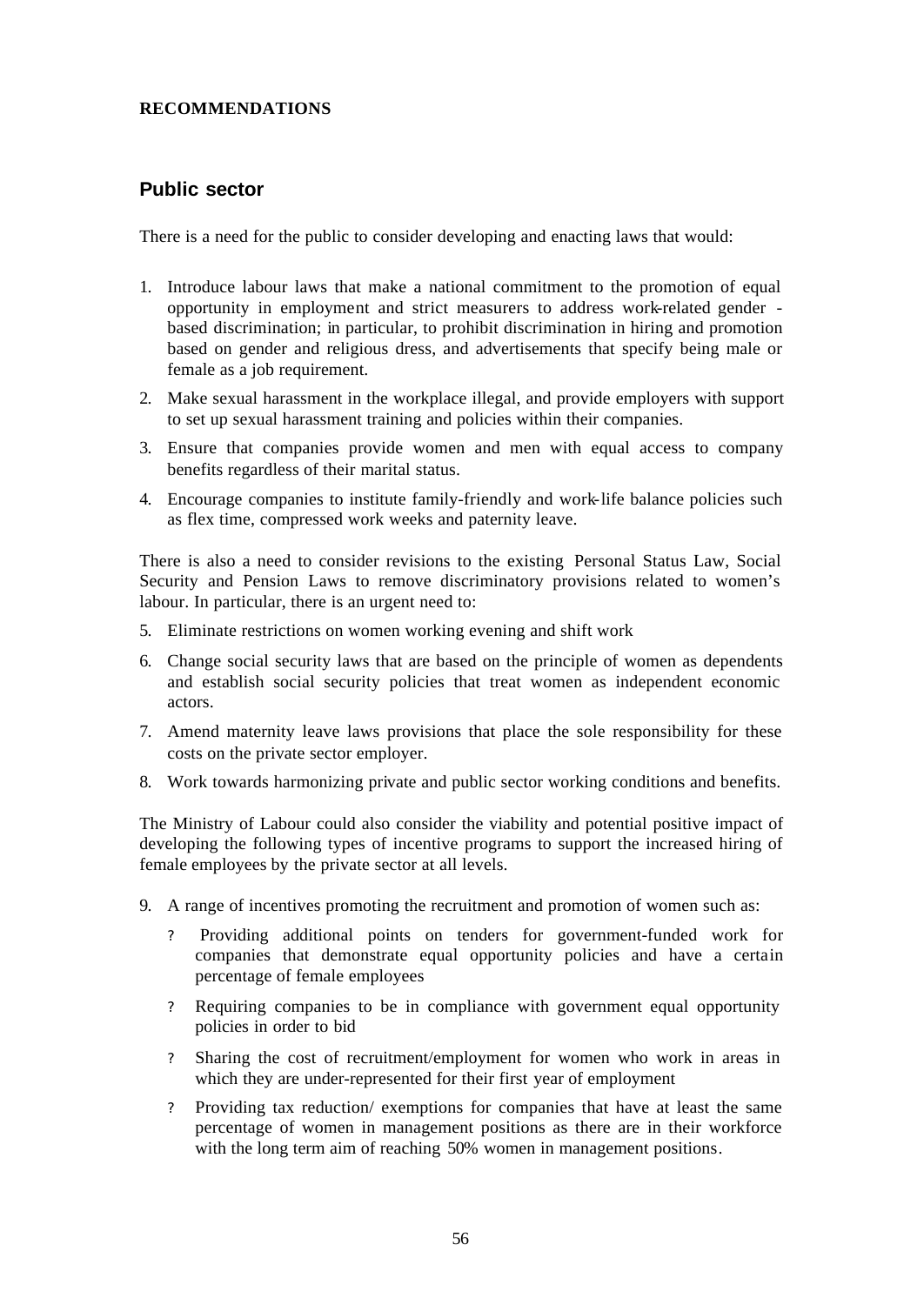**RECOMMENDATIONS**

## Public sector

There is a need for the public to consider developing and enacting laws that would:

1. Introduce labour laws that make a national commitment to the promotion of equal opportunity in employment and strict measurers to address work-related gender - based discrimination; in particular, to prohibit discrimination in hiring and promotion based on gender and religious dress, and advertisements that specify being male or female as a job requirement.
2. Make sexual harassment in the workplace illegal, and provide employers with support to set up sexual harassment training and policies within their companies.
3. Ensure that companies provide women and men with equal access to company benefits regardless of their marital status.
4. Encourage companies to institute family-friendly and work-life balance policies such as flex time, compressed work weeks and paternity leave.

There is also a need to consider revisions to the existing Personal Status Law, Social Security and Pension Laws to remove discriminatory provisions related to women's labour. In particular, there is an urgent need to:

5. Eliminate restrictions on women working evening and shift work
6. Change social security laws that are based on the principle of women as dependents and establish social security policies that treat women as independent economic actors.
7. Amend maternity leave laws provisions that place the sole responsibility for these costs on the private sector employer.
8. Work towards harmonizing private and public sector working conditions and benefits.

The Ministry of Labour could also consider the viability and potential positive impact of developing the following types of incentive programs to support the increased hiring of female employees by the private sector at all levels.

9. A range of incentives promoting the recruitment and promotion of women such as:
   - Providing additional points on tenders for government-funded work for companies that demonstrate equal opportunity policies and have a certain percentage of female employees
   - Requiring companies to be in compliance with government equal opportunity policies in order to bid
   - Sharing the cost of recruitment/employment for women who work in areas in which they are under-represented for their first year of employment
   - Providing tax reduction/ exemptions for companies that have at least the same percentage of women in management positions as there are in their workforce with the long term aim of reaching 50% women in management positions.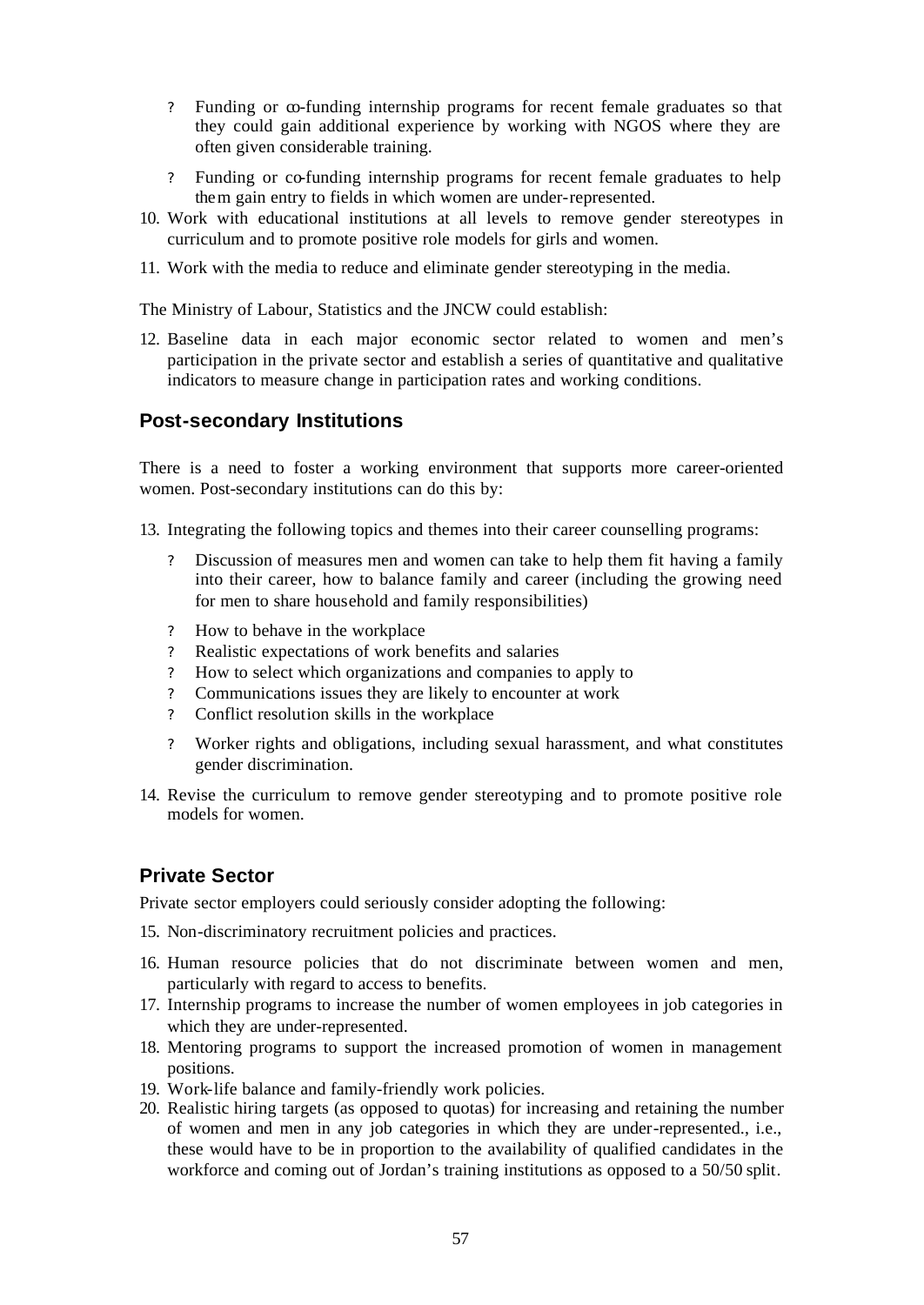- Funding or co-funding internship programs for recent female graduates so that they could gain additional experience by working with NGOS where they are often given considerable training.
- Funding or co-funding internship programs for recent female graduates to help them gain entry to fields in which women are under-represented.

10. Work with educational institutions at all levels to remove gender stereotypes in curriculum and to promote positive role models for girls and women.
11. Work with the media to reduce and eliminate gender stereotyping in the media.

The Ministry of Labour, Statistics and the JNCW could establish:

12. Baseline data in each major economic sector related to women and men's participation in the private sector and establish a series of quantitative and qualitative indicators to measure change in participation rates and working conditions.

## Post-secondary Institutions

There is a need to foster a working environment that supports more career-oriented women. Post-secondary institutions can do this by:

13. Integrating the following topics and themes into their career counselling programs:
    - Discussion of measures men and women can take to help them fit having a family into their career, how to balance family and career (including the growing need for men to share household and family responsibilities)
    - How to behave in the workplace
    - Realistic expectations of work benefits and salaries
    - How to select which organizations and companies to apply to
    - Communications issues they are likely to encounter at work
    - Conflict resolution skills in the workplace
    - Worker rights and obligations, including sexual harassment, and what constitutes gender discrimination.
14. Revise the curriculum to remove gender stereotyping and to promote positive role models for women.

## Private Sector

Private sector employers could seriously consider adopting the following:

15. Non-discriminatory recruitment policies and practices.
16. Human resource policies that do not discriminate between women and men, particularly with regard to access to benefits.
17. Internship programs to increase the number of women employees in job categories in which they are under-represented.
18. Mentoring programs to support the increased promotion of women in management positions.
19. Work-life balance and family-friendly work policies.
20. Realistic hiring targets (as opposed to quotas) for increasing and retaining the number of women and men in any job categories in which they are under-represented., i.e., these would have to be in proportion to the availability of qualified candidates in the workforce and coming out of Jordan's training institutions as opposed to a 50/50 split.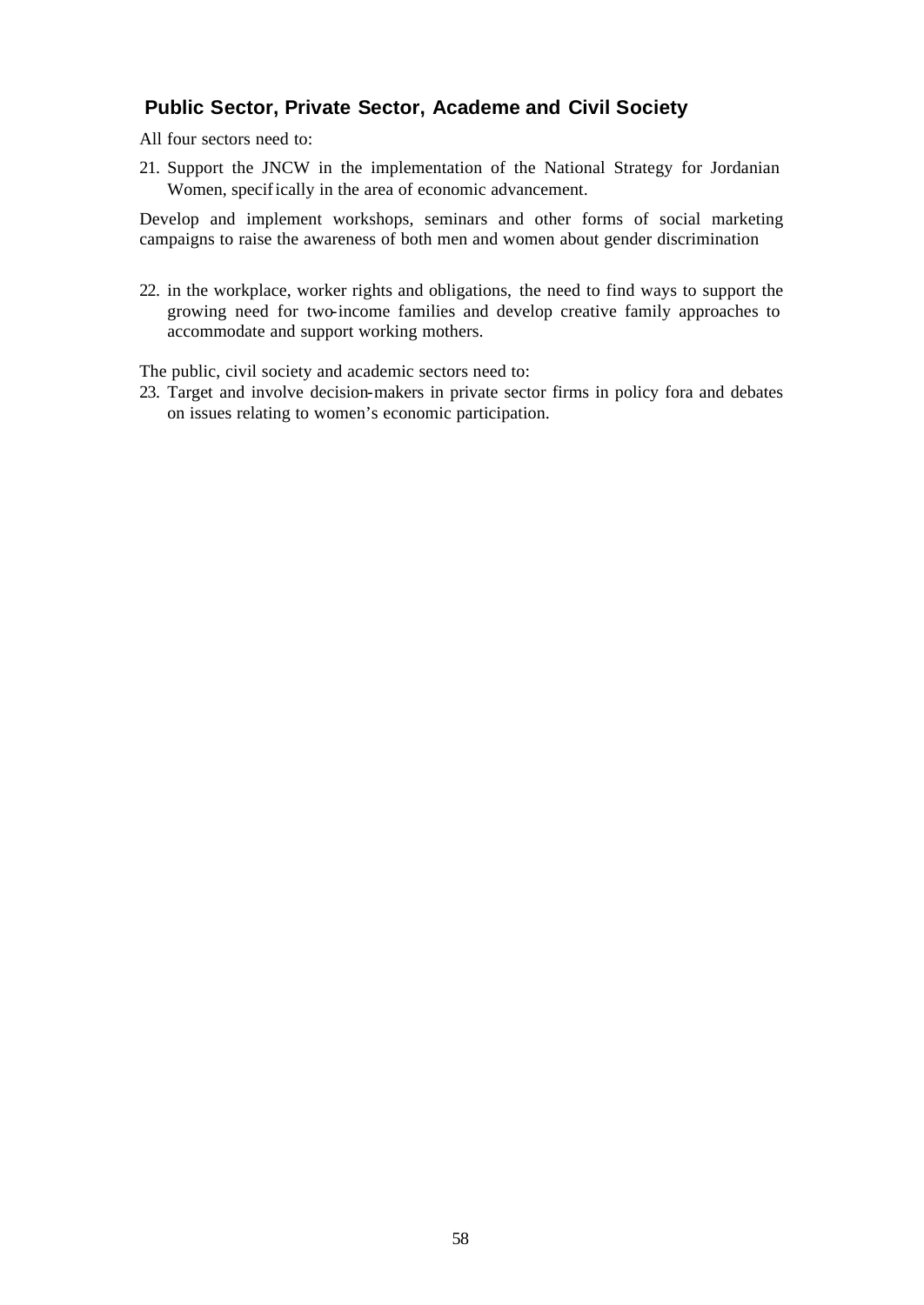## Public Sector, Private Sector, Academe and Civil Society

All four sectors need to:

21. Support the JNCW in the implementation of the National Strategy for Jordanian Women, specifically in the area of economic advancement.

Develop and implement workshops, seminars and other forms of social marketing campaigns to raise the awareness of both men and women about gender discrimination

22. in the workplace, worker rights and obligations, the need to find ways to support the growing need for two-income families and develop creative family approaches to accommodate and support working mothers.

The public, civil society and academic sectors need to:

23. Target and involve decision-makers in private sector firms in policy fora and debates on issues relating to women's economic participation.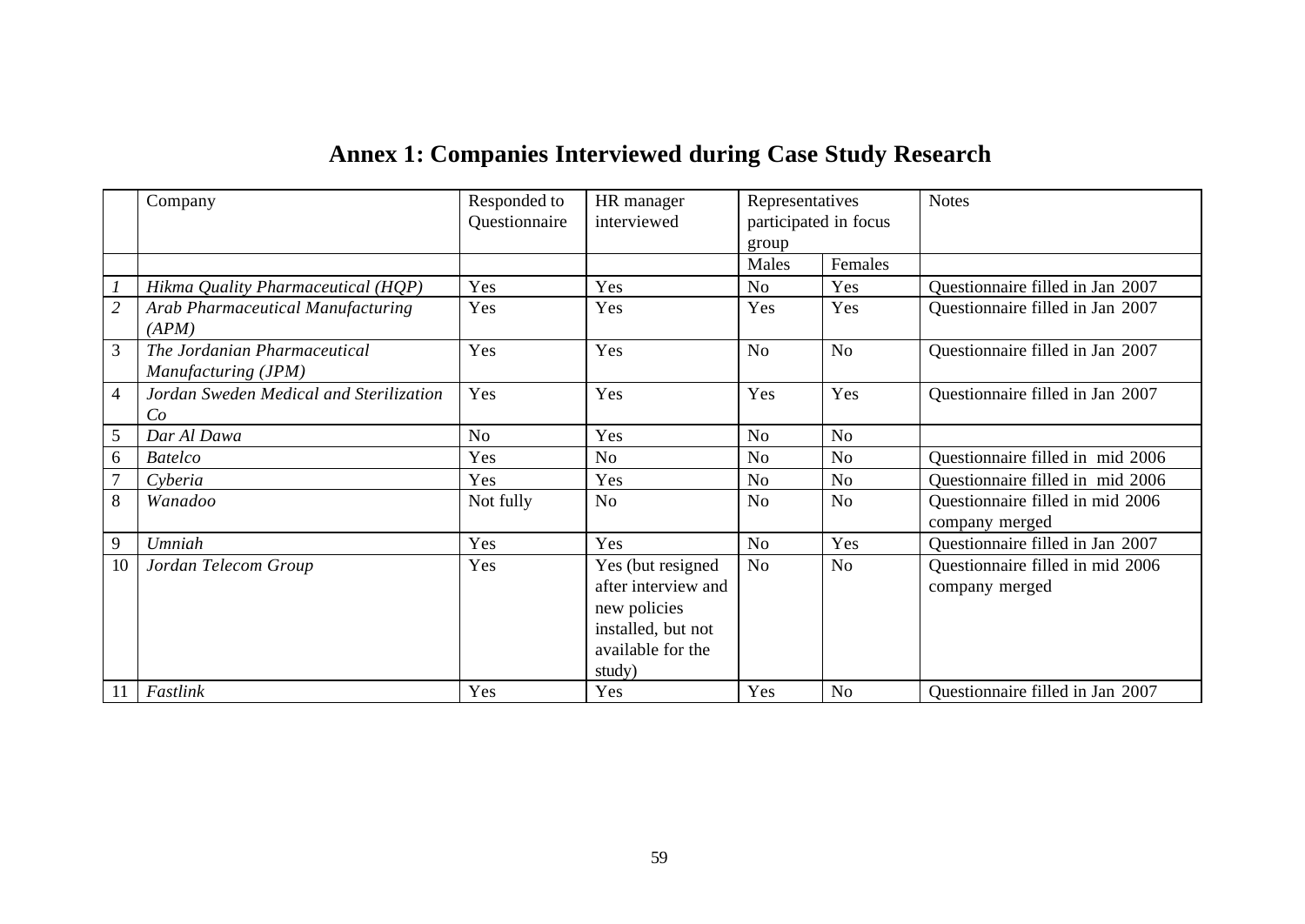# Annex 1: Companies Interviewed during Case Study Research

| | Company | Responded to Questionnaire | HR manager interviewed | Representatives participated in focus group | | Notes |
|---|---|---|---|---|---|---|
| | | | | Males | Females | |
| *1* | *Hikma Quality Pharmaceutical (HQP)* | Yes | Yes | No | Yes | Questionnaire filled in Jan 2007 |
| *2* | *Arab Pharmaceutical Manufacturing (APM)* | Yes | Yes | Yes | Yes | Questionnaire filled in Jan 2007 |
| 3 | *The Jordanian Pharmaceutical Manufacturing (JPM)* | Yes | Yes | No | No | Questionnaire filled in Jan 2007 |
| 4 | *Jordan Sweden Medical and Sterilization Co* | Yes | Yes | Yes | Yes | Questionnaire filled in Jan 2007 |
| 5 | *Dar Al Dawa* | No | Yes | No | No | |
| 6 | *Batelco* | Yes | No | No | No | Questionnaire filled in mid 2006 |
| 7 | *Cyberia* | Yes | Yes | No | No | Questionnaire filled in mid 2006 |
| 8 | *Wanadoo* | Not fully | No | No | No | Questionnaire filled in mid 2006 company merged |
| 9 | *Umniah* | Yes | Yes | No | Yes | Questionnaire filled in Jan 2007 |
| 10 | *Jordan Telecom Group* | Yes | Yes (but resigned after interview and new policies installed, but not available for the study) | No | No | Questionnaire filled in mid 2006 company merged |
| 11 | *Fastlink* | Yes | Yes | Yes | No | Questionnaire filled in Jan 2007 |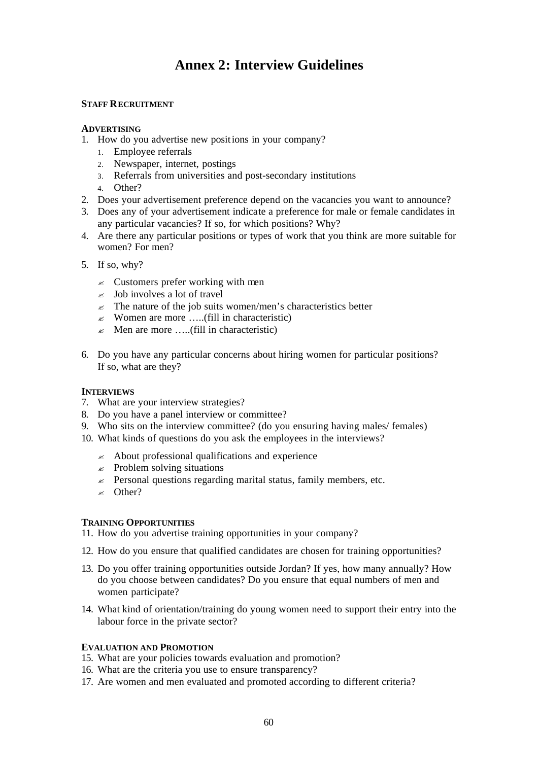# Annex 2: Interview Guidelines

**STAFF RECRUITMENT**

**ADVERTISING**

1. How do you advertise new positions in your company?
   1. Employee referrals
   2. Newspaper, internet, postings
   3. Referrals from universities and post-secondary institutions
   4. Other?
2. Does your advertisement preference depend on the vacancies you want to announce?
3. Does any of your advertisement indicate a preference for male or female candidates in any particular vacancies? If so, for which positions? Why?
4. Are there any particular positions or types of work that you think are more suitable for women? For men?
5. If so, why?
   - Customers prefer working with men
   - Job involves a lot of travel
   - The nature of the job suits women/men's characteristics better
   - Women are more …..(fill in characteristic)
   - Men are more …..(fill in characteristic)
6. Do you have any particular concerns about hiring women for particular positions? If so, what are they?

**INTERVIEWS**

7. What are your interview strategies?
8. Do you have a panel interview or committee?
9. Who sits on the interview committee? (do you ensuring having males/ females)
10. What kinds of questions do you ask the employees in the interviews?
    - About professional qualifications and experience
    - Problem solving situations
    - Personal questions regarding marital status, family members, etc.
    - Other?

**TRAINING OPPORTUNITIES**

11. How do you advertise training opportunities in your company?
12. How do you ensure that qualified candidates are chosen for training opportunities?
13. Do you offer training opportunities outside Jordan? If yes, how many annually? How do you choose between candidates? Do you ensure that equal numbers of men and women participate?
14. What kind of orientation/training do young women need to support their entry into the labour force in the private sector?

**EVALUATION AND PROMOTION**

15. What are your policies towards evaluation and promotion?
16. What are the criteria you use to ensure transparency?
17. Are women and men evaluated and promoted according to different criteria?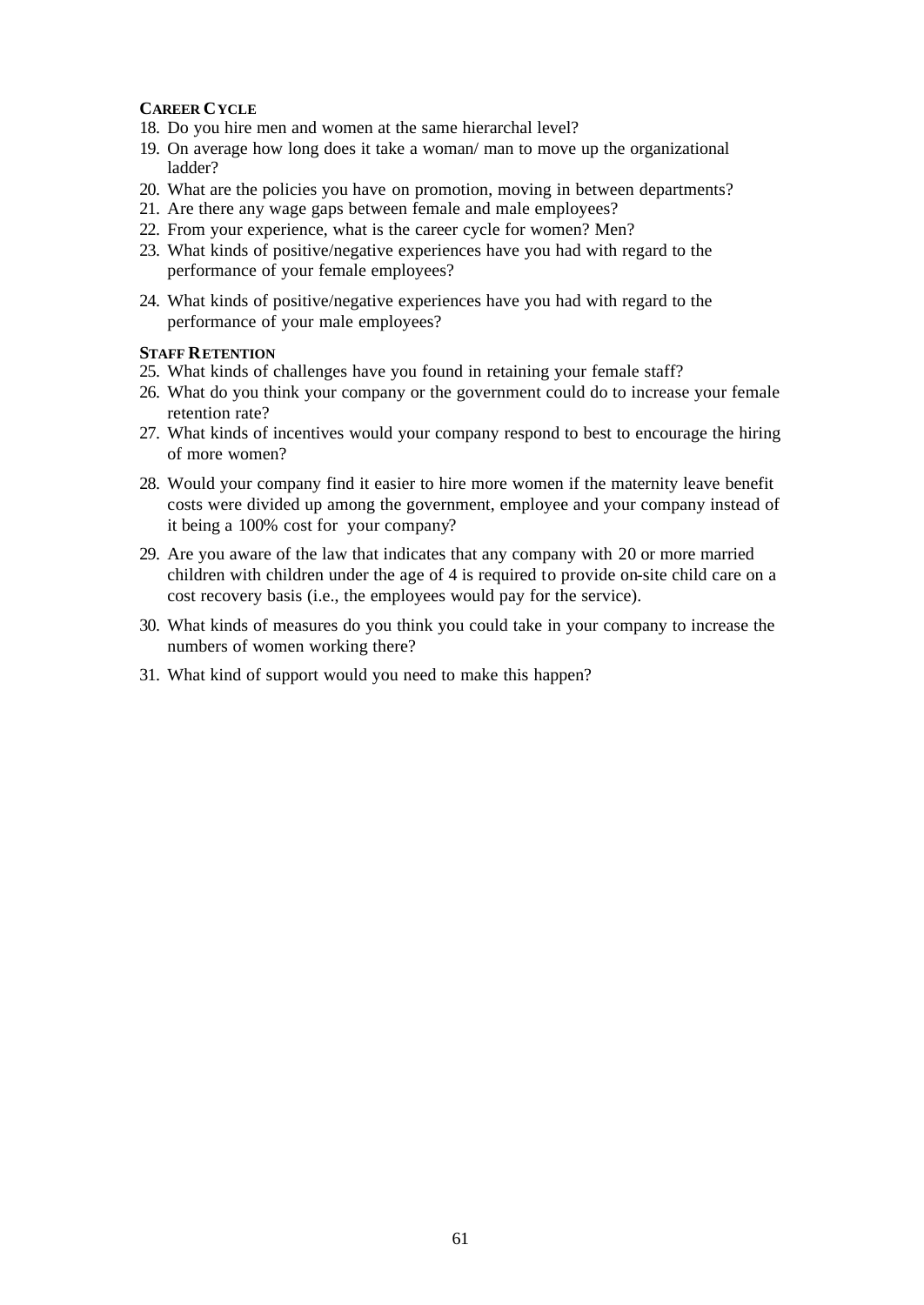**CAREER CYCLE**

18. Do you hire men and women at the same hierarchal level?
19. On average how long does it take a woman/ man to move up the organizational ladder?
20. What are the policies you have on promotion, moving in between departments?
21. Are there any wage gaps between female and male employees?
22. From your experience, what is the career cycle for women? Men?
23. What kinds of positive/negative experiences have you had with regard to the performance of your female employees?
24. What kinds of positive/negative experiences have you had with regard to the performance of your male employees?

**STAFF RETENTION**

25. What kinds of challenges have you found in retaining your female staff?
26. What do you think your company or the government could do to increase your female retention rate?
27. What kinds of incentives would your company respond to best to encourage the hiring of more women?
28. Would your company find it easier to hire more women if the maternity leave benefit costs were divided up among the government, employee and your company instead of it being a 100% cost for your company?
29. Are you aware of the law that indicates that any company with 20 or more married children with children under the age of 4 is required to provide on-site child care on a cost recovery basis (i.e., the employees would pay for the service).
30. What kinds of measures do you think you could take in your company to increase the numbers of women working there?
31. What kind of support would you need to make this happen?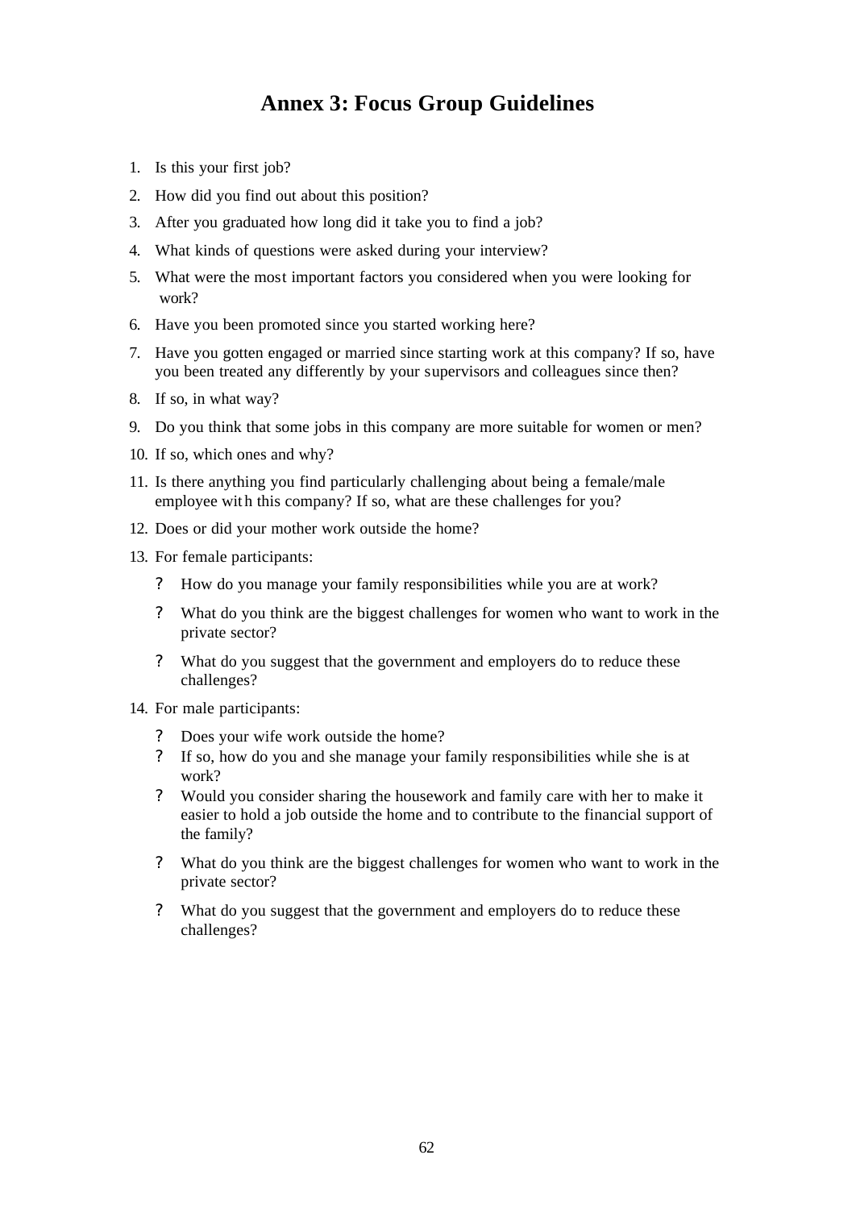# Annex 3: Focus Group Guidelines

1. Is this your first job?
2. How did you find out about this position?
3. After you graduated how long did it take you to find a job?
4. What kinds of questions were asked during your interview?
5. What were the most important factors you considered when you were looking for work?
6. Have you been promoted since you started working here?
7. Have you gotten engaged or married since starting work at this company? If so, have you been treated any differently by your supervisors and colleagues since then?
8. If so, in what way?
9. Do you think that some jobs in this company are more suitable for women or men?
10. If so, which ones and why?
11. Is there anything you find particularly challenging about being a female/male employee with this company? If so, what are these challenges for you?
12. Does or did your mother work outside the home?
13. For female participants:
    - How do you manage your family responsibilities while you are at work?
    - What do you think are the biggest challenges for women who want to work in the private sector?
    - What do you suggest that the government and employers do to reduce these challenges?
14. For male participants:
    - Does your wife work outside the home?
    - If so, how do you and she manage your family responsibilities while she is at work?
    - Would you consider sharing the housework and family care with her to make it easier to hold a job outside the home and to contribute to the financial support of the family?
    - What do you think are the biggest challenges for women who want to work in the private sector?
    - What do you suggest that the government and employers do to reduce these challenges?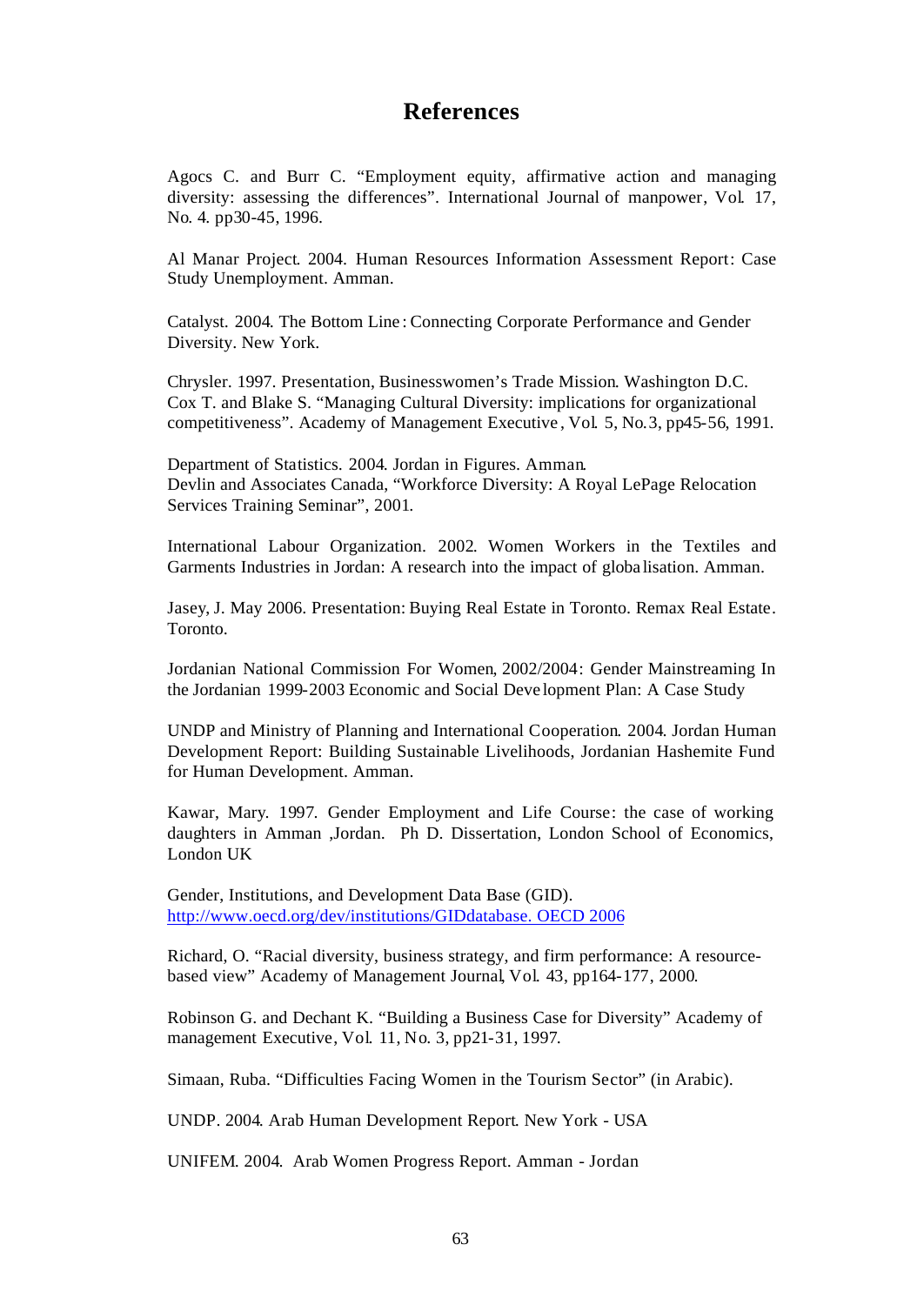# References

Agocs C. and Burr C. "Employment equity, affirmative action and managing diversity: assessing the differences". International Journal of manpower, Vol. 17, No. 4. pp30-45, 1996.

Al Manar Project. 2004. Human Resources Information Assessment Report: Case Study Unemployment. Amman.

Catalyst. 2004. The Bottom Line: Connecting Corporate Performance and Gender Diversity. New York.

Chrysler. 1997. Presentation, Businesswomen's Trade Mission. Washington D.C.
Cox T. and Blake S. "Managing Cultural Diversity: implications for organizational competitiveness". Academy of Management Executive, Vol. 5, No.3, pp45-56, 1991.

Department of Statistics. 2004. Jordan in Figures. Amman.
Devlin and Associates Canada, "Workforce Diversity: A Royal LePage Relocation Services Training Seminar", 2001.

International Labour Organization. 2002. Women Workers in the Textiles and Garments Industries in Jordan: A research into the impact of globalisation. Amman.

Jasey, J. May 2006. Presentation: Buying Real Estate in Toronto. Remax Real Estate. Toronto.

Jordanian National Commission For Women, 2002/2004: Gender Mainstreaming In the Jordanian 1999-2003 Economic and Social Development Plan: A Case Study

UNDP and Ministry of Planning and International Cooperation. 2004. Jordan Human Development Report: Building Sustainable Livelihoods, Jordanian Hashemite Fund for Human Development. Amman.

Kawar, Mary. 1997. Gender Employment and Life Course: the case of working daughters in Amman ,Jordan. Ph D. Dissertation, London School of Economics, London UK

Gender, Institutions, and Development Data Base (GID). http://www.oecd.org/dev/institutions/GIDdatabase. OECD 2006

Richard, O. "Racial diversity, business strategy, and firm performance: A resource-based view" Academy of Management Journal, Vol. 43, pp164-177, 2000.

Robinson G. and Dechant K. "Building a Business Case for Diversity" Academy of management Executive, Vol. 11, No. 3, pp21-31, 1997.

Simaan, Ruba. "Difficulties Facing Women in the Tourism Sector" (in Arabic).

UNDP. 2004. Arab Human Development Report. New York - USA

UNIFEM. 2004. Arab Women Progress Report. Amman - Jordan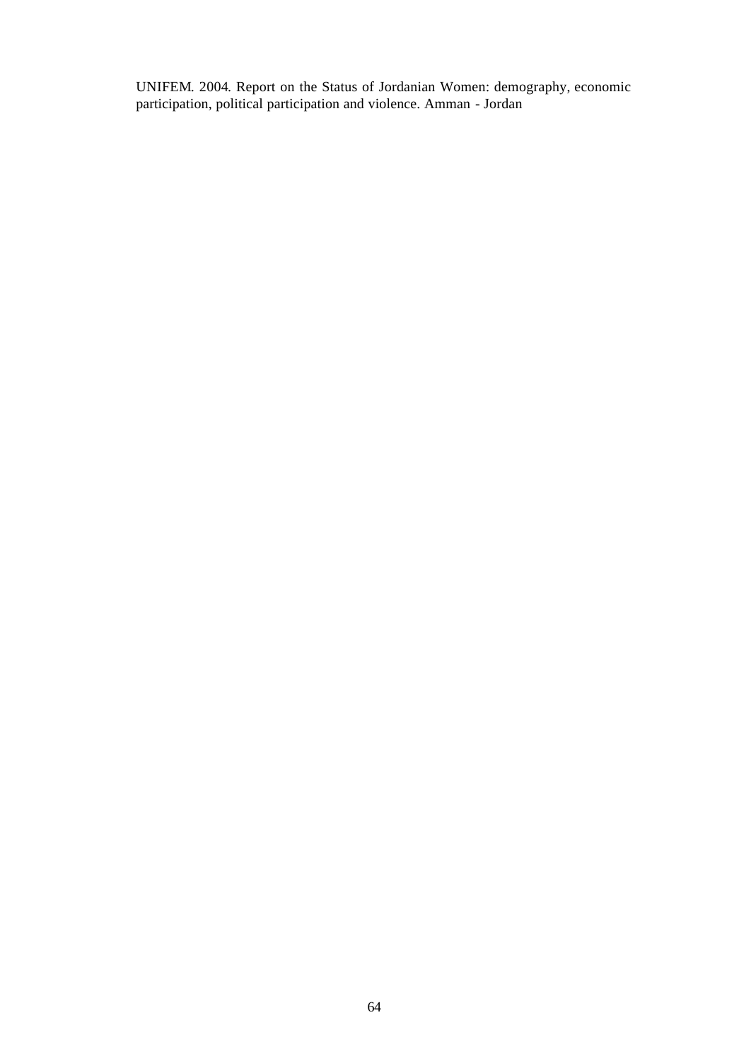UNIFEM. 2004. Report on the Status of Jordanian Women: demography, economic participation, political participation and violence. Amman - Jordan